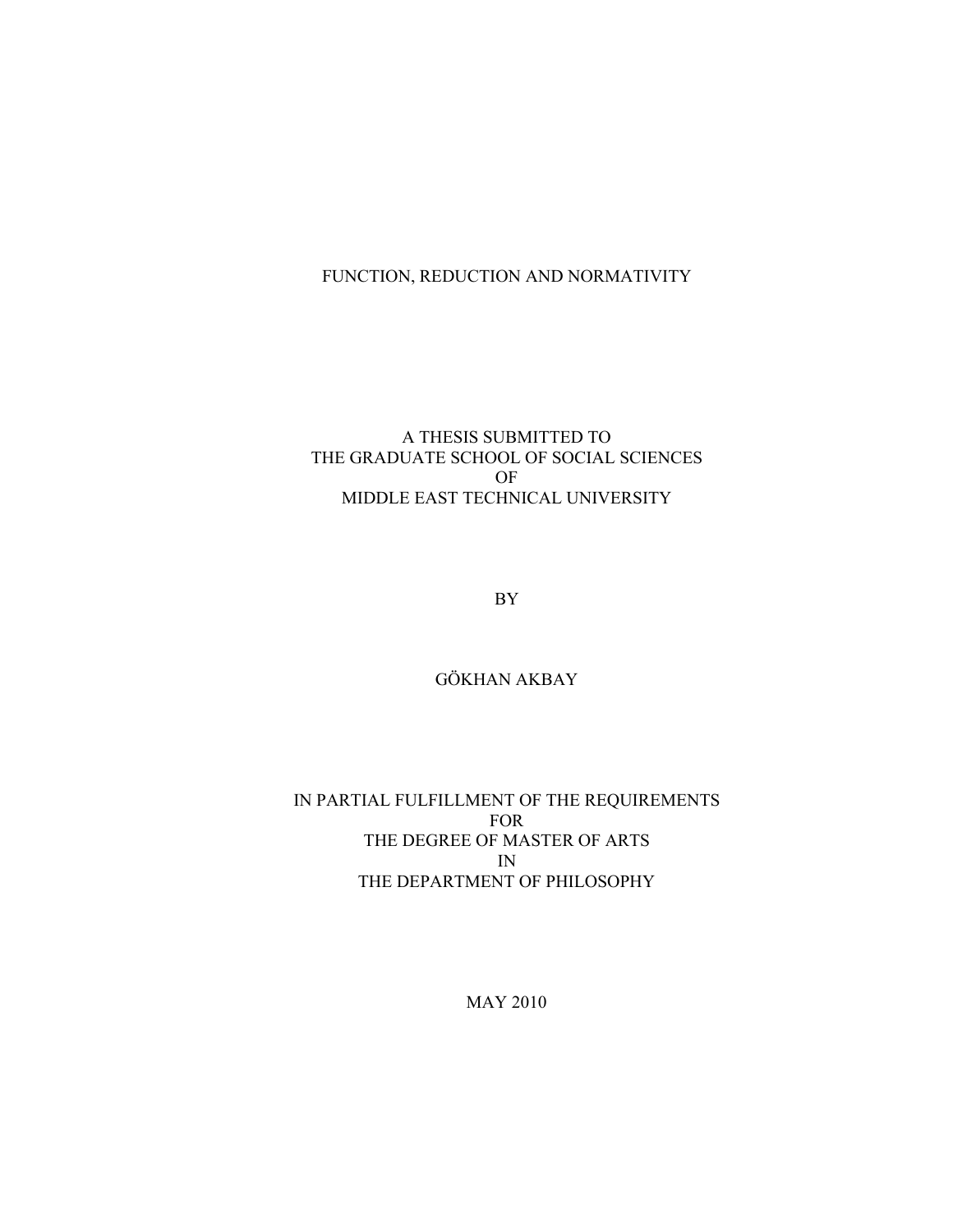# FUNCTION, REDUCTION AND NORMATIVITY

A THESIS SUBMITTED TO
THE GRADUATE SCHOOL OF SOCIAL SCIENCES
OF
MIDDLE EAST TECHNICAL UNIVERSITY

BY

GÖKHAN AKBAY

IN PARTIAL FULFILLMENT OF THE REQUIREMENTS
FOR
THE DEGREE OF MASTER OF ARTS
IN
THE DEPARTMENT OF PHILOSOPHY

MAY 2010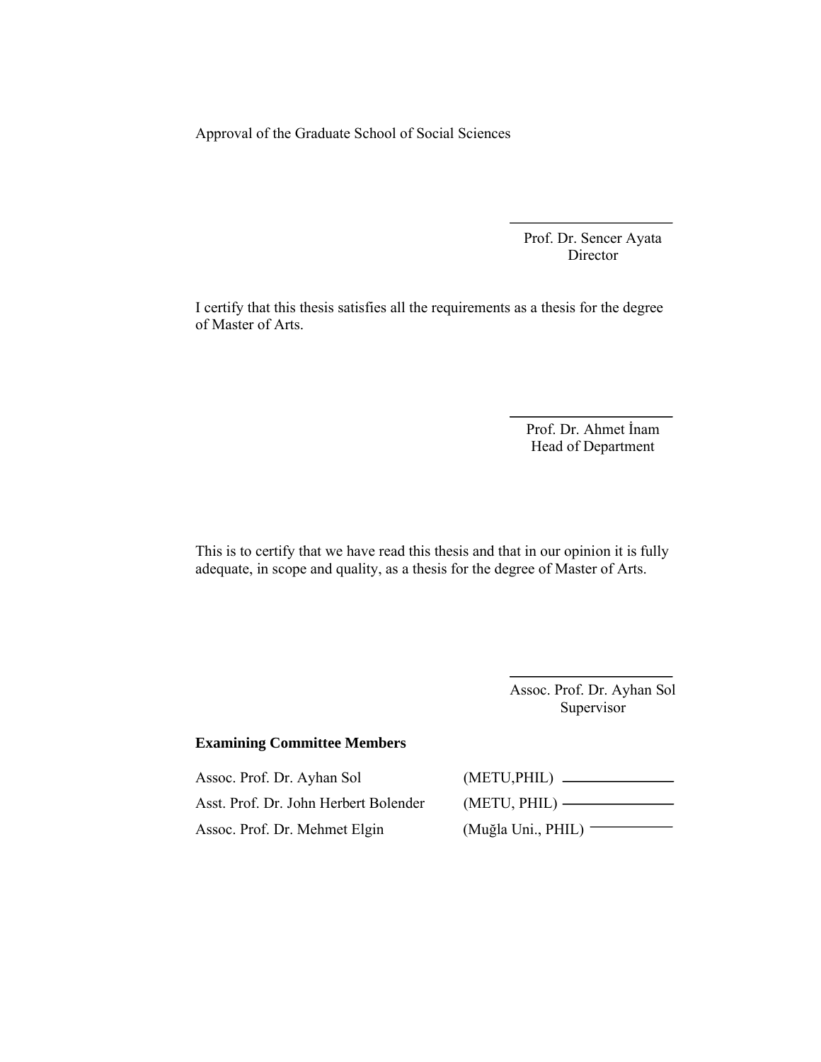Approval of the Graduate School of Social Sciences

Prof. Dr. Sencer Ayata
Director

I certify that this thesis satisfies all the requirements as a thesis for the degree of Master of Arts.

Prof. Dr. Ahmet İnam
Head of Department

This is to certify that we have read this thesis and that in our opinion it is fully adequate, in scope and quality, as a thesis for the degree of Master of Arts.

Assoc. Prof. Dr. Ayhan Sol
Supervisor

**Examining Committee Members**

| | | |
|---|---|---|
| Assoc. Prof. Dr. Ayhan Sol | (METU,PHIL) | |
| Asst. Prof. Dr. John Herbert Bolender | (METU, PHIL) | |
| Assoc. Prof. Dr. Mehmet Elgin | (Muğla Uni., PHIL) | |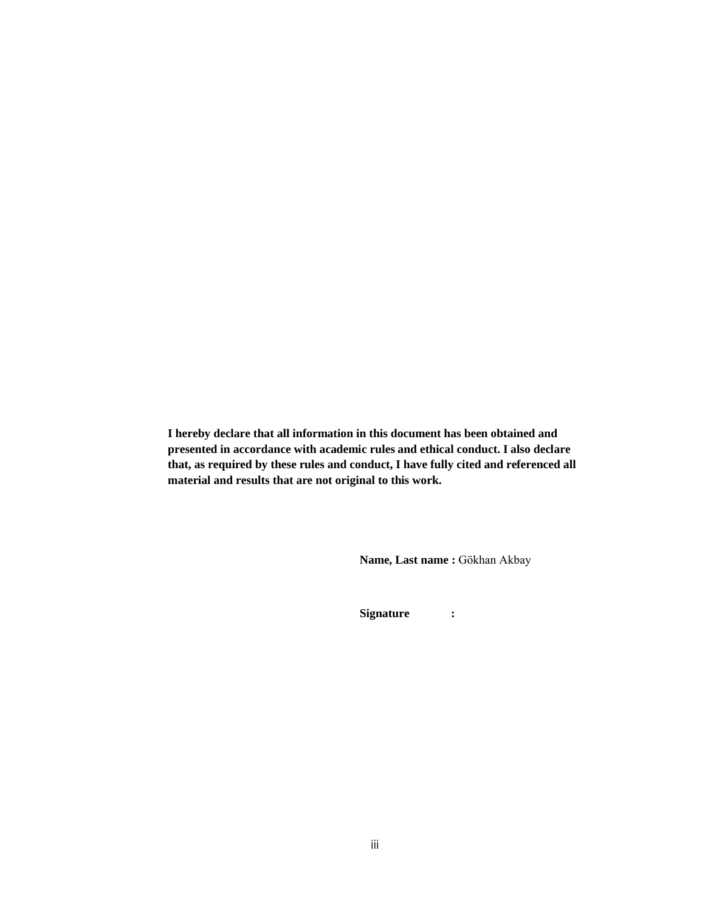**I hereby declare that all information in this document has been obtained and presented in accordance with academic rules and ethical conduct. I also declare that, as required by these rules and conduct, I have fully cited and referenced all material and results that are not original to this work.**

**Name, Last name :** Gökhan Akbay

**Signature :**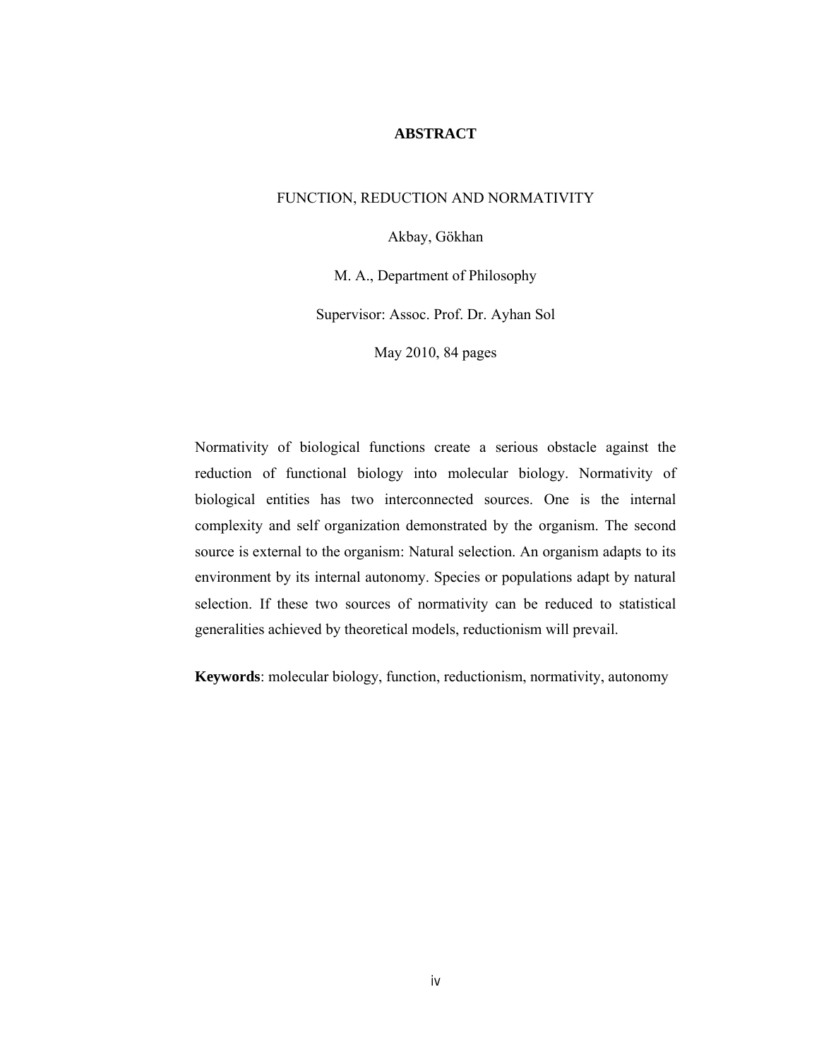# ABSTRACT

FUNCTION, REDUCTION AND NORMATIVITY

Akbay, Gökhan

M. A., Department of Philosophy

Supervisor: Assoc. Prof. Dr. Ayhan Sol

May 2010, 84 pages

Normativity of biological functions create a serious obstacle against the reduction of functional biology into molecular biology. Normativity of biological entities has two interconnected sources. One is the internal complexity and self organization demonstrated by the organism. The second source is external to the organism: Natural selection. An organism adapts to its environment by its internal autonomy. Species or populations adapt by natural selection. If these two sources of normativity can be reduced to statistical generalities achieved by theoretical models, reductionism will prevail.

**Keywords**: molecular biology, function, reductionism, normativity, autonomy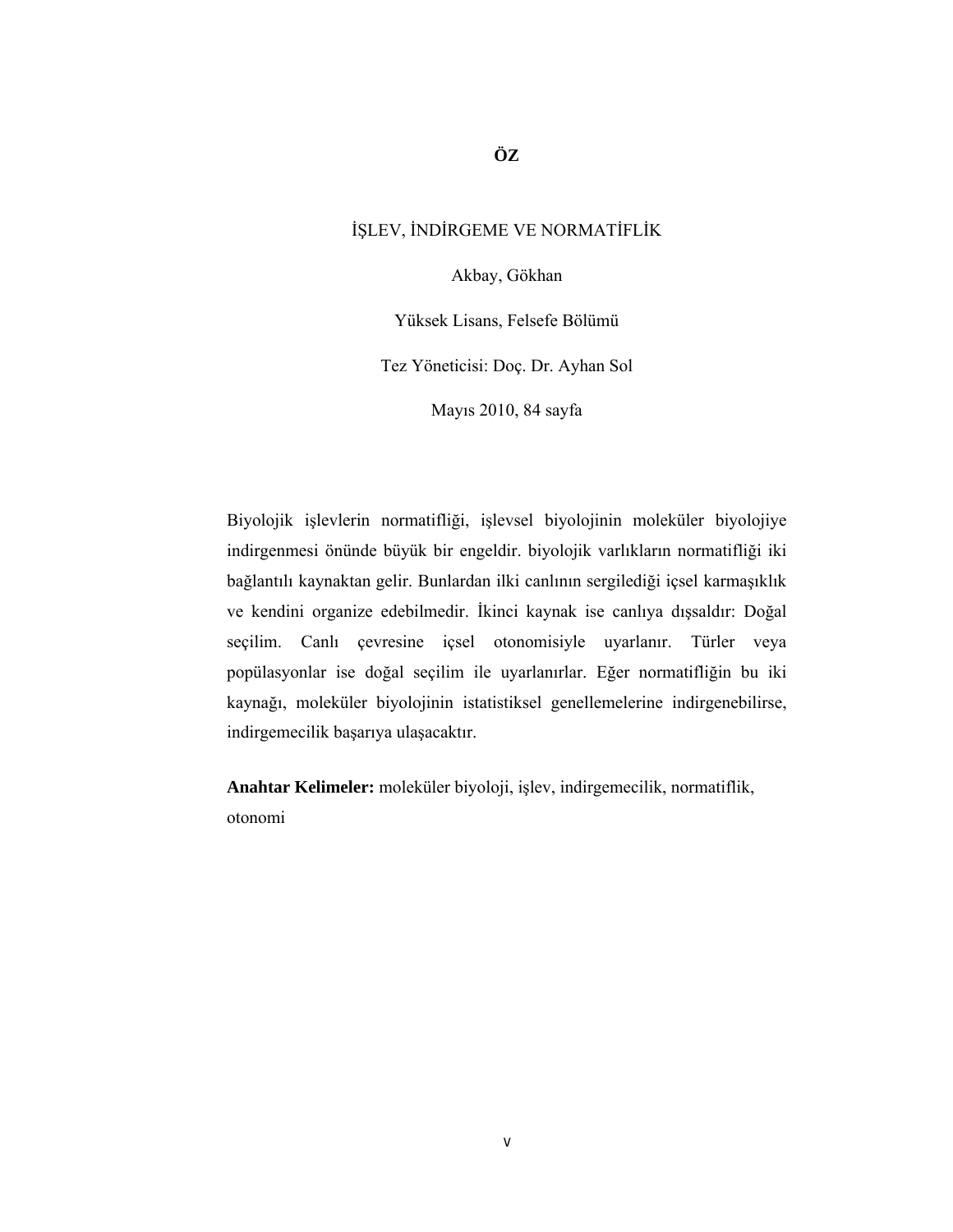# ÖZ

İŞLEV, İNDİRGEME VE NORMATİFLİK

Akbay, Gökhan

Yüksek Lisans, Felsefe Bölümü

Tez Yöneticisi: Doç. Dr. Ayhan Sol

Mayıs 2010, 84 sayfa

Biyolojik işlevlerin normatifliği, işlevsel biyolojinin moleküler biyolojiye indirgenmesi önünde büyük bir engeldir. biyolojik varlıkların normatifliği iki bağlantılı kaynaktan gelir. Bunlardan ilki canlının sergilediği içsel karmaşıklık ve kendini organize edebilmedir. İkinci kaynak ise canlıya dışsaldır: Doğal seçilim. Canlı çevresine içsel otonomisiyle uyarlanır. Türler veya popülasyonlar ise doğal seçilim ile uyarlanırlar. Eğer normatifliğin bu iki kaynağı, moleküler biyolojinin istatistiksel genellemelerine indirgenebilirse, indirgemecilik başarıya ulaşacaktır.

**Anahtar Kelimeler:** moleküler biyoloji, işlev, indirgemecilik, normatiflik, otonomi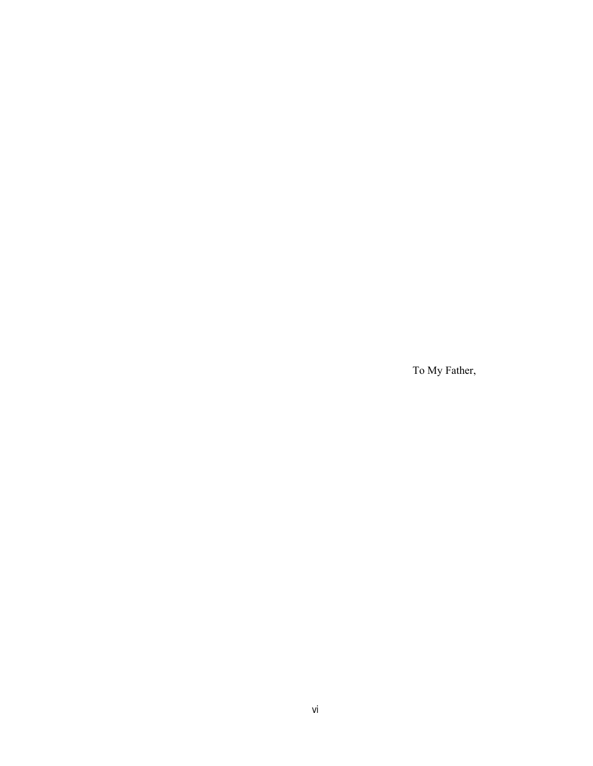To My Father,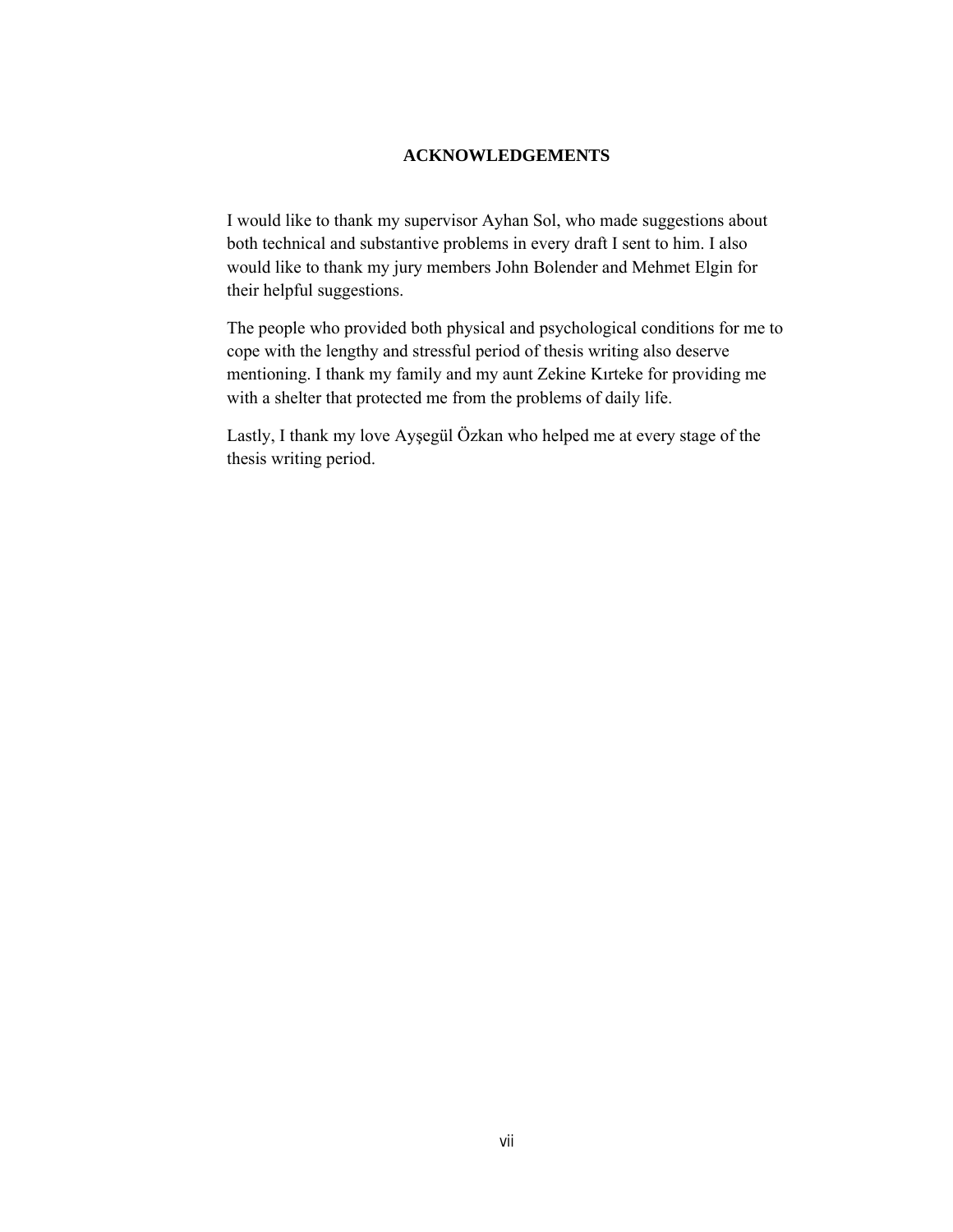# ACKNOWLEDGEMENTS

I would like to thank my supervisor Ayhan Sol, who made suggestions about both technical and substantive problems in every draft I sent to him. I also would like to thank my jury members John Bolender and Mehmet Elgin for their helpful suggestions.

The people who provided both physical and psychological conditions for me to cope with the lengthy and stressful period of thesis writing also deserve mentioning. I thank my family and my aunt Zekine Kırteke for providing me with a shelter that protected me from the problems of daily life.

Lastly, I thank my love Ayşegül Özkan who helped me at every stage of the thesis writing period.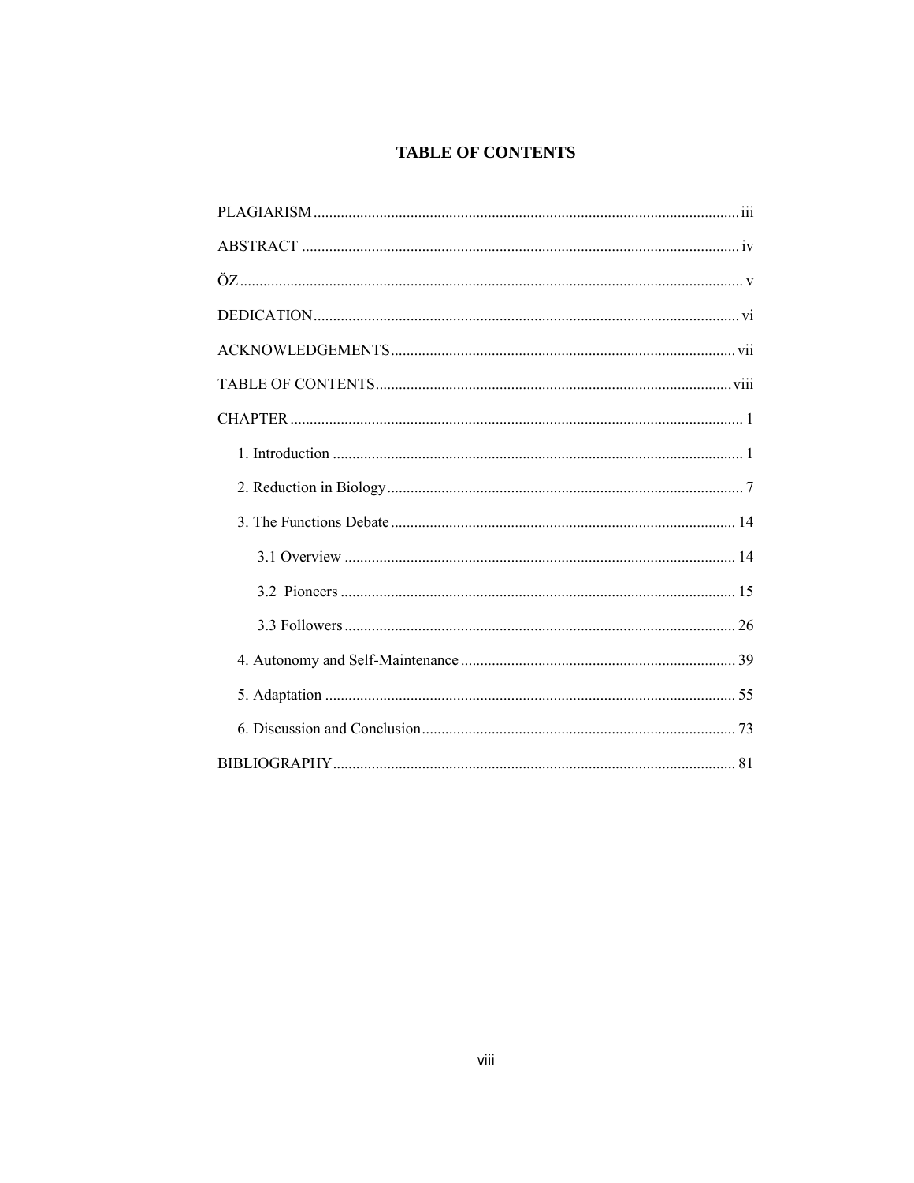# TABLE OF CONTENTS

PLAGIARISM ..... iii

ABSTRACT ..... iv

ÖZ ..... v

DEDICATION ..... vi

ACKNOWLEDGEMENTS ..... vii

TABLE OF CONTENTS ..... viii

CHAPTER ..... 1

- 1. Introduction ..... 1
- 2. Reduction in Biology ..... 7
- 3. The Functions Debate ..... 14
    - 3.1 Overview ..... 14
    - 3.2 Pioneers ..... 15
    - 3.3 Followers ..... 26
- 4. Autonomy and Self-Maintenance ..... 39
- 5. Adaptation ..... 55
- 6. Discussion and Conclusion ..... 73

BIBLIOGRAPHY ..... 81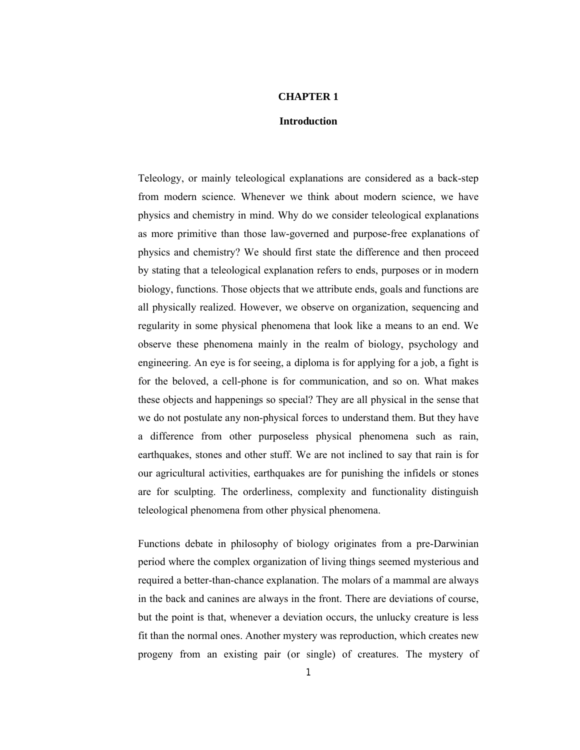# CHAPTER 1

## Introduction

Teleology, or mainly teleological explanations are considered as a back-step from modern science. Whenever we think about modern science, we have physics and chemistry in mind. Why do we consider teleological explanations as more primitive than those law-governed and purpose-free explanations of physics and chemistry? We should first state the difference and then proceed by stating that a teleological explanation refers to ends, purposes or in modern biology, functions. Those objects that we attribute ends, goals and functions are all physically realized. However, we observe on organization, sequencing and regularity in some physical phenomena that look like a means to an end. We observe these phenomena mainly in the realm of biology, psychology and engineering. An eye is for seeing, a diploma is for applying for a job, a fight is for the beloved, a cell-phone is for communication, and so on. What makes these objects and happenings so special? They are all physical in the sense that we do not postulate any non-physical forces to understand them. But they have a difference from other purposeless physical phenomena such as rain, earthquakes, stones and other stuff. We are not inclined to say that rain is for our agricultural activities, earthquakes are for punishing the infidels or stones are for sculpting. The orderliness, complexity and functionality distinguish teleological phenomena from other physical phenomena.

Functions debate in philosophy of biology originates from a pre-Darwinian period where the complex organization of living things seemed mysterious and required a better-than-chance explanation. The molars of a mammal are always in the back and canines are always in the front. There are deviations of course, but the point is that, whenever a deviation occurs, the unlucky creature is less fit than the normal ones. Another mystery was reproduction, which creates new progeny from an existing pair (or single) of creatures. The mystery of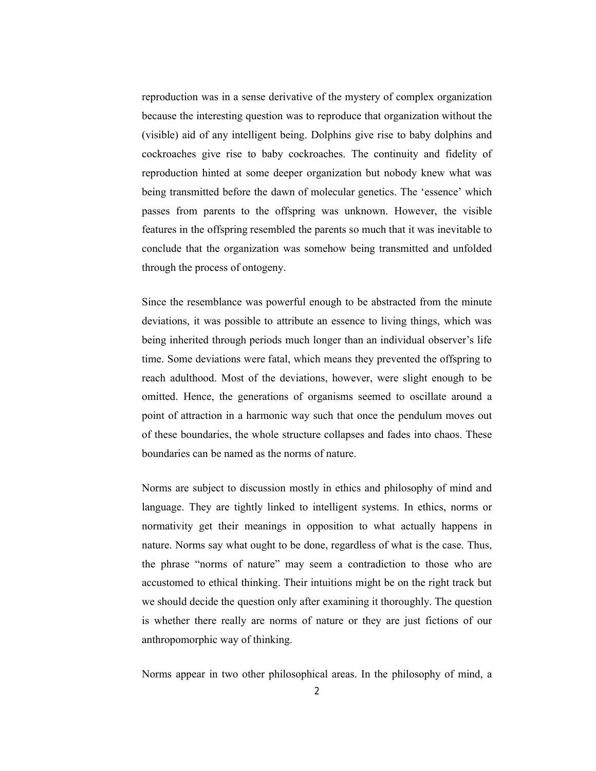reproduction was in a sense derivative of the mystery of complex organization because the interesting question was to reproduce that organization without the (visible) aid of any intelligent being. Dolphins give rise to baby dolphins and cockroaches give rise to baby cockroaches. The continuity and fidelity of reproduction hinted at some deeper organization but nobody knew what was being transmitted before the dawn of molecular genetics. The 'essence' which passes from parents to the offspring was unknown. However, the visible features in the offspring resembled the parents so much that it was inevitable to conclude that the organization was somehow being transmitted and unfolded through the process of ontogeny.

Since the resemblance was powerful enough to be abstracted from the minute deviations, it was possible to attribute an essence to living things, which was being inherited through periods much longer than an individual observer's life time. Some deviations were fatal, which means they prevented the offspring to reach adulthood. Most of the deviations, however, were slight enough to be omitted. Hence, the generations of organisms seemed to oscillate around a point of attraction in a harmonic way such that once the pendulum moves out of these boundaries, the whole structure collapses and fades into chaos. These boundaries can be named as the norms of nature.

Norms are subject to discussion mostly in ethics and philosophy of mind and language. They are tightly linked to intelligent systems. In ethics, norms or normativity get their meanings in opposition to what actually happens in nature. Norms say what ought to be done, regardless of what is the case. Thus, the phrase "norms of nature" may seem a contradiction to those who are accustomed to ethical thinking. Their intuitions might be on the right track but we should decide the question only after examining it thoroughly. The question is whether there really are norms of nature or they are just fictions of our anthropomorphic way of thinking.

Norms appear in two other philosophical areas. In the philosophy of mind, a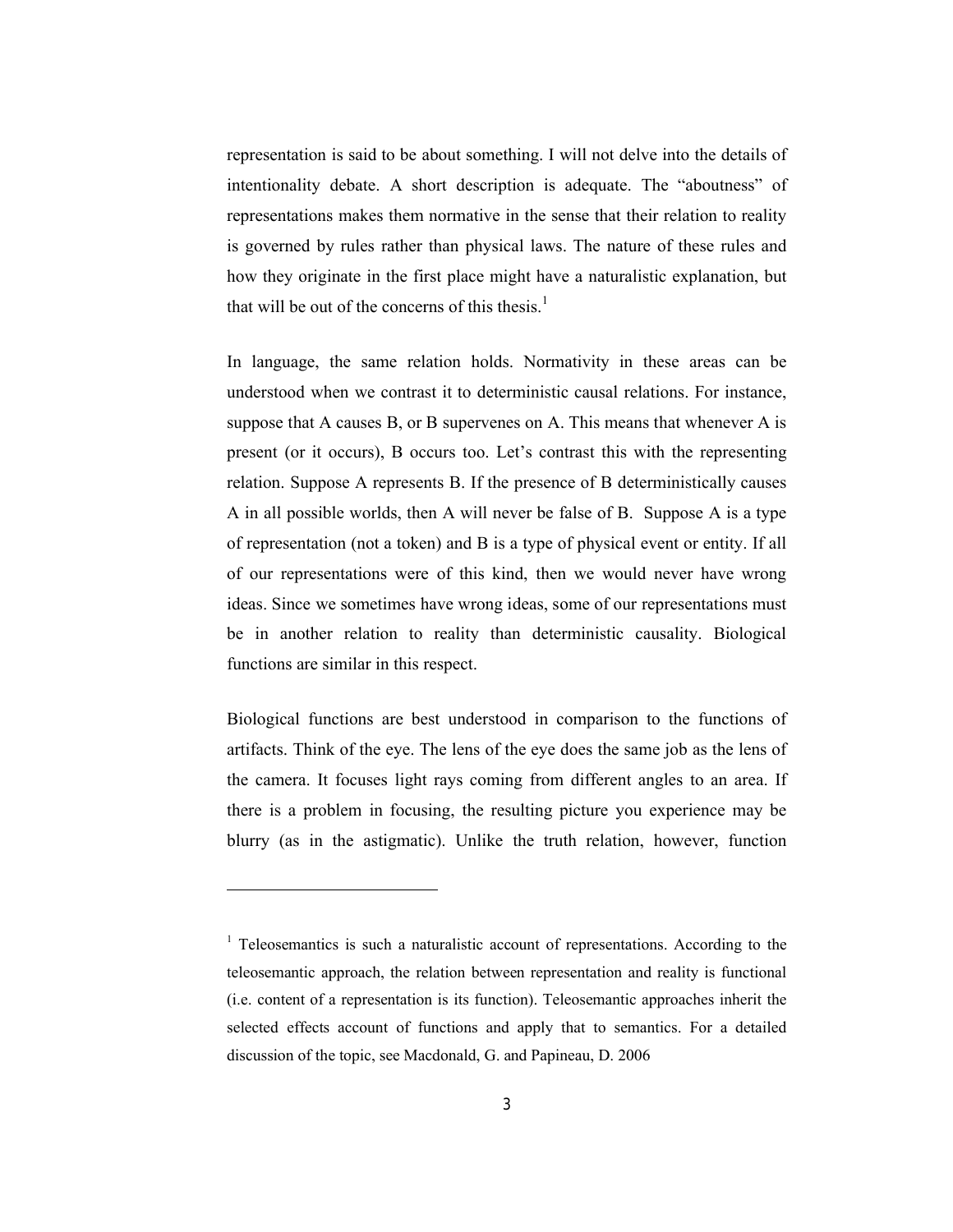representation is said to be about something. I will not delve into the details of intentionality debate. A short description is adequate. The "aboutness" of representations makes them normative in the sense that their relation to reality is governed by rules rather than physical laws. The nature of these rules and how they originate in the first place might have a naturalistic explanation, but that will be out of the concerns of this thesis.[1]

In language, the same relation holds. Normativity in these areas can be understood when we contrast it to deterministic causal relations. For instance, suppose that A causes B, or B supervenes on A. This means that whenever A is present (or it occurs), B occurs too. Let's contrast this with the representing relation. Suppose A represents B. If the presence of B deterministically causes A in all possible worlds, then A will never be false of B. Suppose A is a type of representation (not a token) and B is a type of physical event or entity. If all of our representations were of this kind, then we would never have wrong ideas. Since we sometimes have wrong ideas, some of our representations must be in another relation to reality than deterministic causality. Biological functions are similar in this respect.

Biological functions are best understood in comparison to the functions of artifacts. Think of the eye. The lens of the eye does the same job as the lens of the camera. It focuses light rays coming from different angles to an area. If there is a problem in focusing, the resulting picture you experience may be blurry (as in the astigmatic). Unlike the truth relation, however, function

---

[1] Teleosemantics is such a naturalistic account of representations. According to the teleosemantic approach, the relation between representation and reality is functional (i.e. content of a representation is its function). Teleosemantic approaches inherit the selected effects account of functions and apply that to semantics. For a detailed discussion of the topic, see Macdonald, G. and Papineau, D. 2006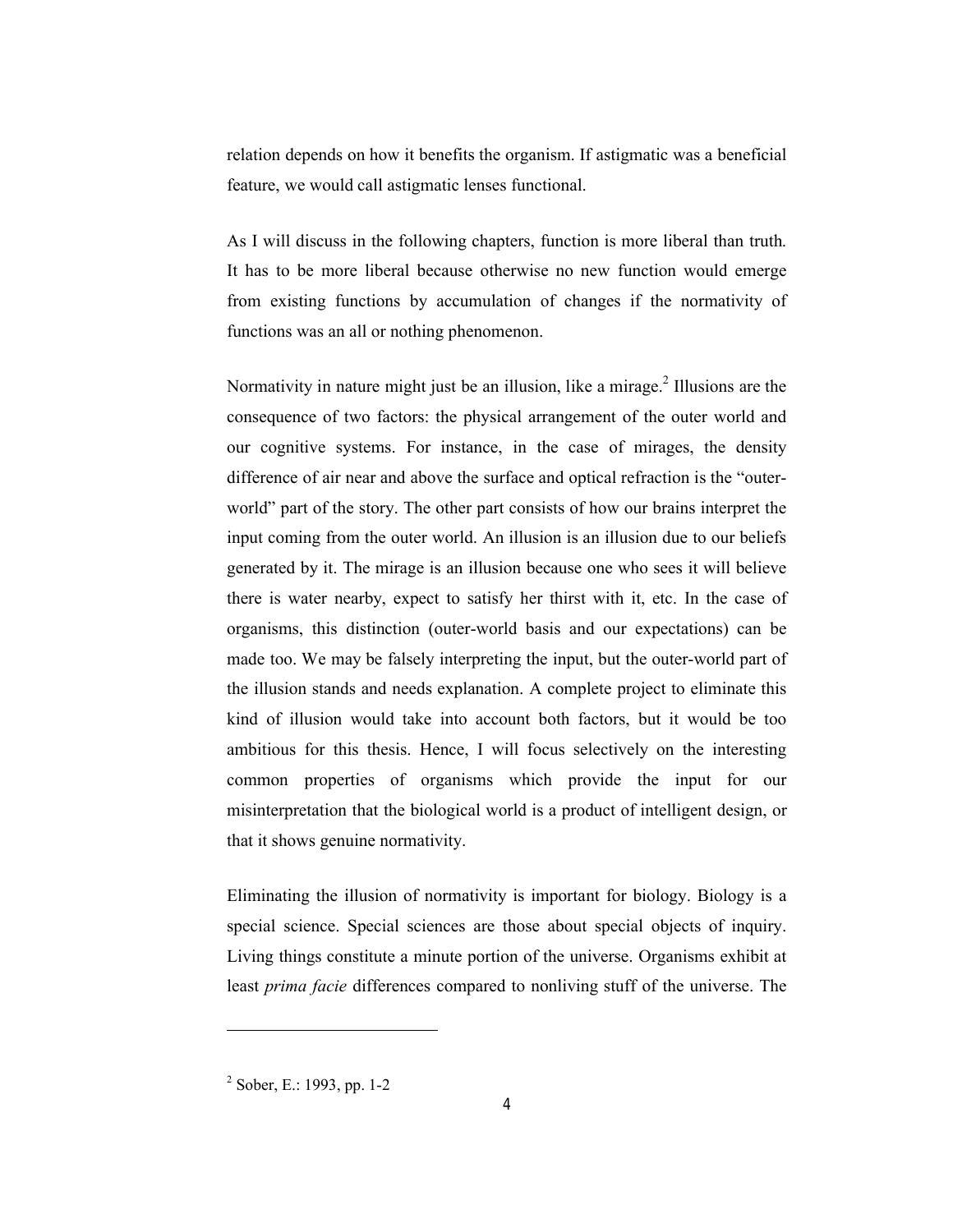relation depends on how it benefits the organism. If astigmatic was a beneficial feature, we would call astigmatic lenses functional.

As I will discuss in the following chapters, function is more liberal than truth. It has to be more liberal because otherwise no new function would emerge from existing functions by accumulation of changes if the normativity of functions was an all or nothing phenomenon.

Normativity in nature might just be an illusion, like a mirage.[2] Illusions are the consequence of two factors: the physical arrangement of the outer world and our cognitive systems. For instance, in the case of mirages, the density difference of air near and above the surface and optical refraction is the "outer-world" part of the story. The other part consists of how our brains interpret the input coming from the outer world. An illusion is an illusion due to our beliefs generated by it. The mirage is an illusion because one who sees it will believe there is water nearby, expect to satisfy her thirst with it, etc. In the case of organisms, this distinction (outer-world basis and our expectations) can be made too. We may be falsely interpreting the input, but the outer-world part of the illusion stands and needs explanation. A complete project to eliminate this kind of illusion would take into account both factors, but it would be too ambitious for this thesis. Hence, I will focus selectively on the interesting common properties of organisms which provide the input for our misinterpretation that the biological world is a product of intelligent design, or that it shows genuine normativity.

Eliminating the illusion of normativity is important for biology. Biology is a special science. Special sciences are those about special objects of inquiry. Living things constitute a minute portion of the universe. Organisms exhibit at least *prima facie* differences compared to nonliving stuff of the universe. The

---

[2] Sober, E.: 1993, pp. 1-2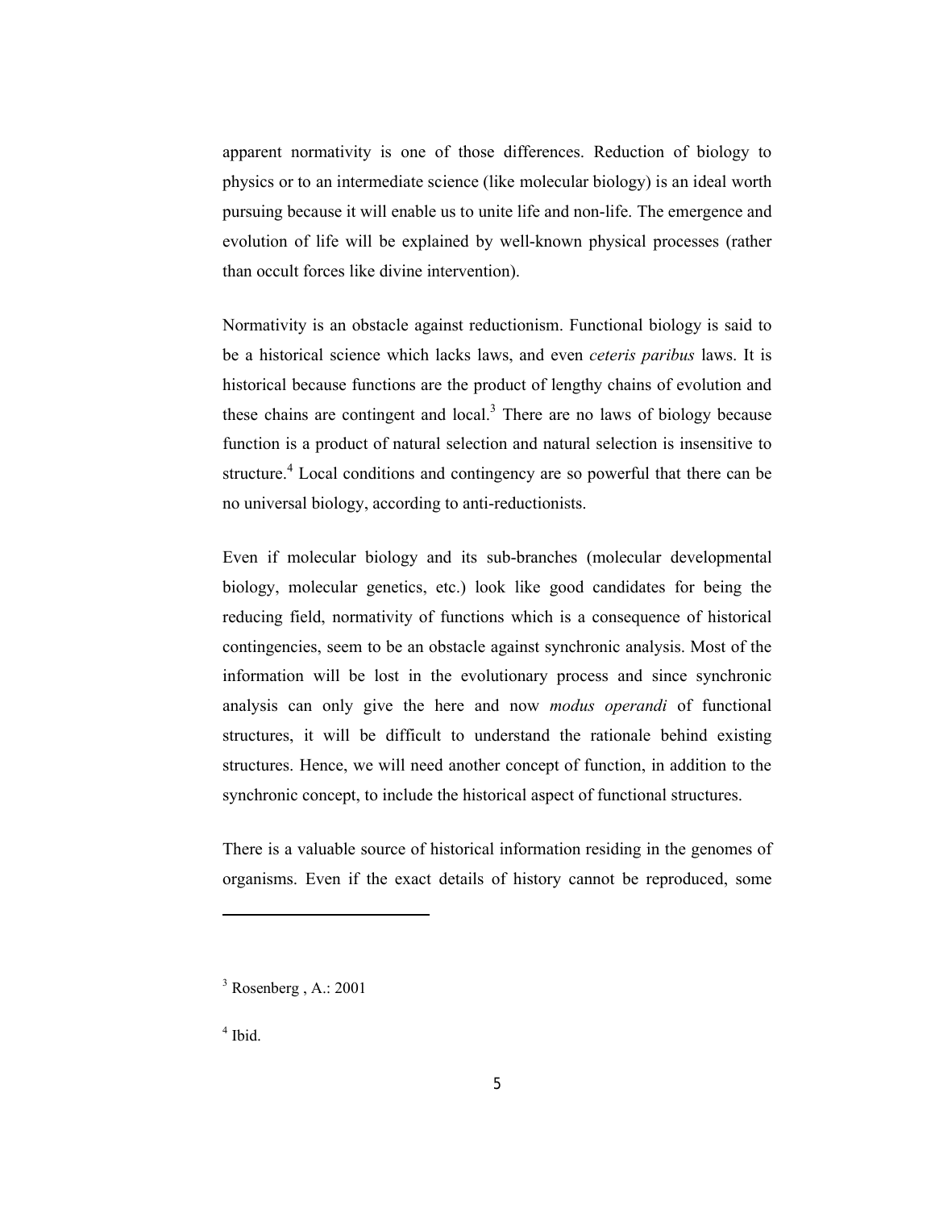apparent normativity is one of those differences. Reduction of biology to physics or to an intermediate science (like molecular biology) is an ideal worth pursuing because it will enable us to unite life and non-life. The emergence and evolution of life will be explained by well-known physical processes (rather than occult forces like divine intervention).

Normativity is an obstacle against reductionism. Functional biology is said to be a historical science which lacks laws, and even *ceteris paribus* laws. It is historical because functions are the product of lengthy chains of evolution and these chains are contingent and local.[3] There are no laws of biology because function is a product of natural selection and natural selection is insensitive to structure.[4] Local conditions and contingency are so powerful that there can be no universal biology, according to anti-reductionists.

Even if molecular biology and its sub-branches (molecular developmental biology, molecular genetics, etc.) look like good candidates for being the reducing field, normativity of functions which is a consequence of historical contingencies, seem to be an obstacle against synchronic analysis. Most of the information will be lost in the evolutionary process and since synchronic analysis can only give the here and now *modus operandi* of functional structures, it will be difficult to understand the rationale behind existing structures. Hence, we will need another concept of function, in addition to the synchronic concept, to include the historical aspect of functional structures.

There is a valuable source of historical information residing in the genomes of organisms. Even if the exact details of history cannot be reproduced, some

---

[3] Rosenberg , A.: 2001

[4] Ibid.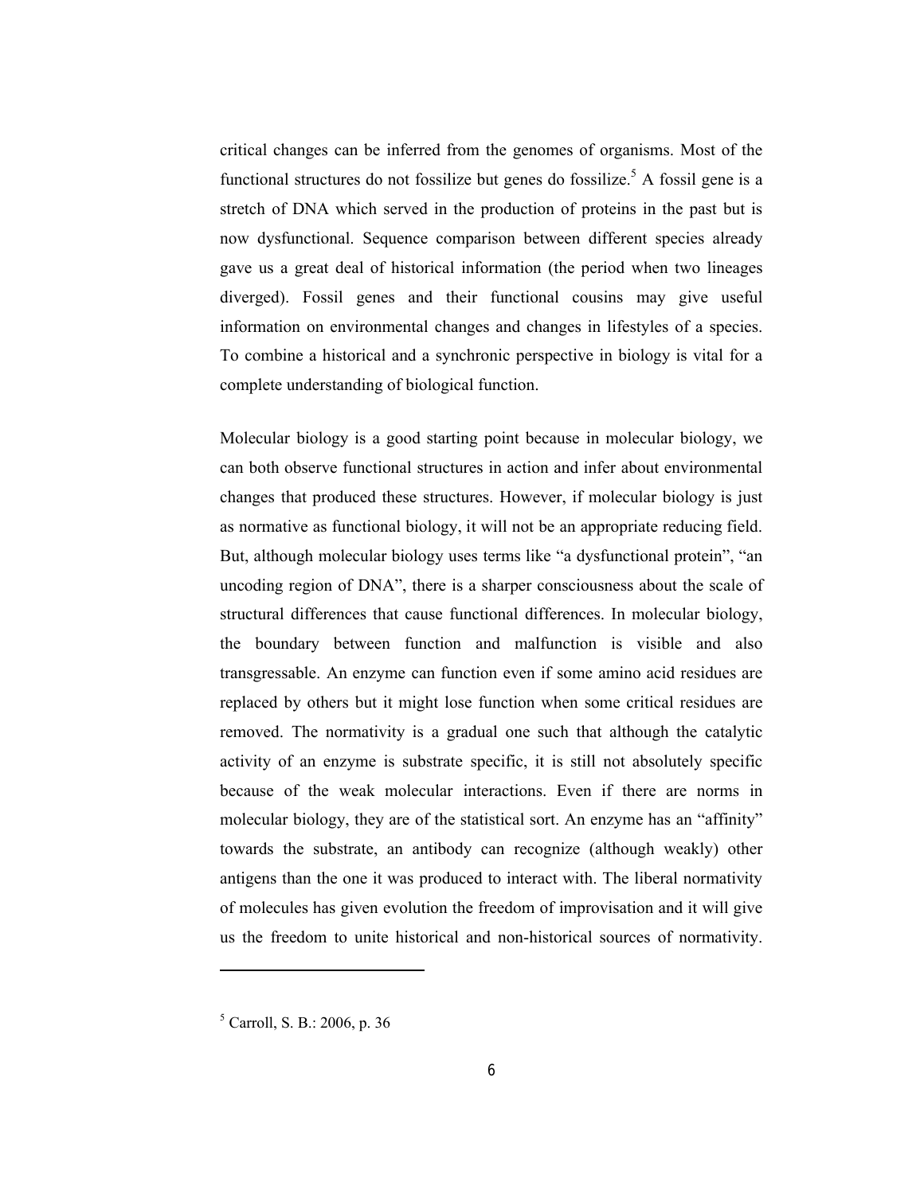critical changes can be inferred from the genomes of organisms. Most of the functional structures do not fossilize but genes do fossilize.[5] A fossil gene is a stretch of DNA which served in the production of proteins in the past but is now dysfunctional. Sequence comparison between different species already gave us a great deal of historical information (the period when two lineages diverged). Fossil genes and their functional cousins may give useful information on environmental changes and changes in lifestyles of a species. To combine a historical and a synchronic perspective in biology is vital for a complete understanding of biological function.

Molecular biology is a good starting point because in molecular biology, we can both observe functional structures in action and infer about environmental changes that produced these structures. However, if molecular biology is just as normative as functional biology, it will not be an appropriate reducing field. But, although molecular biology uses terms like "a dysfunctional protein", "an uncoding region of DNA", there is a sharper consciousness about the scale of structural differences that cause functional differences. In molecular biology, the boundary between function and malfunction is visible and also transgressable. An enzyme can function even if some amino acid residues are replaced by others but it might lose function when some critical residues are removed. The normativity is a gradual one such that although the catalytic activity of an enzyme is substrate specific, it is still not absolutely specific because of the weak molecular interactions. Even if there are norms in molecular biology, they are of the statistical sort. An enzyme has an "affinity" towards the substrate, an antibody can recognize (although weakly) other antigens than the one it was produced to interact with. The liberal normativity of molecules has given evolution the freedom of improvisation and it will give us the freedom to unite historical and non-historical sources of normativity.

---

[5] Carroll, S. B.: 2006, p. 36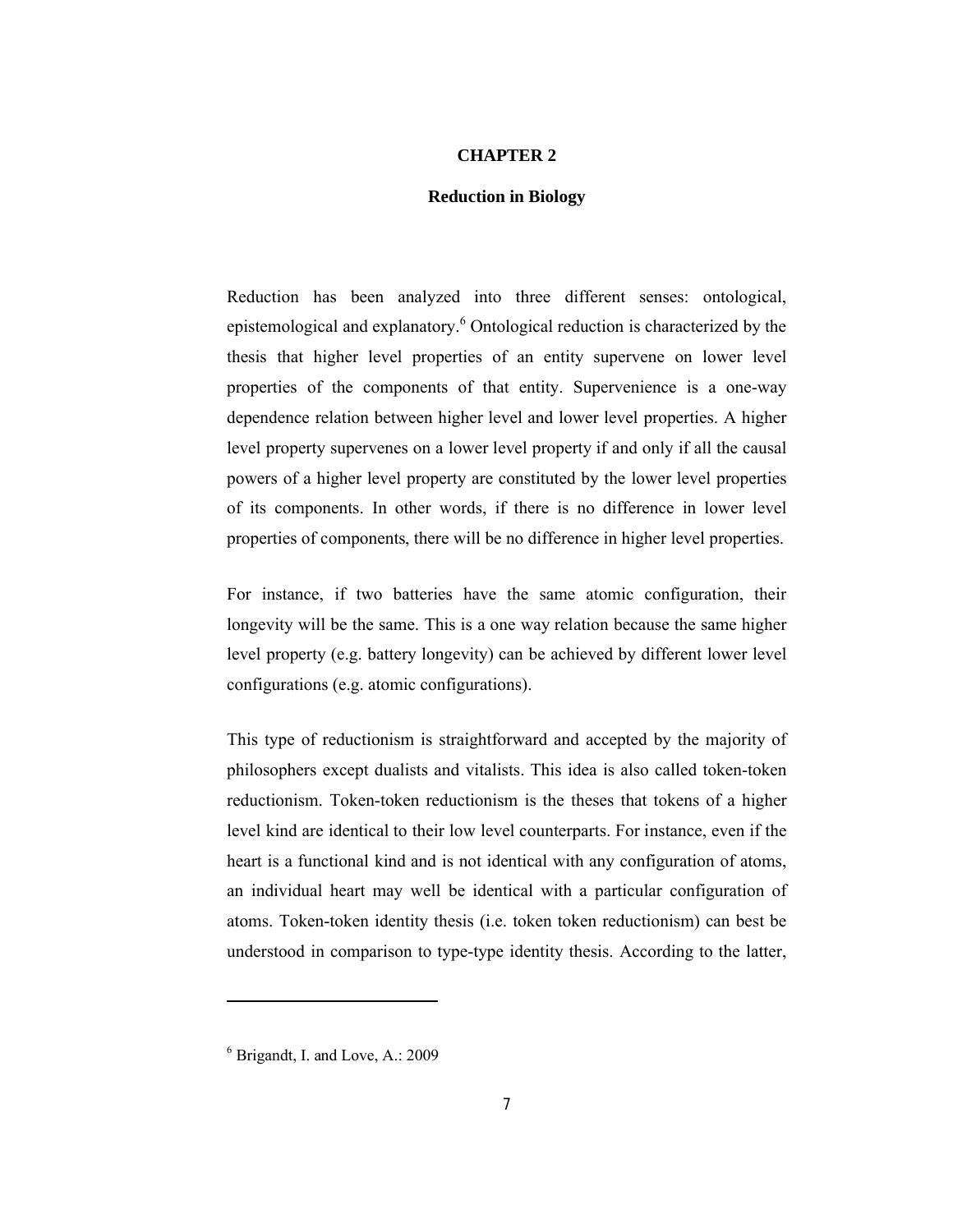# CHAPTER 2

## Reduction in Biology

Reduction has been analyzed into three different senses: ontological, epistemological and explanatory.[6] Ontological reduction is characterized by the thesis that higher level properties of an entity supervene on lower level properties of the components of that entity. Supervenience is a one-way dependence relation between higher level and lower level properties. A higher level property supervenes on a lower level property if and only if all the causal powers of a higher level property are constituted by the lower level properties of its components. In other words, if there is no difference in lower level properties of components, there will be no difference in higher level properties.

For instance, if two batteries have the same atomic configuration, their longevity will be the same. This is a one way relation because the same higher level property (e.g. battery longevity) can be achieved by different lower level configurations (e.g. atomic configurations).

This type of reductionism is straightforward and accepted by the majority of philosophers except dualists and vitalists. This idea is also called token-token reductionism. Token-token reductionism is the theses that tokens of a higher level kind are identical to their low level counterparts. For instance, even if the heart is a functional kind and is not identical with any configuration of atoms, an individual heart may well be identical with a particular configuration of atoms. Token-token identity thesis (i.e. token token reductionism) can best be understood in comparison to type-type identity thesis. According to the latter,

---

[6] Brigandt, I. and Love, A.: 2009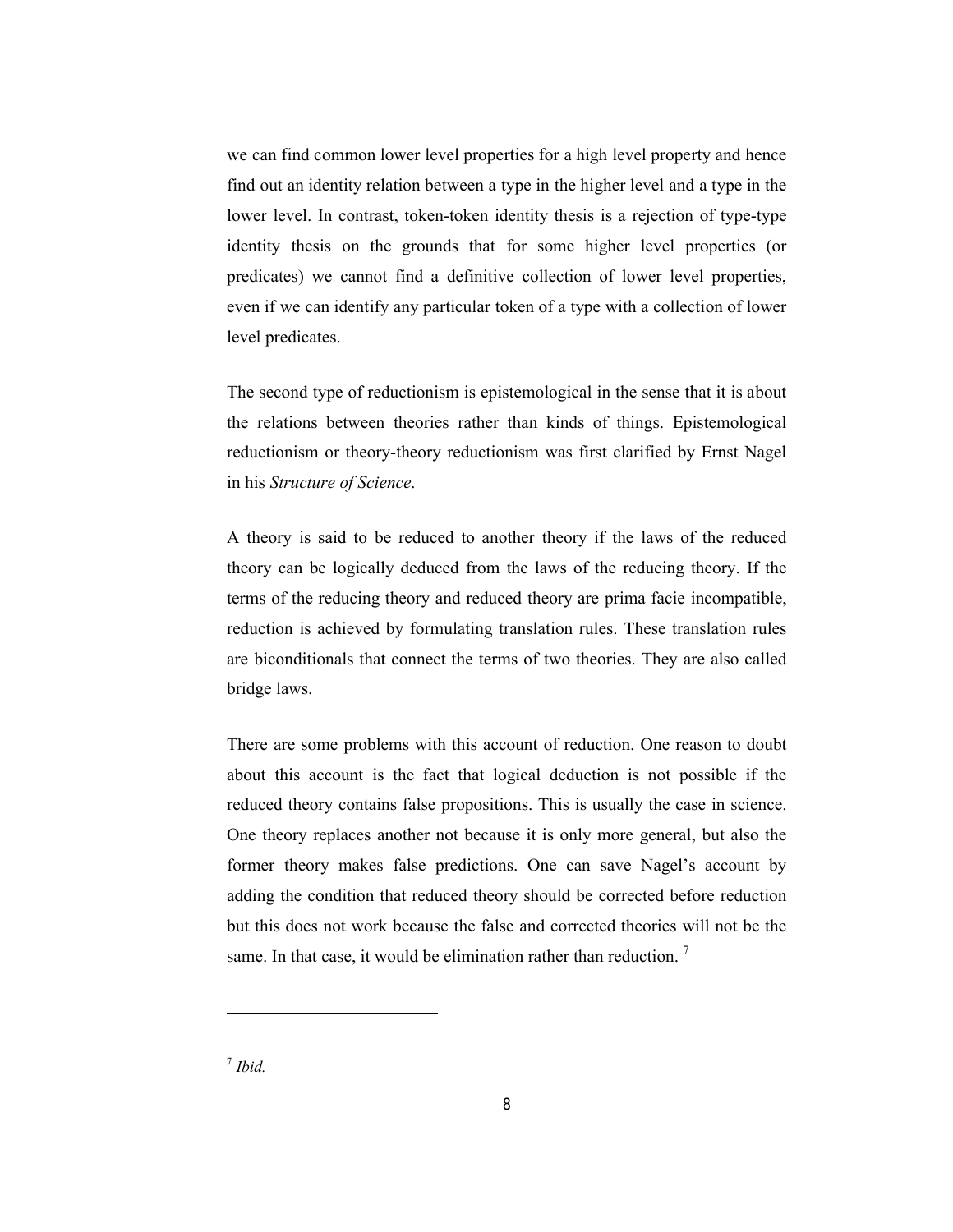we can find common lower level properties for a high level property and hence find out an identity relation between a type in the higher level and a type in the lower level. In contrast, token-token identity thesis is a rejection of type-type identity thesis on the grounds that for some higher level properties (or predicates) we cannot find a definitive collection of lower level properties, even if we can identify any particular token of a type with a collection of lower level predicates.

The second type of reductionism is epistemological in the sense that it is about the relations between theories rather than kinds of things. Epistemological reductionism or theory-theory reductionism was first clarified by Ernst Nagel in his *Structure of Science*.

A theory is said to be reduced to another theory if the laws of the reduced theory can be logically deduced from the laws of the reducing theory. If the terms of the reducing theory and reduced theory are prima facie incompatible, reduction is achieved by formulating translation rules. These translation rules are biconditionals that connect the terms of two theories. They are also called bridge laws.

There are some problems with this account of reduction. One reason to doubt about this account is the fact that logical deduction is not possible if the reduced theory contains false propositions. This is usually the case in science. One theory replaces another not because it is only more general, but also the former theory makes false predictions. One can save Nagel's account by adding the condition that reduced theory should be corrected before reduction but this does not work because the false and corrected theories will not be the same. In that case, it would be elimination rather than reduction. [7]

---

[7] *Ibid.*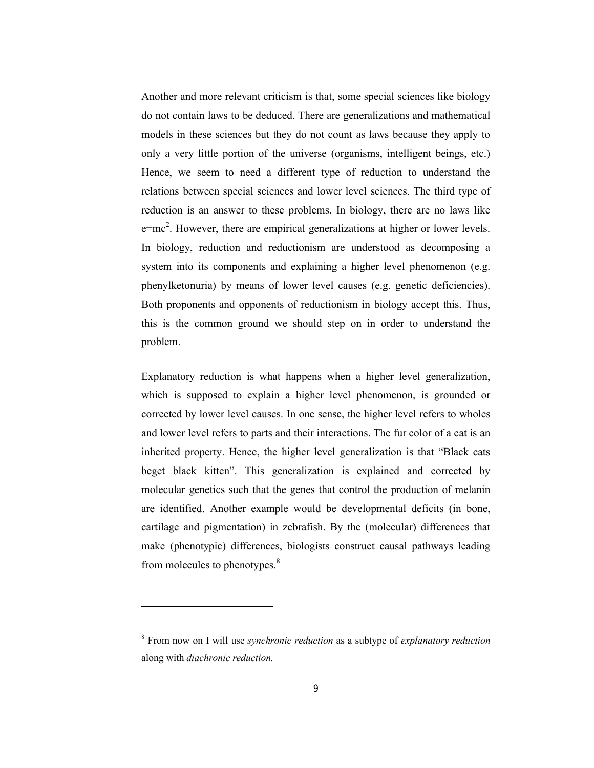Another and more relevant criticism is that, some special sciences like biology do not contain laws to be deduced. There are generalizations and mathematical models in these sciences but they do not count as laws because they apply to only a very little portion of the universe (organisms, intelligent beings, etc.) Hence, we seem to need a different type of reduction to understand the relations between special sciences and lower level sciences. The third type of reduction is an answer to these problems. In biology, there are no laws like $e=mc^2$. However, there are empirical generalizations at higher or lower levels. In biology, reduction and reductionism are understood as decomposing a system into its components and explaining a higher level phenomenon (e.g. phenylketonuria) by means of lower level causes (e.g. genetic deficiencies). Both proponents and opponents of reductionism in biology accept this. Thus, this is the common ground we should step on in order to understand the problem.

Explanatory reduction is what happens when a higher level generalization, which is supposed to explain a higher level phenomenon, is grounded or corrected by lower level causes. In one sense, the higher level refers to wholes and lower level refers to parts and their interactions. The fur color of a cat is an inherited property. Hence, the higher level generalization is that "Black cats beget black kitten". This generalization is explained and corrected by molecular genetics such that the genes that control the production of melanin are identified. Another example would be developmental deficits (in bone, cartilage and pigmentation) in zebrafish. By the (molecular) differences that make (phenotypic) differences, biologists construct causal pathways leading from molecules to phenotypes.[8]

---

[8] From now on I will use *synchronic reduction* as a subtype of *explanatory reduction* along with *diachronic reduction.*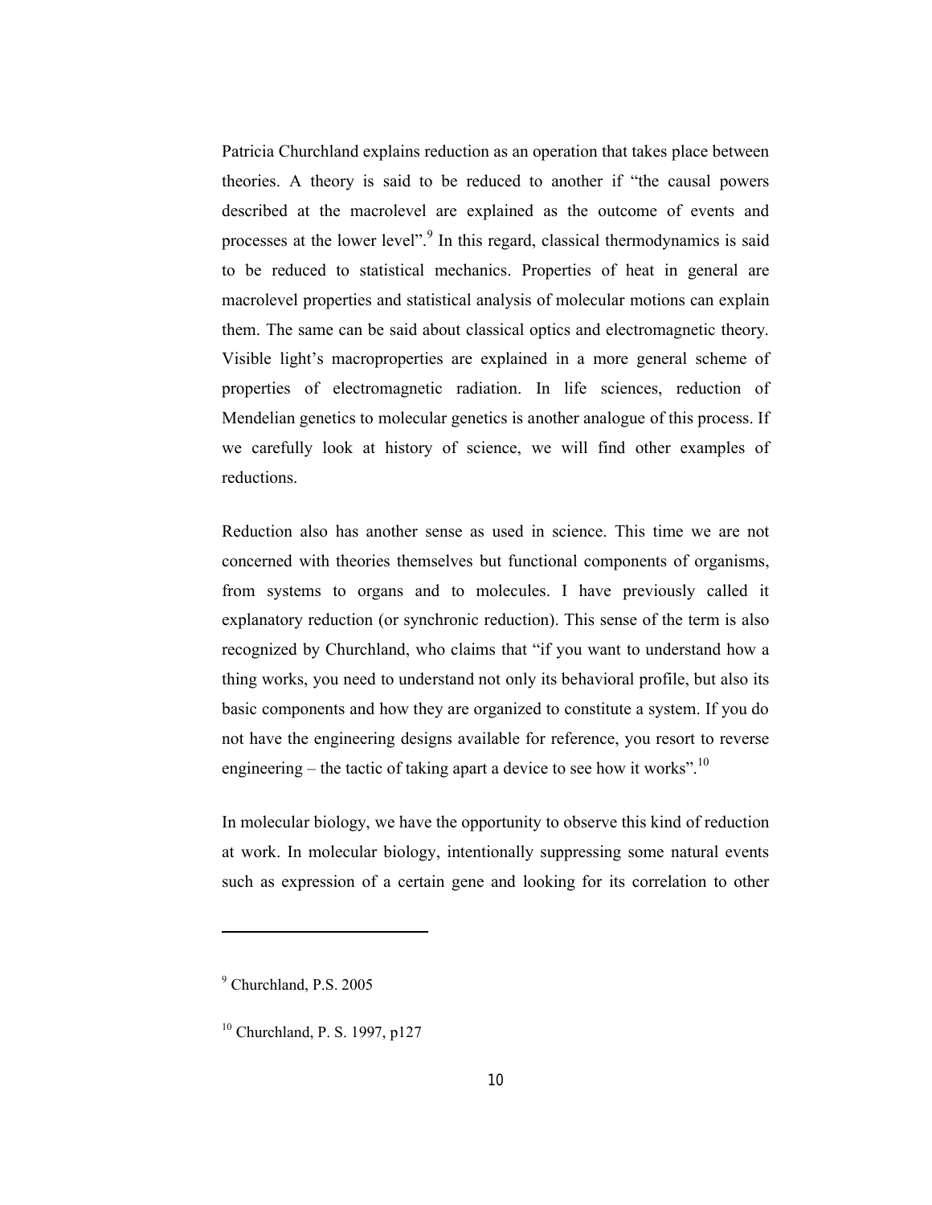Patricia Churchland explains reduction as an operation that takes place between theories. A theory is said to be reduced to another if "the causal powers described at the macrolevel are explained as the outcome of events and processes at the lower level".[9] In this regard, classical thermodynamics is said to be reduced to statistical mechanics. Properties of heat in general are macrolevel properties and statistical analysis of molecular motions can explain them. The same can be said about classical optics and electromagnetic theory. Visible light's macroproperties are explained in a more general scheme of properties of electromagnetic radiation. In life sciences, reduction of Mendelian genetics to molecular genetics is another analogue of this process. If we carefully look at history of science, we will find other examples of reductions.

Reduction also has another sense as used in science. This time we are not concerned with theories themselves but functional components of organisms, from systems to organs and to molecules. I have previously called it explanatory reduction (or synchronic reduction). This sense of the term is also recognized by Churchland, who claims that "if you want to understand how a thing works, you need to understand not only its behavioral profile, but also its basic components and how they are organized to constitute a system. If you do not have the engineering designs available for reference, you resort to reverse engineering – the tactic of taking apart a device to see how it works".[10]

In molecular biology, we have the opportunity to observe this kind of reduction at work. In molecular biology, intentionally suppressing some natural events such as expression of a certain gene and looking for its correlation to other

---

[9] Churchland, P.S. 2005

[10] Churchland, P. S. 1997, p127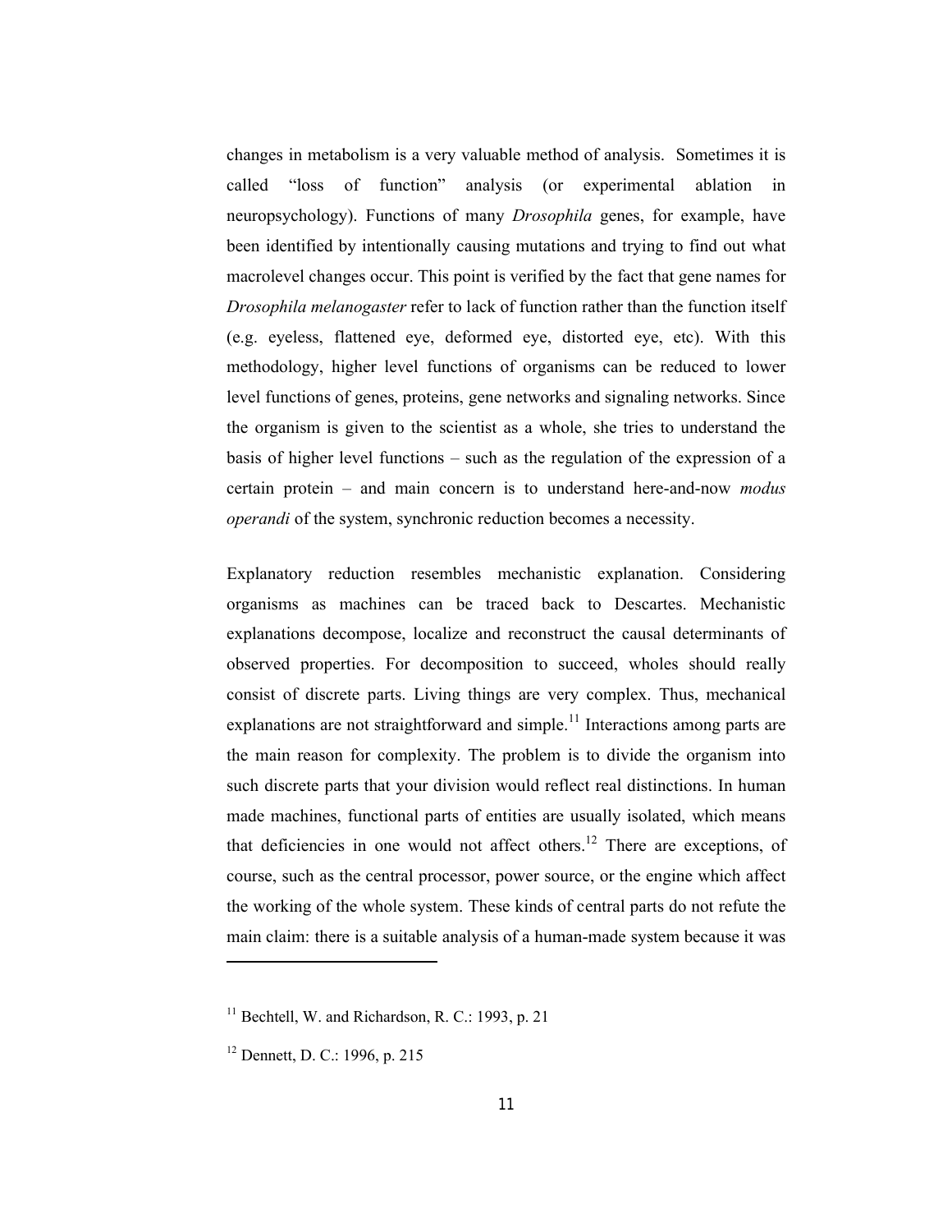changes in metabolism is a very valuable method of analysis. Sometimes it is called "loss of function" analysis (or experimental ablation in neuropsychology). Functions of many *Drosophila* genes, for example, have been identified by intentionally causing mutations and trying to find out what macrolevel changes occur. This point is verified by the fact that gene names for *Drosophila melanogaster* refer to lack of function rather than the function itself (e.g. eyeless, flattened eye, deformed eye, distorted eye, etc). With this methodology, higher level functions of organisms can be reduced to lower level functions of genes, proteins, gene networks and signaling networks. Since the organism is given to the scientist as a whole, she tries to understand the basis of higher level functions – such as the regulation of the expression of a certain protein – and main concern is to understand here-and-now *modus operandi* of the system, synchronic reduction becomes a necessity.

Explanatory reduction resembles mechanistic explanation. Considering organisms as machines can be traced back to Descartes. Mechanistic explanations decompose, localize and reconstruct the causal determinants of observed properties. For decomposition to succeed, wholes should really consist of discrete parts. Living things are very complex. Thus, mechanical explanations are not straightforward and simple.[11] Interactions among parts are the main reason for complexity. The problem is to divide the organism into such discrete parts that your division would reflect real distinctions. In human made machines, functional parts of entities are usually isolated, which means that deficiencies in one would not affect others.[12] There are exceptions, of course, such as the central processor, power source, or the engine which affect the working of the whole system. These kinds of central parts do not refute the main claim: there is a suitable analysis of a human-made system because it was

---

[11] Bechtell, W. and Richardson, R. C.: 1993, p. 21

[12] Dennett, D. C.: 1996, p. 215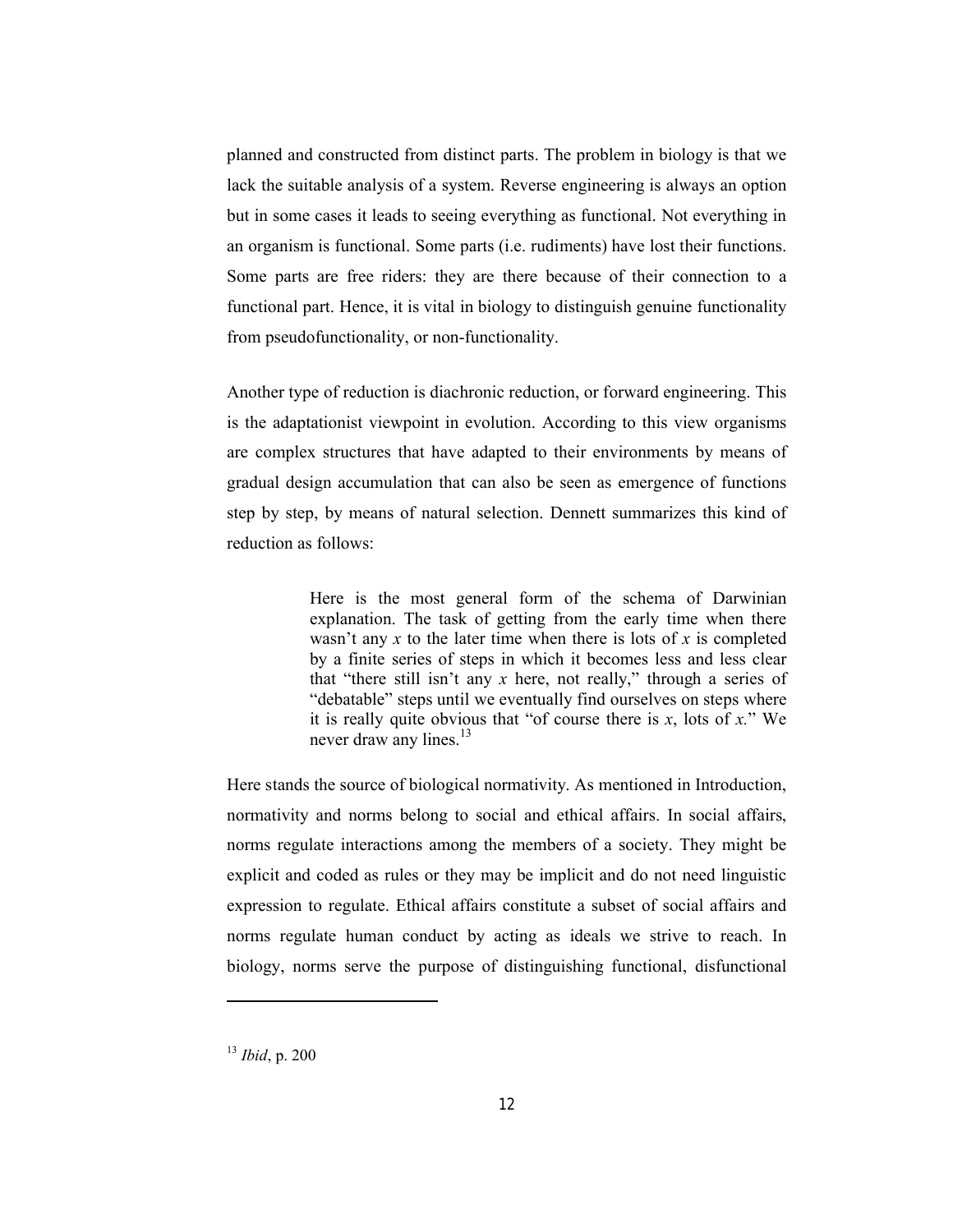planned and constructed from distinct parts. The problem in biology is that we lack the suitable analysis of a system. Reverse engineering is always an option but in some cases it leads to seeing everything as functional. Not everything in an organism is functional. Some parts (i.e. rudiments) have lost their functions. Some parts are free riders: they are there because of their connection to a functional part. Hence, it is vital in biology to distinguish genuine functionality from pseudofunctionality, or non-functionality.

Another type of reduction is diachronic reduction, or forward engineering. This is the adaptationist viewpoint in evolution. According to this view organisms are complex structures that have adapted to their environments by means of gradual design accumulation that can also be seen as emergence of functions step by step, by means of natural selection. Dennett summarizes this kind of reduction as follows:

> Here is the most general form of the schema of Darwinian explanation. The task of getting from the early time when there wasn't any *x* to the later time when there is lots of *x* is completed by a finite series of steps in which it becomes less and less clear that "there still isn't any *x* here, not really," through a series of "debatable" steps until we eventually find ourselves on steps where it is really quite obvious that "of course there is *x*, lots of *x*." We never draw any lines.[13]

Here stands the source of biological normativity. As mentioned in Introduction, normativity and norms belong to social and ethical affairs. In social affairs, norms regulate interactions among the members of a society. They might be explicit and coded as rules or they may be implicit and do not need linguistic expression to regulate. Ethical affairs constitute a subset of social affairs and norms regulate human conduct by acting as ideals we strive to reach. In biology, norms serve the purpose of distinguishing functional, disfunctional

---

[13] *Ibid*, p. 200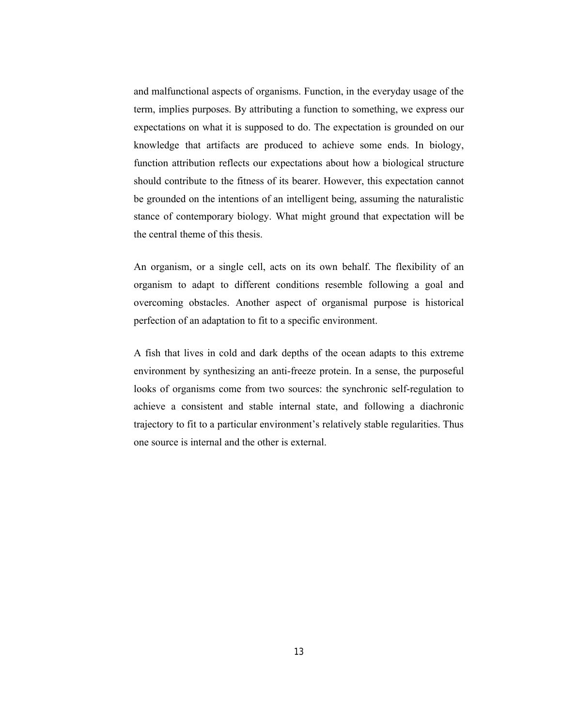and malfunctional aspects of organisms. Function, in the everyday usage of the term, implies purposes. By attributing a function to something, we express our expectations on what it is supposed to do. The expectation is grounded on our knowledge that artifacts are produced to achieve some ends. In biology, function attribution reflects our expectations about how a biological structure should contribute to the fitness of its bearer. However, this expectation cannot be grounded on the intentions of an intelligent being, assuming the naturalistic stance of contemporary biology. What might ground that expectation will be the central theme of this thesis.

An organism, or a single cell, acts on its own behalf. The flexibility of an organism to adapt to different conditions resemble following a goal and overcoming obstacles. Another aspect of organismal purpose is historical perfection of an adaptation to fit to a specific environment.

A fish that lives in cold and dark depths of the ocean adapts to this extreme environment by synthesizing an anti-freeze protein. In a sense, the purposeful looks of organisms come from two sources: the synchronic self-regulation to achieve a consistent and stable internal state, and following a diachronic trajectory to fit to a particular environment's relatively stable regularities. Thus one source is internal and the other is external.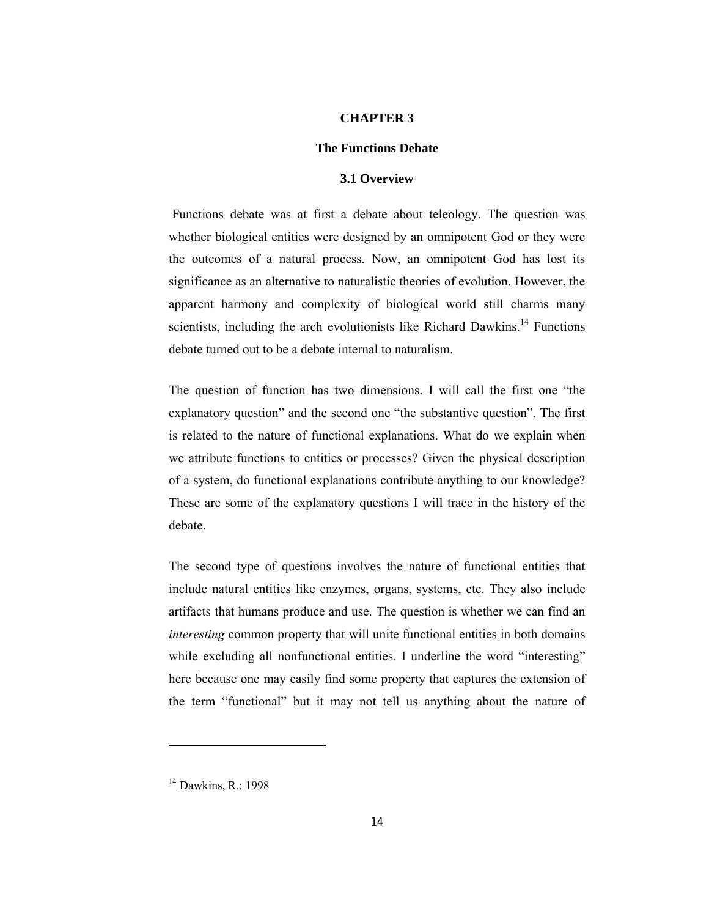# CHAPTER 3

## The Functions Debate

### 3.1 Overview

Functions debate was at first a debate about teleology. The question was whether biological entities were designed by an omnipotent God or they were the outcomes of a natural process. Now, an omnipotent God has lost its significance as an alternative to naturalistic theories of evolution. However, the apparent harmony and complexity of biological world still charms many scientists, including the arch evolutionists like Richard Dawkins.[14] Functions debate turned out to be a debate internal to naturalism.

The question of function has two dimensions. I will call the first one "the explanatory question" and the second one "the substantive question". The first is related to the nature of functional explanations. What do we explain when we attribute functions to entities or processes? Given the physical description of a system, do functional explanations contribute anything to our knowledge? These are some of the explanatory questions I will trace in the history of the debate.

The second type of questions involves the nature of functional entities that include natural entities like enzymes, organs, systems, etc. They also include artifacts that humans produce and use. The question is whether we can find an *interesting* common property that will unite functional entities in both domains while excluding all nonfunctional entities. I underline the word "interesting" here because one may easily find some property that captures the extension of the term "functional" but it may not tell us anything about the nature of

---

[14] Dawkins, R.: 1998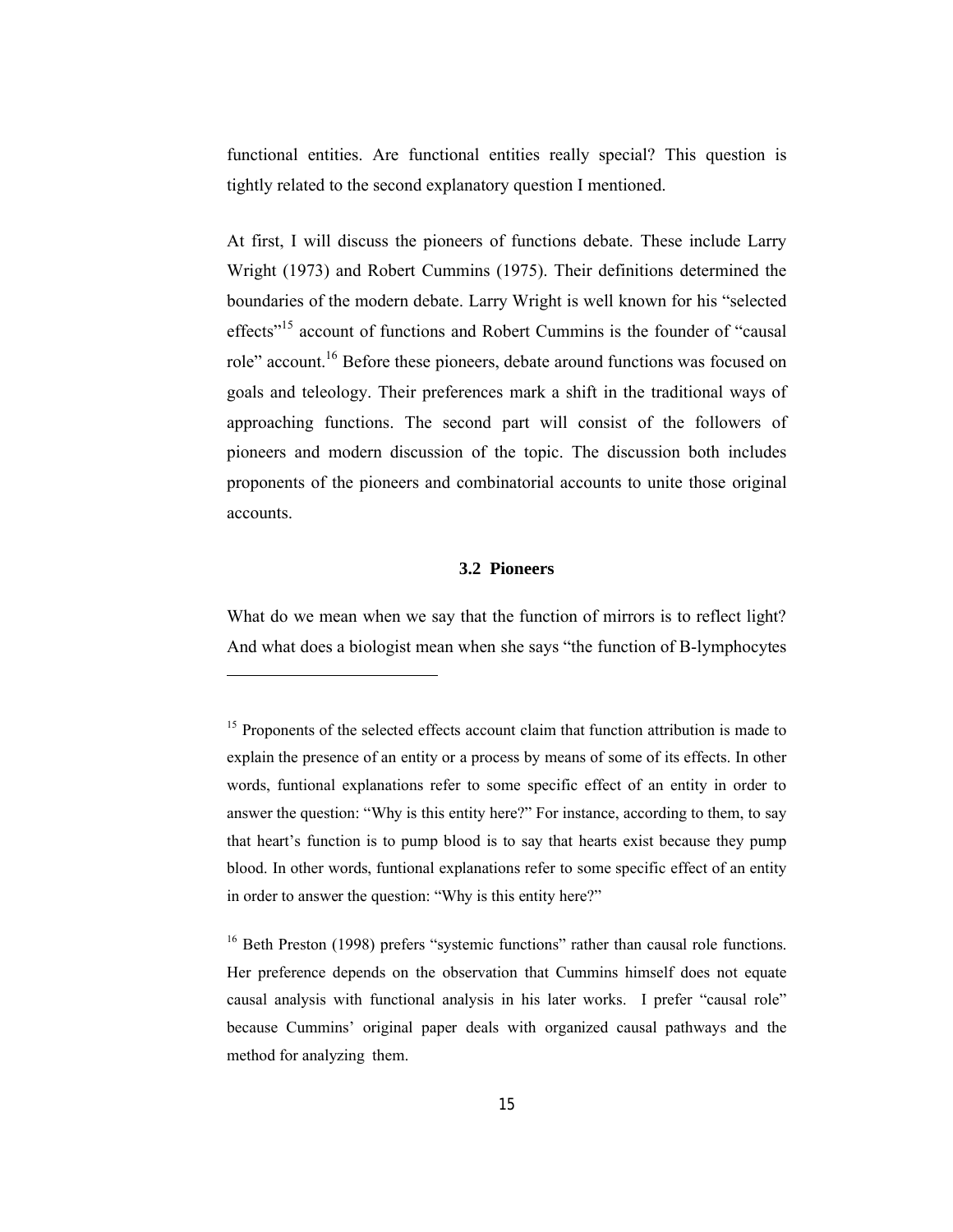functional entities. Are functional entities really special? This question is tightly related to the second explanatory question I mentioned.

At first, I will discuss the pioneers of functions debate. These include Larry Wright (1973) and Robert Cummins (1975). Their definitions determined the boundaries of the modern debate. Larry Wright is well known for his "selected effects"[15] account of functions and Robert Cummins is the founder of "causal role" account.[16] Before these pioneers, debate around functions was focused on goals and teleology. Their preferences mark a shift in the traditional ways of approaching functions. The second part will consist of the followers of pioneers and modern discussion of the topic. The discussion both includes proponents of the pioneers and combinatorial accounts to unite those original accounts.

### 3.2 Pioneers

What do we mean when we say that the function of mirrors is to reflect light? And what does a biologist mean when she says "the function of B-lymphocytes

---

[15] Proponents of the selected effects account claim that function attribution is made to explain the presence of an entity or a process by means of some of its effects. In other words, funtional explanations refer to some specific effect of an entity in order to answer the question: "Why is this entity here?" For instance, according to them, to say that heart's function is to pump blood is to say that hearts exist because they pump blood. In other words, funtional explanations refer to some specific effect of an entity in order to answer the question: "Why is this entity here?"

[16] Beth Preston (1998) prefers "systemic functions" rather than causal role functions. Her preference depends on the observation that Cummins himself does not equate causal analysis with functional analysis in his later works. I prefer "causal role" because Cummins' original paper deals with organized causal pathways and the method for analyzing them.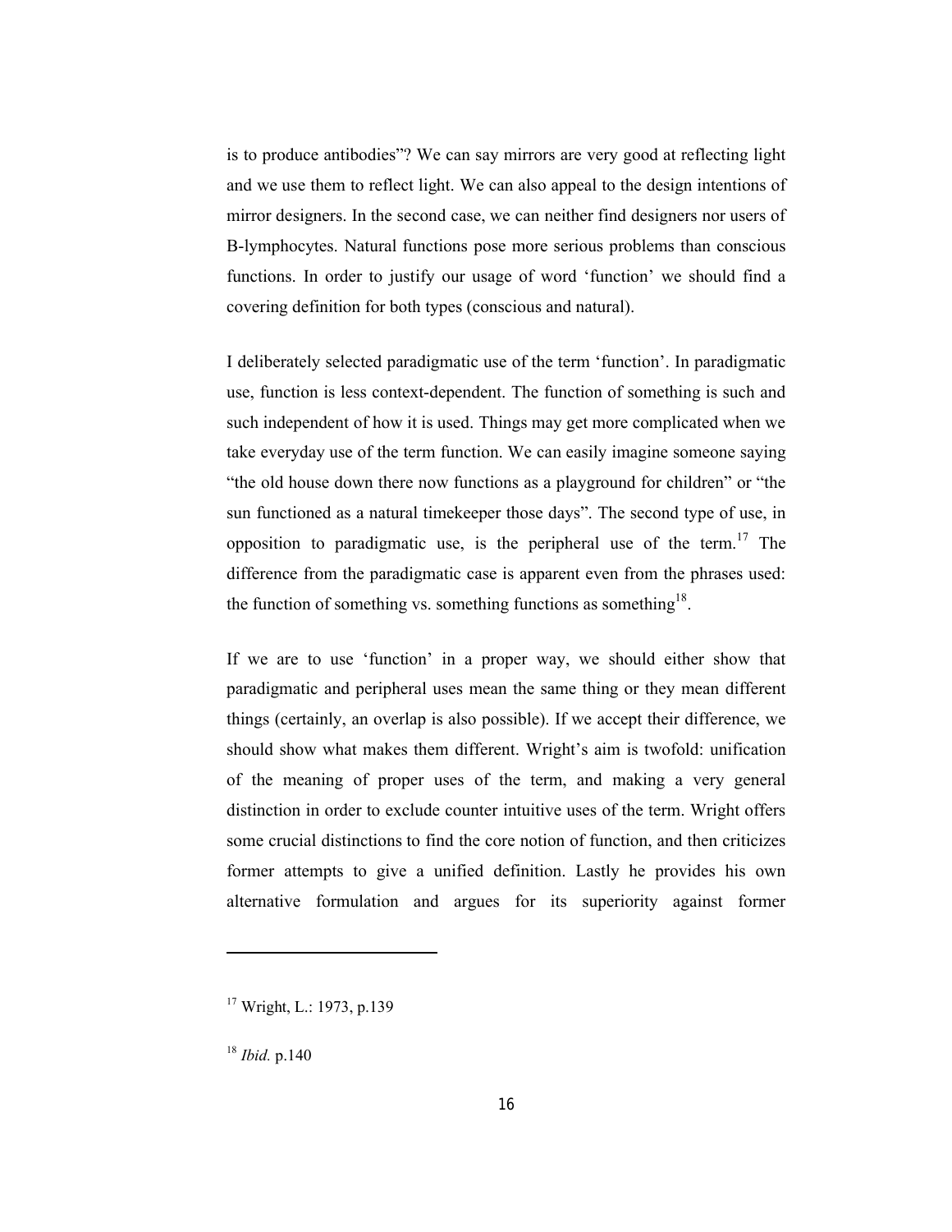is to produce antibodies"? We can say mirrors are very good at reflecting light and we use them to reflect light. We can also appeal to the design intentions of mirror designers. In the second case, we can neither find designers nor users of B-lymphocytes. Natural functions pose more serious problems than conscious functions. In order to justify our usage of word 'function' we should find a covering definition for both types (conscious and natural).

I deliberately selected paradigmatic use of the term 'function'. In paradigmatic use, function is less context-dependent. The function of something is such and such independent of how it is used. Things may get more complicated when we take everyday use of the term function. We can easily imagine someone saying "the old house down there now functions as a playground for children" or "the sun functioned as a natural timekeeper those days". The second type of use, in opposition to paradigmatic use, is the peripheral use of the term.[17] The difference from the paradigmatic case is apparent even from the phrases used: the function of something vs. something functions as something[18].

If we are to use 'function' in a proper way, we should either show that paradigmatic and peripheral uses mean the same thing or they mean different things (certainly, an overlap is also possible). If we accept their difference, we should show what makes them different. Wright's aim is twofold: unification of the meaning of proper uses of the term, and making a very general distinction in order to exclude counter intuitive uses of the term. Wright offers some crucial distinctions to find the core notion of function, and then criticizes former attempts to give a unified definition. Lastly he provides his own alternative formulation and argues for its superiority against former

---

[17] Wright, L.: 1973, p.139

[18] *Ibid.* p.140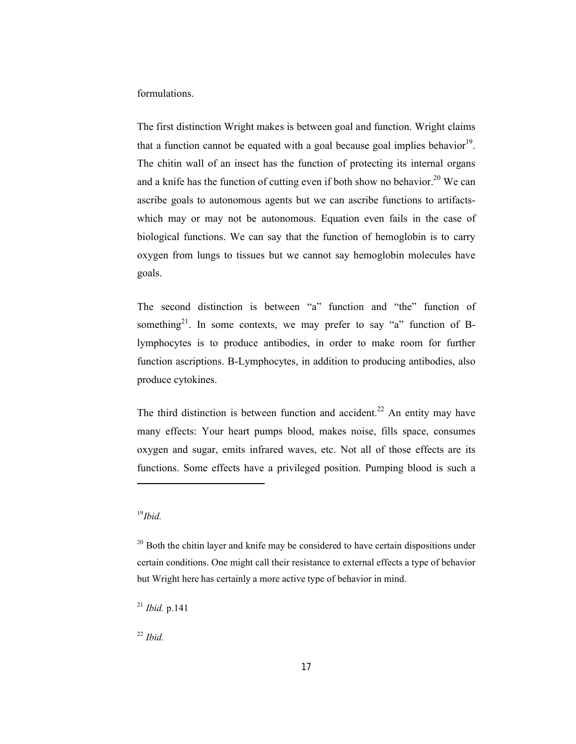formulations.

The first distinction Wright makes is between goal and function. Wright claims that a function cannot be equated with a goal because goal implies behavior[19]. The chitin wall of an insect has the function of protecting its internal organs and a knife has the function of cutting even if both show no behavior.[20] We can ascribe goals to autonomous agents but we can ascribe functions to artifacts- which may or may not be autonomous. Equation even fails in the case of biological functions. We can say that the function of hemoglobin is to carry oxygen from lungs to tissues but we cannot say hemoglobin molecules have goals.

The second distinction is between "a" function and "the" function of something[21]. In some contexts, we may prefer to say "a" function of B-lymphocytes is to produce antibodies, in order to make room for further function ascriptions. B-Lymphocytes, in addition to producing antibodies, also produce cytokines.

The third distinction is between function and accident.[22] An entity may have many effects: Your heart pumps blood, makes noise, fills space, consumes oxygen and sugar, emits infrared waves, etc. Not all of those effects are its functions. Some effects have a privileged position. Pumping blood is such a

---

[19] *Ibid.*

[20] Both the chitin layer and knife may be considered to have certain dispositions under certain conditions. One might call their resistance to external effects a type of behavior but Wright here has certainly a more active type of behavior in mind.

[21] *Ibid.* p.141

[22] *Ibid.*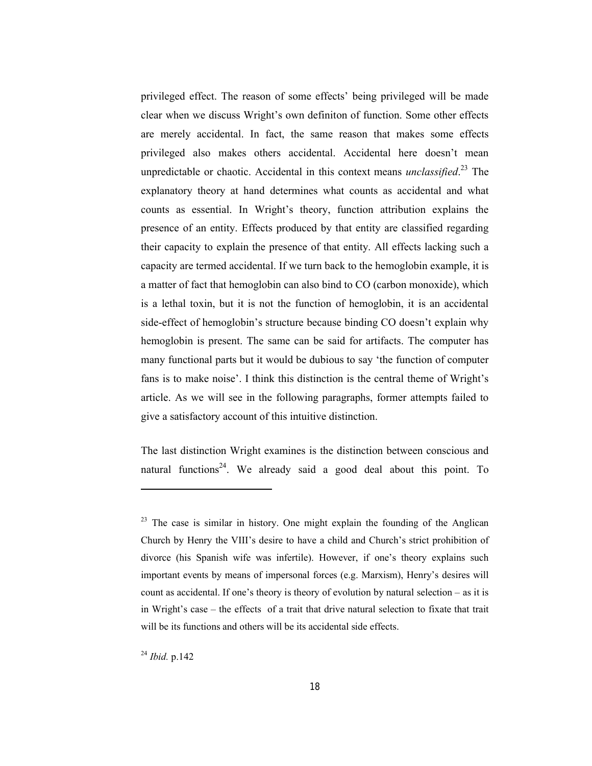privileged effect. The reason of some effects' being privileged will be made clear when we discuss Wright's own definiton of function. Some other effects are merely accidental. In fact, the same reason that makes some effects privileged also makes others accidental. Accidental here doesn't mean unpredictable or chaotic. Accidental in this context means *unclassified*.[23] The explanatory theory at hand determines what counts as accidental and what counts as essential. In Wright's theory, function attribution explains the presence of an entity. Effects produced by that entity are classified regarding their capacity to explain the presence of that entity. All effects lacking such a capacity are termed accidental. If we turn back to the hemoglobin example, it is a matter of fact that hemoglobin can also bind to CO (carbon monoxide), which is a lethal toxin, but it is not the function of hemoglobin, it is an accidental side-effect of hemoglobin's structure because binding CO doesn't explain why hemoglobin is present. The same can be said for artifacts. The computer has many functional parts but it would be dubious to say 'the function of computer fans is to make noise'. I think this distinction is the central theme of Wright's article. As we will see in the following paragraphs, former attempts failed to give a satisfactory account of this intuitive distinction.

The last distinction Wright examines is the distinction between conscious and natural functions[24]. We already said a good deal about this point. To

---

[23] The case is similar in history. One might explain the founding of the Anglican Church by Henry the VIII's desire to have a child and Church's strict prohibition of divorce (his Spanish wife was infertile). However, if one's theory explains such important events by means of impersonal forces (e.g. Marxism), Henry's desires will count as accidental. If one's theory is theory of evolution by natural selection – as it is in Wright's case – the effects of a trait that drive natural selection to fixate that trait will be its functions and others will be its accidental side effects.

[24] *Ibid.* p.142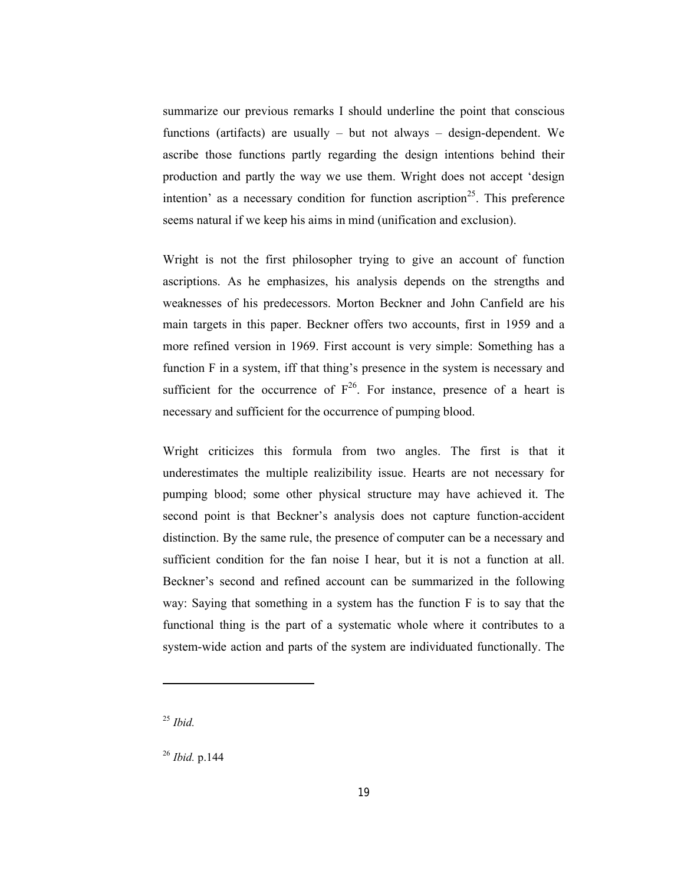summarize our previous remarks I should underline the point that conscious functions (artifacts) are usually – but not always – design-dependent. We ascribe those functions partly regarding the design intentions behind their production and partly the way we use them. Wright does not accept 'design intention' as a necessary condition for function ascription[25]. This preference seems natural if we keep his aims in mind (unification and exclusion).

Wright is not the first philosopher trying to give an account of function ascriptions. As he emphasizes, his analysis depends on the strengths and weaknesses of his predecessors. Morton Beckner and John Canfield are his main targets in this paper. Beckner offers two accounts, first in 1959 and a more refined version in 1969. First account is very simple: Something has a function F in a system, iff that thing's presence in the system is necessary and sufficient for the occurrence of F[26]. For instance, presence of a heart is necessary and sufficient for the occurrence of pumping blood.

Wright criticizes this formula from two angles. The first is that it underestimates the multiple realizibility issue. Hearts are not necessary for pumping blood; some other physical structure may have achieved it. The second point is that Beckner's analysis does not capture function-accident distinction. By the same rule, the presence of computer can be a necessary and sufficient condition for the fan noise I hear, but it is not a function at all. Beckner's second and refined account can be summarized in the following way: Saying that something in a system has the function F is to say that the functional thing is the part of a systematic whole where it contributes to a system-wide action and parts of the system are individuated functionally. The

---

[25] *Ibid.*

[26] *Ibid.* p.144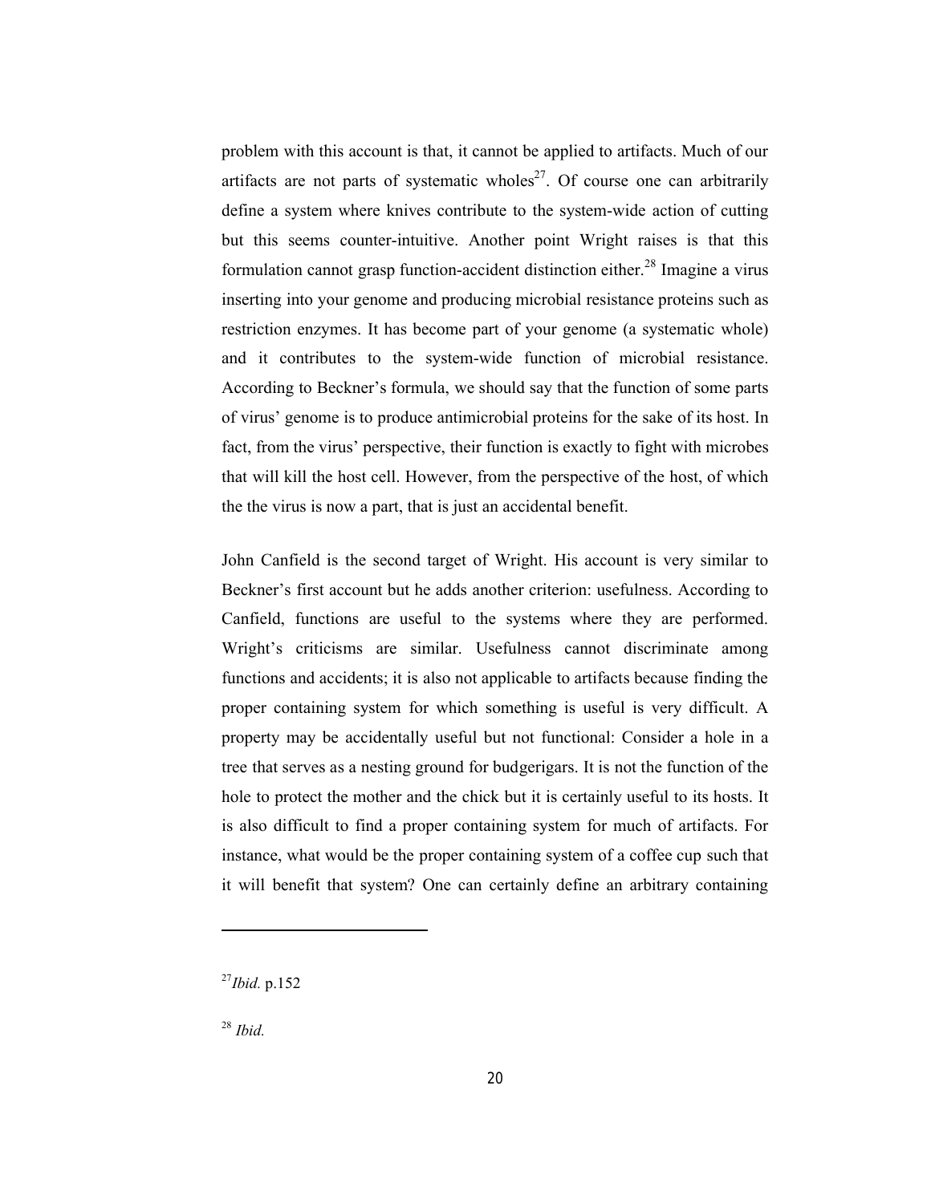problem with this account is that, it cannot be applied to artifacts. Much of our artifacts are not parts of systematic wholes[27]. Of course one can arbitrarily define a system where knives contribute to the system-wide action of cutting but this seems counter-intuitive. Another point Wright raises is that this formulation cannot grasp function-accident distinction either.[28] Imagine a virus inserting into your genome and producing microbial resistance proteins such as restriction enzymes. It has become part of your genome (a systematic whole) and it contributes to the system-wide function of microbial resistance. According to Beckner's formula, we should say that the function of some parts of virus' genome is to produce antimicrobial proteins for the sake of its host. In fact, from the virus' perspective, their function is exactly to fight with microbes that will kill the host cell. However, from the perspective of the host, of which the the virus is now a part, that is just an accidental benefit.

John Canfield is the second target of Wright. His account is very similar to Beckner's first account but he adds another criterion: usefulness. According to Canfield, functions are useful to the systems where they are performed. Wright's criticisms are similar. Usefulness cannot discriminate among functions and accidents; it is also not applicable to artifacts because finding the proper containing system for which something is useful is very difficult. A property may be accidentally useful but not functional: Consider a hole in a tree that serves as a nesting ground for budgerigars. It is not the function of the hole to protect the mother and the chick but it is certainly useful to its hosts. It is also difficult to find a proper containing system for much of artifacts. For instance, what would be the proper containing system of a coffee cup such that it will benefit that system? One can certainly define an arbitrary containing

---

[27] *Ibid.* p.152

[28] *Ibid.*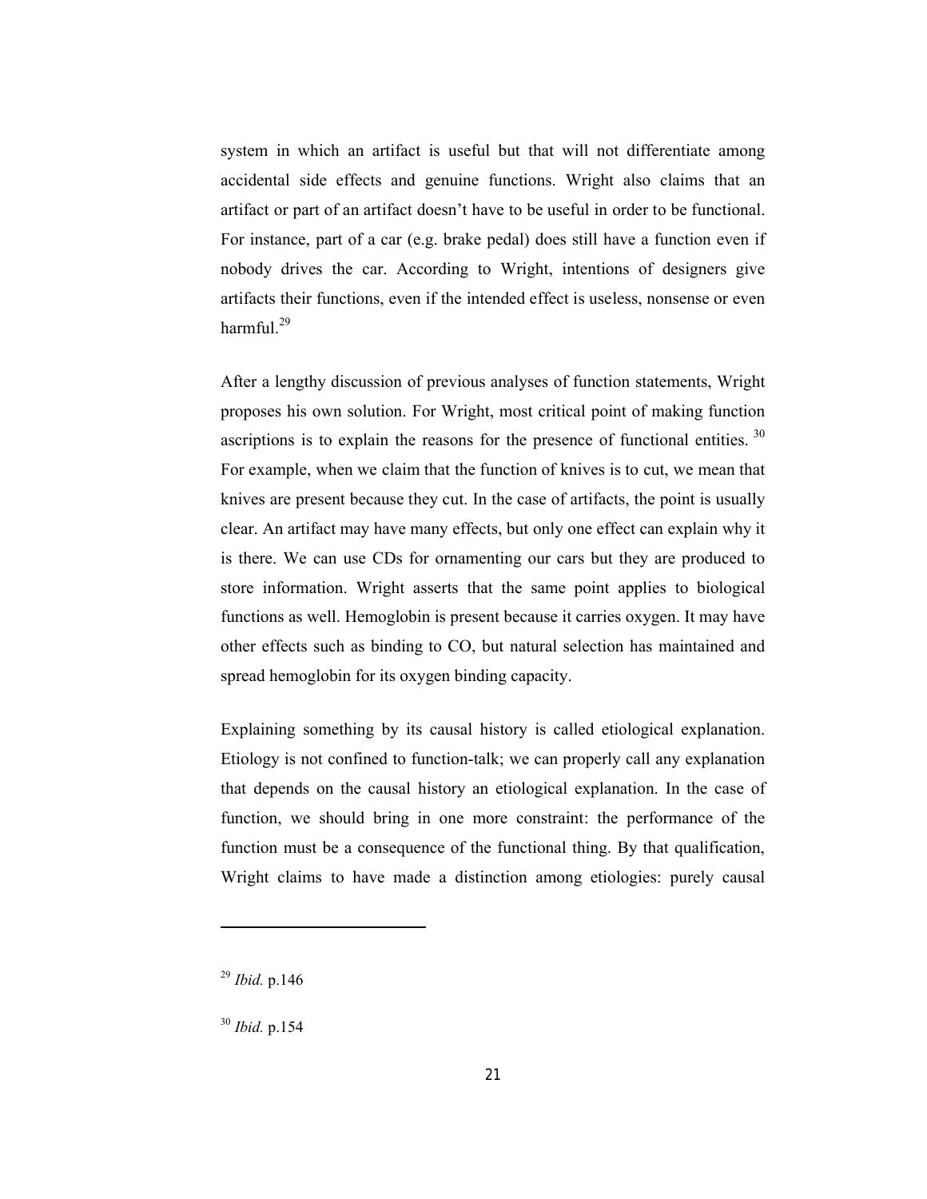system in which an artifact is useful but that will not differentiate among accidental side effects and genuine functions. Wright also claims that an artifact or part of an artifact doesn't have to be useful in order to be functional. For instance, part of a car (e.g. brake pedal) does still have a function even if nobody drives the car. According to Wright, intentions of designers give artifacts their functions, even if the intended effect is useless, nonsense or even harmful.[29]

After a lengthy discussion of previous analyses of function statements, Wright proposes his own solution. For Wright, most critical point of making function ascriptions is to explain the reasons for the presence of functional entities. [30] For example, when we claim that the function of knives is to cut, we mean that knives are present because they cut. In the case of artifacts, the point is usually clear. An artifact may have many effects, but only one effect can explain why it is there. We can use CDs for ornamenting our cars but they are produced to store information. Wright asserts that the same point applies to biological functions as well. Hemoglobin is present because it carries oxygen. It may have other effects such as binding to CO, but natural selection has maintained and spread hemoglobin for its oxygen binding capacity.

Explaining something by its causal history is called etiological explanation. Etiology is not confined to function-talk; we can properly call any explanation that depends on the causal history an etiological explanation. In the case of function, we should bring in one more constraint: the performance of the function must be a consequence of the functional thing. By that qualification, Wright claims to have made a distinction among etiologies: purely causal

---

[29] *Ibid.* p.146

[30] *Ibid.* p.154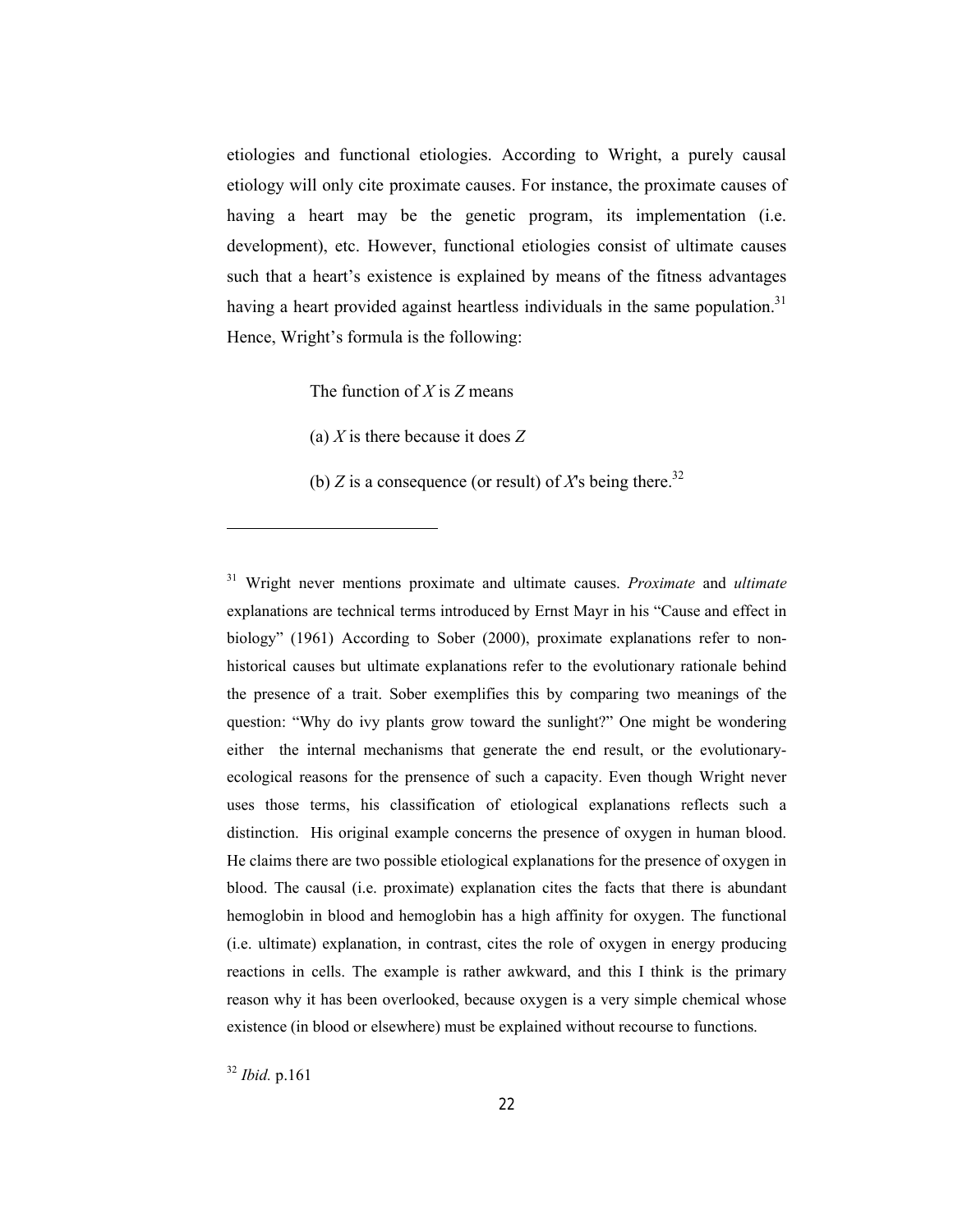etiologies and functional etiologies. According to Wright, a purely causal etiology will only cite proximate causes. For instance, the proximate causes of having a heart may be the genetic program, its implementation (i.e. development), etc. However, functional etiologies consist of ultimate causes such that a heart's existence is explained by means of the fitness advantages having a heart provided against heartless individuals in the same population.[31] Hence, Wright's formula is the following:

> The function of *X* is *Z* means
>
> (a) *X* is there because it does *Z*
>
> (b) *Z* is a consequence (or result) of *X*'s being there.[32]

---

[31] Wright never mentions proximate and ultimate causes. *Proximate* and *ultimate* explanations are technical terms introduced by Ernst Mayr in his "Cause and effect in biology" (1961) According to Sober (2000), proximate explanations refer to non-historical causes but ultimate explanations refer to the evolutionary rationale behind the presence of a trait. Sober exemplifies this by comparing two meanings of the question: "Why do ivy plants grow toward the sunlight?" One might be wondering either the internal mechanisms that generate the end result, or the evolutionary-ecological reasons for the prensence of such a capacity. Even though Wright never uses those terms, his classification of etiological explanations reflects such a distinction. His original example concerns the presence of oxygen in human blood. He claims there are two possible etiological explanations for the presence of oxygen in blood. The causal (i.e. proximate) explanation cites the facts that there is abundant hemoglobin in blood and hemoglobin has a high affinity for oxygen. The functional (i.e. ultimate) explanation, in contrast, cites the role of oxygen in energy producing reactions in cells. The example is rather awkward, and this I think is the primary reason why it has been overlooked, because oxygen is a very simple chemical whose existence (in blood or elsewhere) must be explained without recourse to functions.

[32] *Ibid.* p.161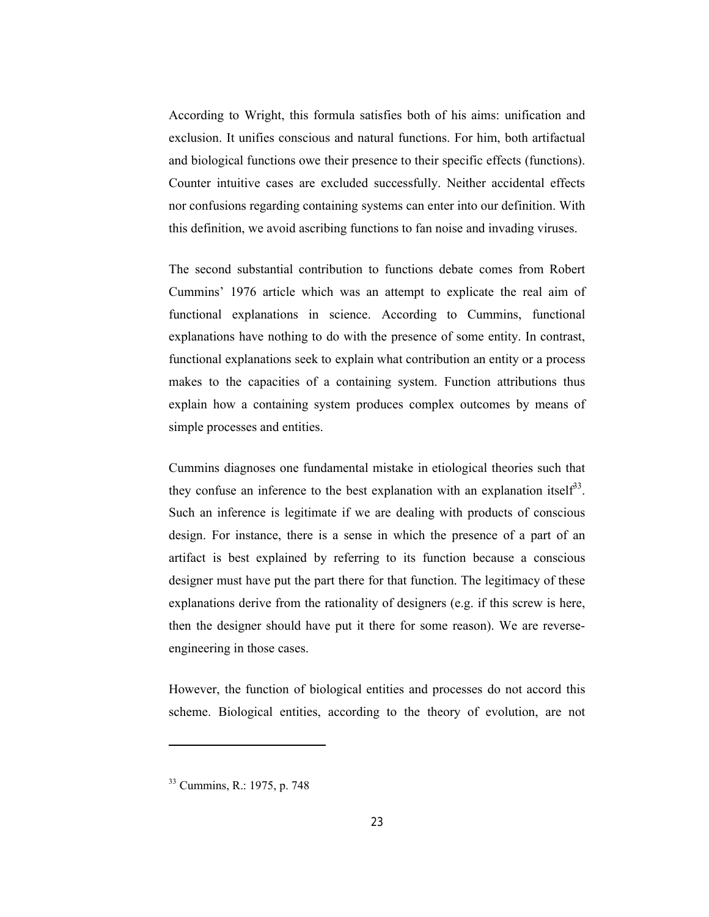According to Wright, this formula satisfies both of his aims: unification and exclusion. It unifies conscious and natural functions. For him, both artifactual and biological functions owe their presence to their specific effects (functions). Counter intuitive cases are excluded successfully. Neither accidental effects nor confusions regarding containing systems can enter into our definition. With this definition, we avoid ascribing functions to fan noise and invading viruses.

The second substantial contribution to functions debate comes from Robert Cummins' 1976 article which was an attempt to explicate the real aim of functional explanations in science. According to Cummins, functional explanations have nothing to do with the presence of some entity. In contrast, functional explanations seek to explain what contribution an entity or a process makes to the capacities of a containing system. Function attributions thus explain how a containing system produces complex outcomes by means of simple processes and entities.

Cummins diagnoses one fundamental mistake in etiological theories such that they confuse an inference to the best explanation with an explanation itself[33]. Such an inference is legitimate if we are dealing with products of conscious design. For instance, there is a sense in which the presence of a part of an artifact is best explained by referring to its function because a conscious designer must have put the part there for that function. The legitimacy of these explanations derive from the rationality of designers (e.g. if this screw is here, then the designer should have put it there for some reason). We are reverse-engineering in those cases.

However, the function of biological entities and processes do not accord this scheme. Biological entities, according to the theory of evolution, are not

---

[33] Cummins, R.: 1975, p. 748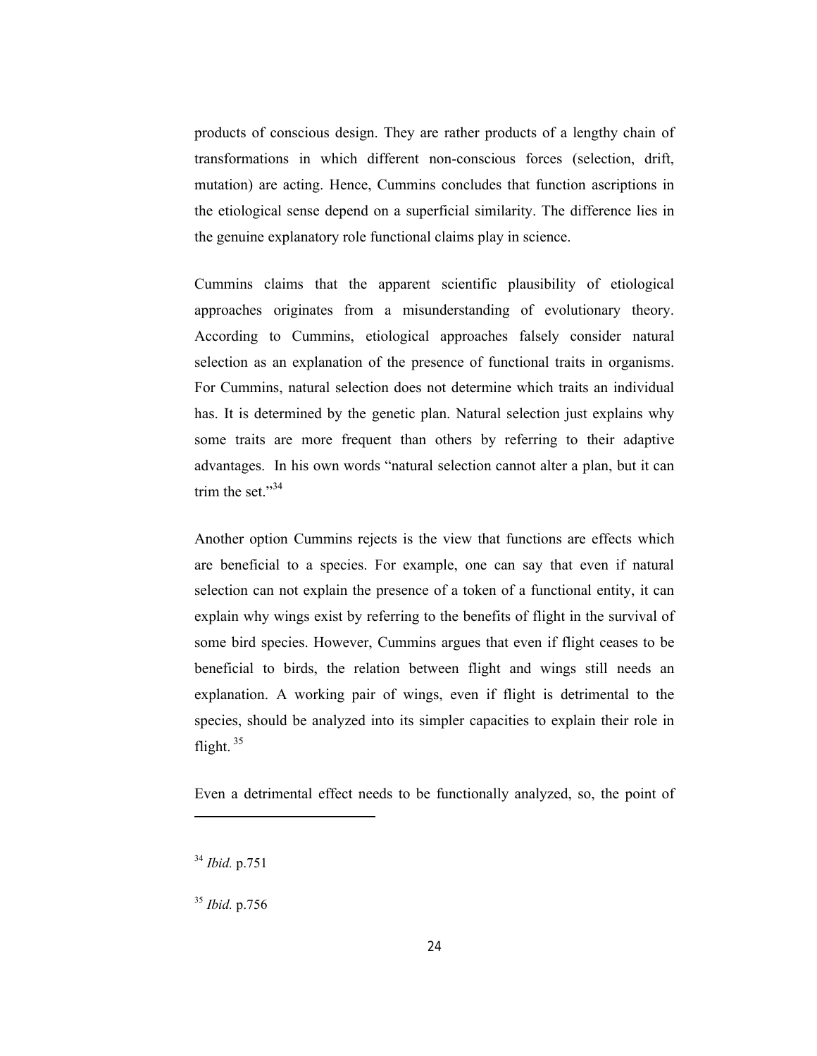products of conscious design. They are rather products of a lengthy chain of transformations in which different non-conscious forces (selection, drift, mutation) are acting. Hence, Cummins concludes that function ascriptions in the etiological sense depend on a superficial similarity. The difference lies in the genuine explanatory role functional claims play in science.

Cummins claims that the apparent scientific plausibility of etiological approaches originates from a misunderstanding of evolutionary theory. According to Cummins, etiological approaches falsely consider natural selection as an explanation of the presence of functional traits in organisms. For Cummins, natural selection does not determine which traits an individual has. It is determined by the genetic plan. Natural selection just explains why some traits are more frequent than others by referring to their adaptive advantages. In his own words "natural selection cannot alter a plan, but it can trim the set."[34]

Another option Cummins rejects is the view that functions are effects which are beneficial to a species. For example, one can say that even if natural selection can not explain the presence of a token of a functional entity, it can explain why wings exist by referring to the benefits of flight in the survival of some bird species. However, Cummins argues that even if flight ceases to be beneficial to birds, the relation between flight and wings still needs an explanation. A working pair of wings, even if flight is detrimental to the species, should be analyzed into its simpler capacities to explain their role in flight.[35]

Even a detrimental effect needs to be functionally analyzed, so, the point of

---

[34] *Ibid.* p.751

[35] *Ibid.* p.756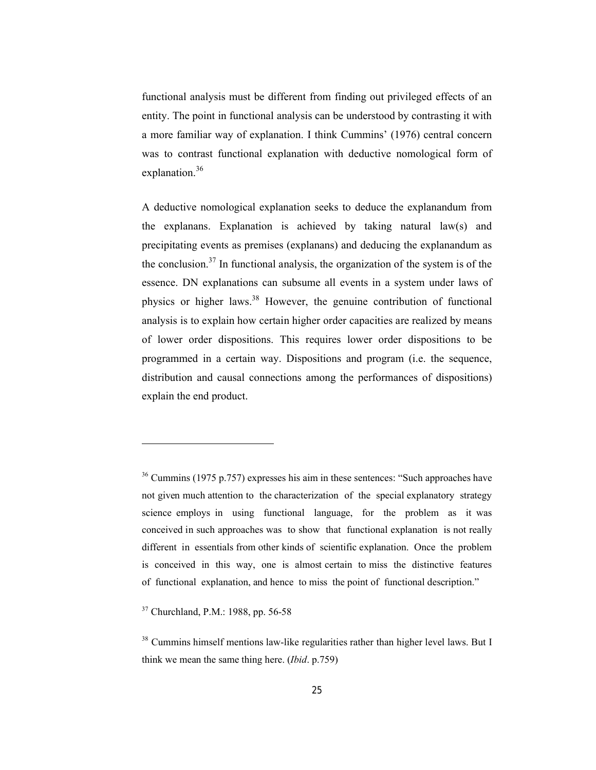functional analysis must be different from finding out privileged effects of an entity. The point in functional analysis can be understood by contrasting it with a more familiar way of explanation. I think Cummins' (1976) central concern was to contrast functional explanation with deductive nomological form of explanation.[36]

A deductive nomological explanation seeks to deduce the explanandum from the explanans. Explanation is achieved by taking natural law(s) and precipitating events as premises (explanans) and deducing the explanandum as the conclusion.[37] In functional analysis, the organization of the system is of the essence. DN explanations can subsume all events in a system under laws of physics or higher laws.[38] However, the genuine contribution of functional analysis is to explain how certain higher order capacities are realized by means of lower order dispositions. This requires lower order dispositions to be programmed in a certain way. Dispositions and program (i.e. the sequence, distribution and causal connections among the performances of dispositions) explain the end product.

---

[36] Cummins (1975 p.757) expresses his aim in these sentences: "Such approaches have not given much attention to the characterization of the special explanatory strategy science employs in using functional language, for the problem as it was conceived in such approaches was to show that functional explanation is not really different in essentials from other kinds of scientific explanation. Once the problem is conceived in this way, one is almost certain to miss the distinctive features of functional explanation, and hence to miss the point of functional description."

[37] Churchland, P.M.: 1988, pp. 56-58

[38] Cummins himself mentions law-like regularities rather than higher level laws. But I think we mean the same thing here. (*Ibid*. p.759)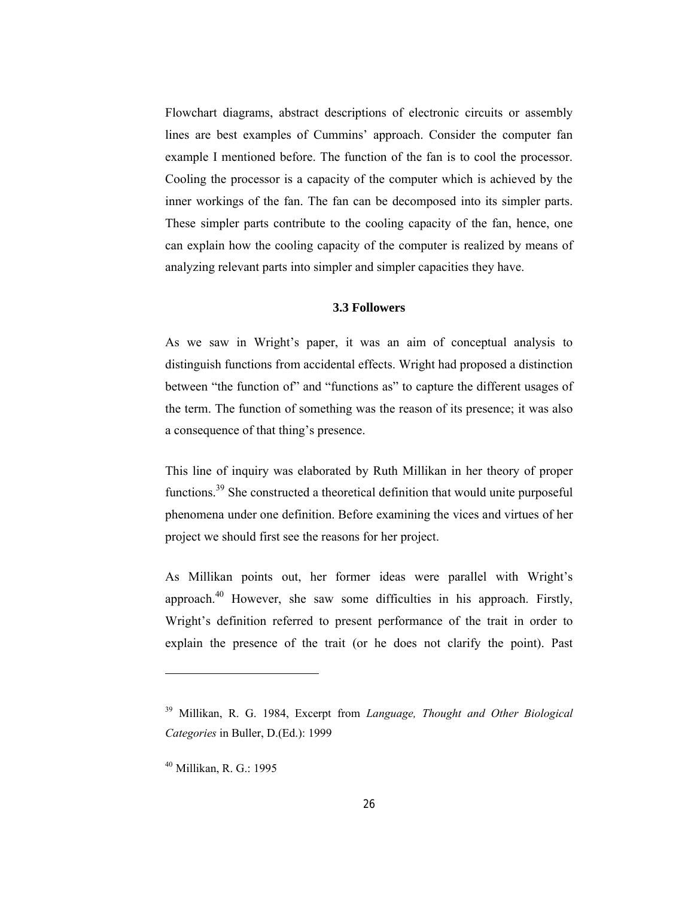Flowchart diagrams, abstract descriptions of electronic circuits or assembly lines are best examples of Cummins' approach. Consider the computer fan example I mentioned before. The function of the fan is to cool the processor. Cooling the processor is a capacity of the computer which is achieved by the inner workings of the fan. The fan can be decomposed into its simpler parts. These simpler parts contribute to the cooling capacity of the fan, hence, one can explain how the cooling capacity of the computer is realized by means of analyzing relevant parts into simpler and simpler capacities they have.

### 3.3 Followers

As we saw in Wright's paper, it was an aim of conceptual analysis to distinguish functions from accidental effects. Wright had proposed a distinction between "the function of" and "functions as" to capture the different usages of the term. The function of something was the reason of its presence; it was also a consequence of that thing's presence.

This line of inquiry was elaborated by Ruth Millikan in her theory of proper functions.[39] She constructed a theoretical definition that would unite purposeful phenomena under one definition. Before examining the vices and virtues of her project we should first see the reasons for her project.

As Millikan points out, her former ideas were parallel with Wright's approach.[40] However, she saw some difficulties in his approach. Firstly, Wright's definition referred to present performance of the trait in order to explain the presence of the trait (or he does not clarify the point). Past

---

[39] Millikan, R. G. 1984, Excerpt from *Language, Thought and Other Biological Categories* in Buller, D.(Ed.): 1999

[40] Millikan, R. G.: 1995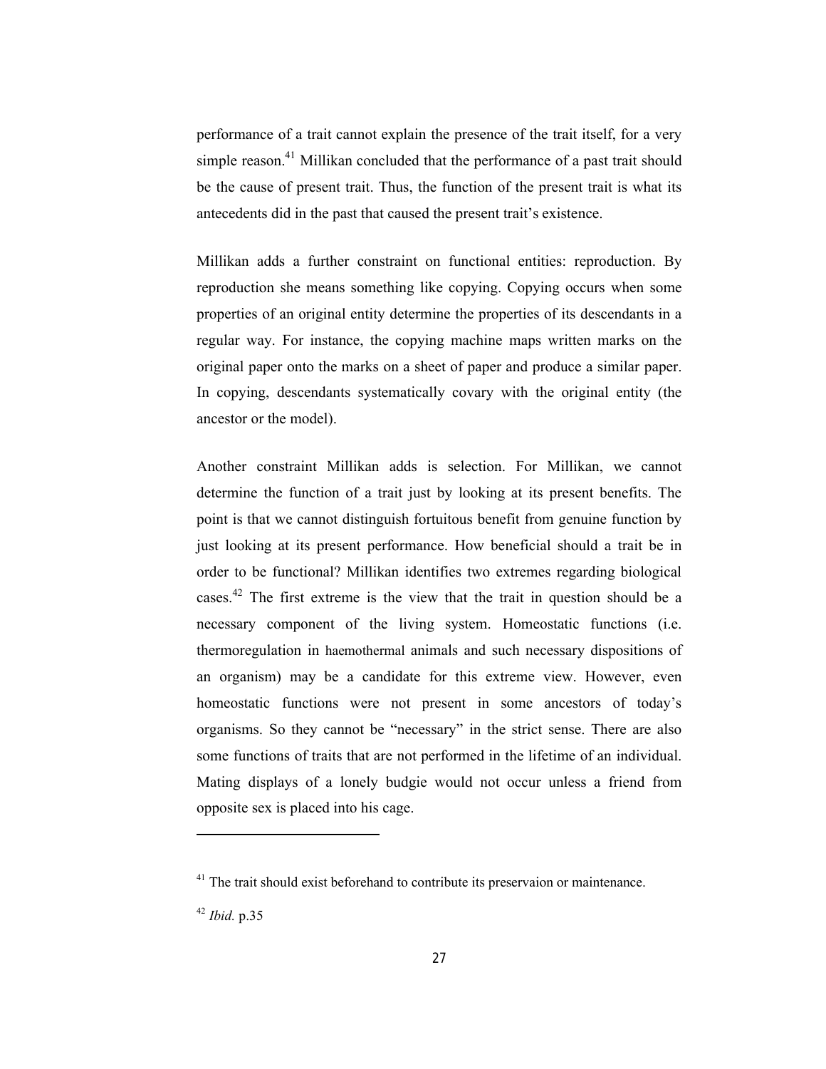performance of a trait cannot explain the presence of the trait itself, for a very simple reason.[41] Millikan concluded that the performance of a past trait should be the cause of present trait. Thus, the function of the present trait is what its antecedents did in the past that caused the present trait's existence.

Millikan adds a further constraint on functional entities: reproduction. By reproduction she means something like copying. Copying occurs when some properties of an original entity determine the properties of its descendants in a regular way. For instance, the copying machine maps written marks on the original paper onto the marks on a sheet of paper and produce a similar paper. In copying, descendants systematically covary with the original entity (the ancestor or the model).

Another constraint Millikan adds is selection. For Millikan, we cannot determine the function of a trait just by looking at its present benefits. The point is that we cannot distinguish fortuitous benefit from genuine function by just looking at its present performance. How beneficial should a trait be in order to be functional? Millikan identifies two extremes regarding biological cases.[42] The first extreme is the view that the trait in question should be a necessary component of the living system. Homeostatic functions (i.e. thermoregulation in haemothermal animals and such necessary dispositions of an organism) may be a candidate for this extreme view. However, even homeostatic functions were not present in some ancestors of today's organisms. So they cannot be "necessary" in the strict sense. There are also some functions of traits that are not performed in the lifetime of an individual. Mating displays of a lonely budgie would not occur unless a friend from opposite sex is placed into his cage.

---

[41] The trait should exist beforehand to contribute its preservaion or maintenance.

[42] *Ibid.* p.35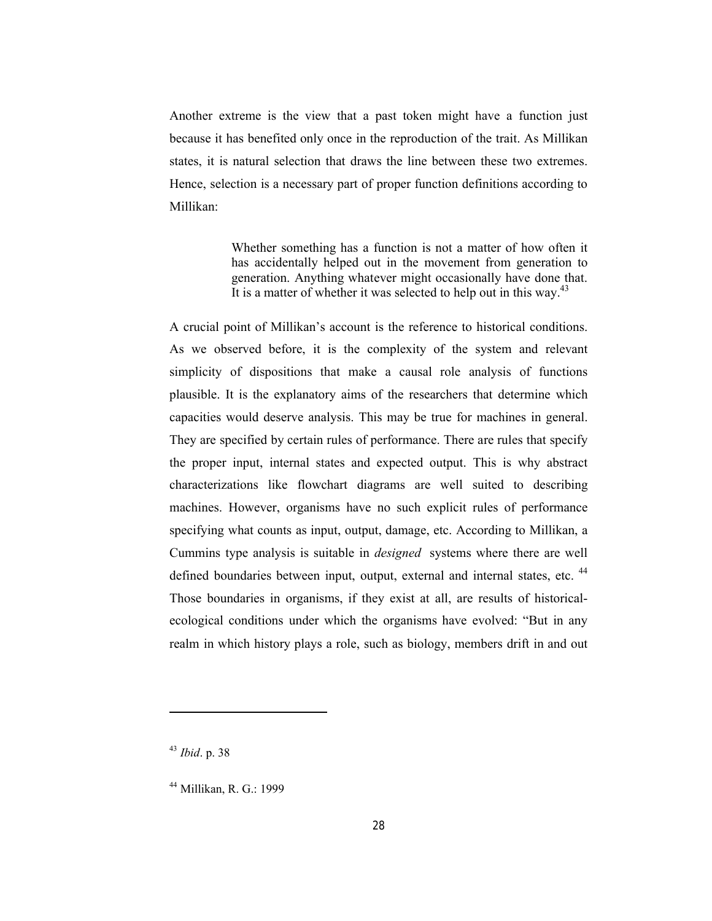Another extreme is the view that a past token might have a function just because it has benefited only once in the reproduction of the trait. As Millikan states, it is natural selection that draws the line between these two extremes. Hence, selection is a necessary part of proper function definitions according to Millikan:

> Whether something has a function is not a matter of how often it has accidentally helped out in the movement from generation to generation. Anything whatever might occasionally have done that. It is a matter of whether it was selected to help out in this way.[43]

A crucial point of Millikan's account is the reference to historical conditions. As we observed before, it is the complexity of the system and relevant simplicity of dispositions that make a causal role analysis of functions plausible. It is the explanatory aims of the researchers that determine which capacities would deserve analysis. This may be true for machines in general. They are specified by certain rules of performance. There are rules that specify the proper input, internal states and expected output. This is why abstract characterizations like flowchart diagrams are well suited to describing machines. However, organisms have no such explicit rules of performance specifying what counts as input, output, damage, etc. According to Millikan, a Cummins type analysis is suitable in *designed* systems where there are well defined boundaries between input, output, external and internal states, etc. [44] Those boundaries in organisms, if they exist at all, are results of historical-ecological conditions under which the organisms have evolved: "But in any realm in which history plays a role, such as biology, members drift in and out

---

[43] *Ibid*. p. 38

[44] Millikan, R. G.: 1999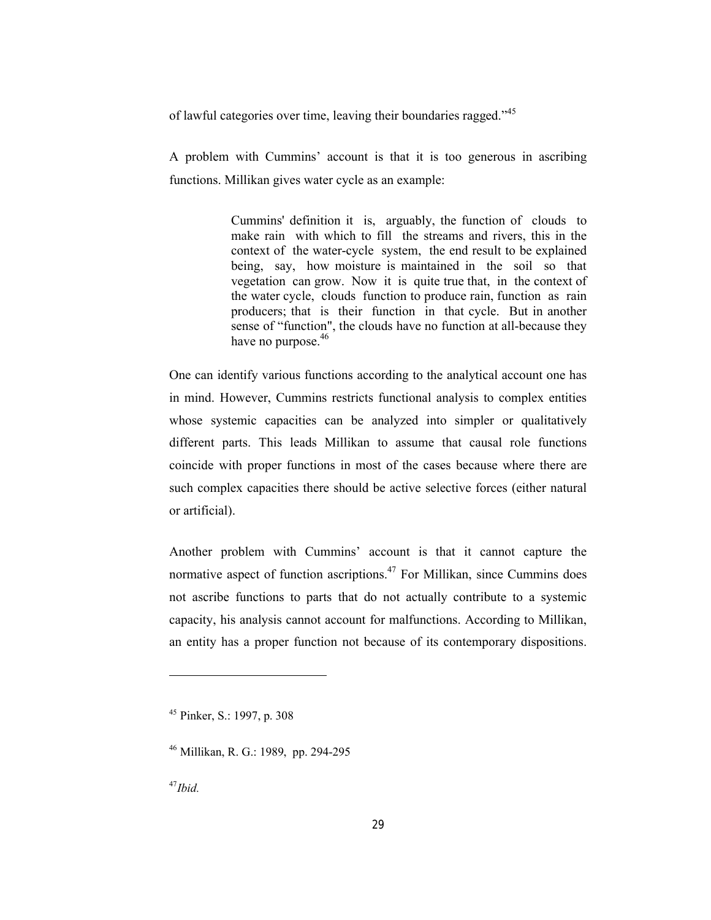of lawful categories over time, leaving their boundaries ragged."[45]

A problem with Cummins' account is that it is too generous in ascribing functions. Millikan gives water cycle as an example:

> Cummins' definition it is, arguably, the function of clouds to make rain with which to fill the streams and rivers, this in the context of the water-cycle system, the end result to be explained being, say, how moisture is maintained in the soil so that vegetation can grow. Now it is quite true that, in the context of the water cycle, clouds function to produce rain, function as rain producers; that is their function in that cycle. But in another sense of "function", the clouds have no function at all-because they have no purpose.[46]

One can identify various functions according to the analytical account one has in mind. However, Cummins restricts functional analysis to complex entities whose systemic capacities can be analyzed into simpler or qualitatively different parts. This leads Millikan to assume that causal role functions coincide with proper functions in most of the cases because where there are such complex capacities there should be active selective forces (either natural or artificial).

Another problem with Cummins' account is that it cannot capture the normative aspect of function ascriptions.[47] For Millikan, since Cummins does not ascribe functions to parts that do not actually contribute to a systemic capacity, his analysis cannot account for malfunctions. According to Millikan, an entity has a proper function not because of its contemporary dispositions.

---

[45] Pinker, S.: 1997, p. 308

[46] Millikan, R. G.: 1989, pp. 294-295

[47] *Ibid.*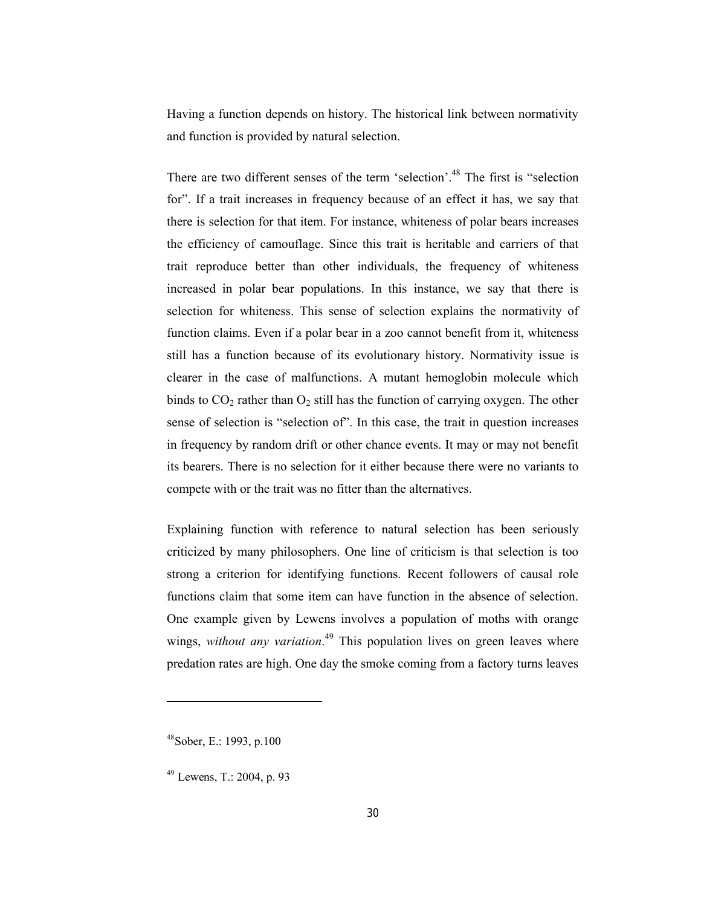Having a function depends on history. The historical link between normativity and function is provided by natural selection.

There are two different senses of the term 'selection'.[48] The first is "selection for". If a trait increases in frequency because of an effect it has, we say that there is selection for that item. For instance, whiteness of polar bears increases the efficiency of camouflage. Since this trait is heritable and carriers of that trait reproduce better than other individuals, the frequency of whiteness increased in polar bear populations. In this instance, we say that there is selection for whiteness. This sense of selection explains the normativity of function claims. Even if a polar bear in a zoo cannot benefit from it, whiteness still has a function because of its evolutionary history. Normativity issue is clearer in the case of malfunctions. A mutant hemoglobin molecule which binds to $CO_2$ rather than $O_2$ still has the function of carrying oxygen. The other sense of selection is "selection of". In this case, the trait in question increases in frequency by random drift or other chance events. It may or may not benefit its bearers. There is no selection for it either because there were no variants to compete with or the trait was no fitter than the alternatives.

Explaining function with reference to natural selection has been seriously criticized by many philosophers. One line of criticism is that selection is too strong a criterion for identifying functions. Recent followers of causal role functions claim that some item can have function in the absence of selection. One example given by Lewens involves a population of moths with orange wings, *without any variation*.[49] This population lives on green leaves where predation rates are high. One day the smoke coming from a factory turns leaves

---

[48] Sober, E.: 1993, p.100

[49] Lewens, T.: 2004, p. 93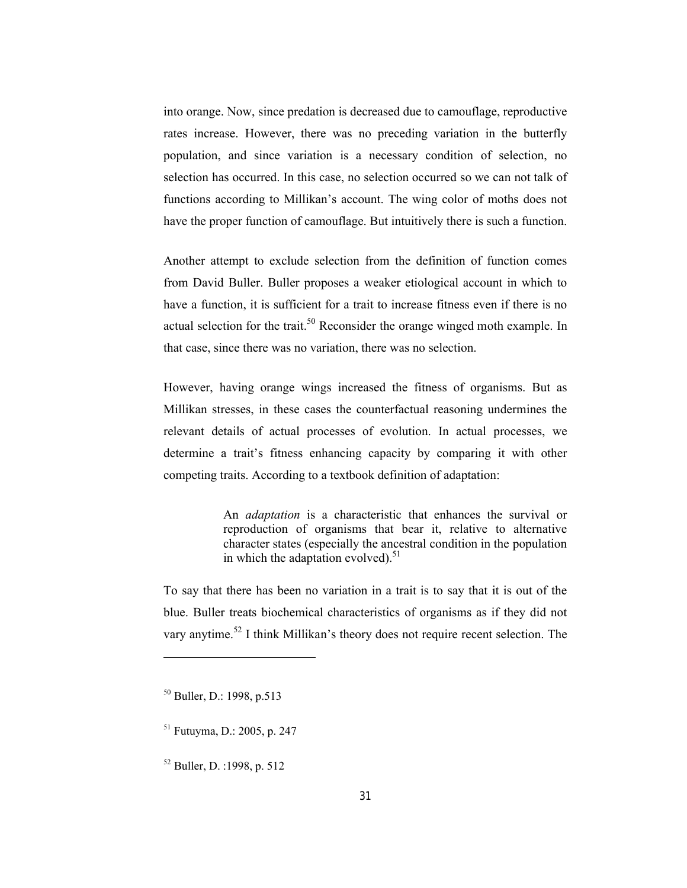into orange. Now, since predation is decreased due to camouflage, reproductive rates increase. However, there was no preceding variation in the butterfly population, and since variation is a necessary condition of selection, no selection has occurred. In this case, no selection occurred so we can not talk of functions according to Millikan's account. The wing color of moths does not have the proper function of camouflage. But intuitively there is such a function.

Another attempt to exclude selection from the definition of function comes from David Buller. Buller proposes a weaker etiological account in which to have a function, it is sufficient for a trait to increase fitness even if there is no actual selection for the trait.[50] Reconsider the orange winged moth example. In that case, since there was no variation, there was no selection.

However, having orange wings increased the fitness of organisms. But as Millikan stresses, in these cases the counterfactual reasoning undermines the relevant details of actual processes of evolution. In actual processes, we determine a trait's fitness enhancing capacity by comparing it with other competing traits. According to a textbook definition of adaptation:

> An *adaptation* is a characteristic that enhances the survival or reproduction of organisms that bear it, relative to alternative character states (especially the ancestral condition in the population in which the adaptation evolved).[51]

To say that there has been no variation in a trait is to say that it is out of the blue. Buller treats biochemical characteristics of organisms as if they did not vary anytime.[52] I think Millikan's theory does not require recent selection. The

---

[50] Buller, D.: 1998, p.513

[51] Futuyma, D.: 2005, p. 247

[52] Buller, D. :1998, p. 512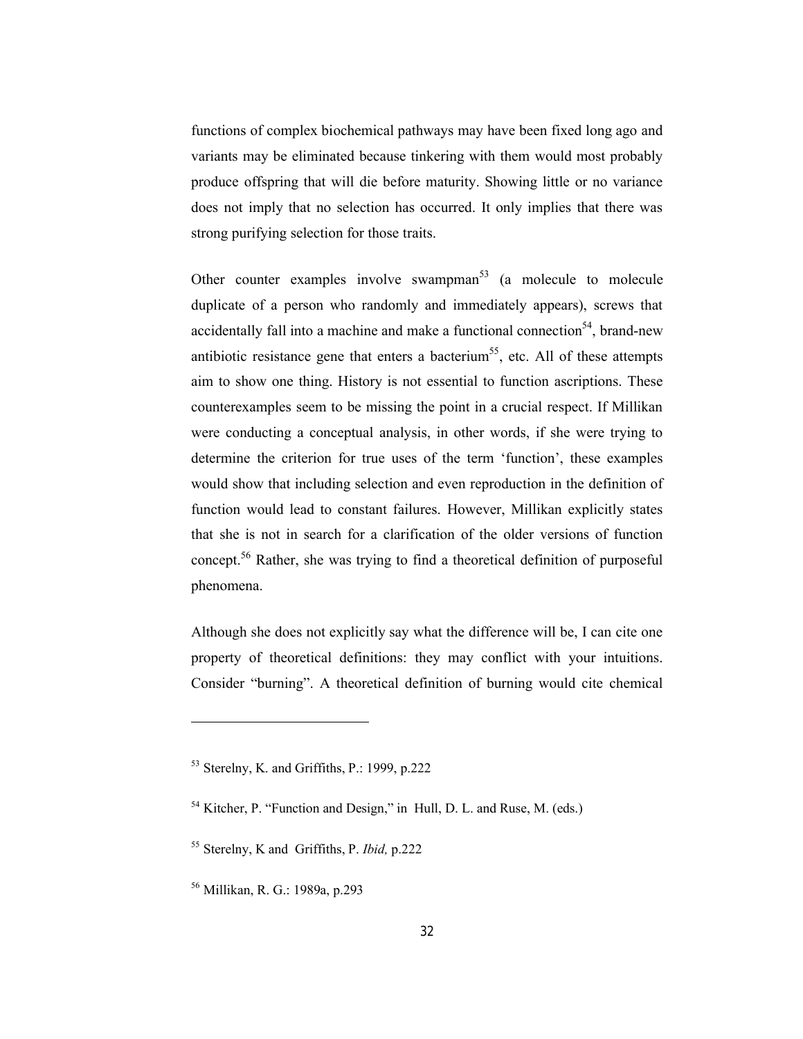functions of complex biochemical pathways may have been fixed long ago and variants may be eliminated because tinkering with them would most probably produce offspring that will die before maturity. Showing little or no variance does not imply that no selection has occurred. It only implies that there was strong purifying selection for those traits.

Other counter examples involve swampman[53] (a molecule to molecule duplicate of a person who randomly and immediately appears), screws that accidentally fall into a machine and make a functional connection[54], brand-new antibiotic resistance gene that enters a bacterium[55], etc. All of these attempts aim to show one thing. History is not essential to function ascriptions. These counterexamples seem to be missing the point in a crucial respect. If Millikan were conducting a conceptual analysis, in other words, if she were trying to determine the criterion for true uses of the term 'function', these examples would show that including selection and even reproduction in the definition of function would lead to constant failures. However, Millikan explicitly states that she is not in search for a clarification of the older versions of function concept.[56] Rather, she was trying to find a theoretical definition of purposeful phenomena.

Although she does not explicitly say what the difference will be, I can cite one property of theoretical definitions: they may conflict with your intuitions. Consider "burning". A theoretical definition of burning would cite chemical

---

[53] Sterelny, K. and Griffiths, P.: 1999, p.222

[54] Kitcher, P. "Function and Design," in Hull, D. L. and Ruse, M. (eds.)

[55] Sterelny, K and Griffiths, P. *Ibid,* p.222

[56] Millikan, R. G.: 1989a, p.293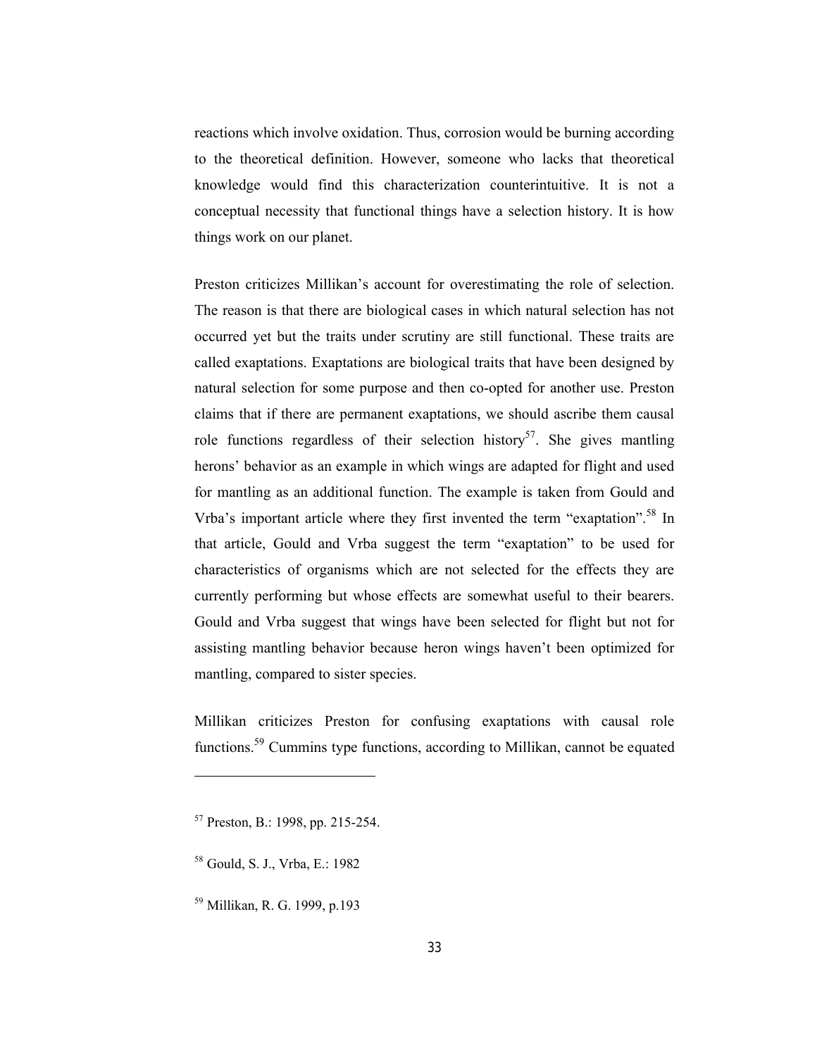reactions which involve oxidation. Thus, corrosion would be burning according to the theoretical definition. However, someone who lacks that theoretical knowledge would find this characterization counterintuitive. It is not a conceptual necessity that functional things have a selection history. It is how things work on our planet.

Preston criticizes Millikan's account for overestimating the role of selection. The reason is that there are biological cases in which natural selection has not occurred yet but the traits under scrutiny are still functional. These traits are called exaptations. Exaptations are biological traits that have been designed by natural selection for some purpose and then co-opted for another use. Preston claims that if there are permanent exaptations, we should ascribe them causal role functions regardless of their selection history[57]. She gives mantling herons' behavior as an example in which wings are adapted for flight and used for mantling as an additional function. The example is taken from Gould and Vrba's important article where they first invented the term "exaptation".[58] In that article, Gould and Vrba suggest the term "exaptation" to be used for characteristics of organisms which are not selected for the effects they are currently performing but whose effects are somewhat useful to their bearers. Gould and Vrba suggest that wings have been selected for flight but not for assisting mantling behavior because heron wings haven't been optimized for mantling, compared to sister species.

Millikan criticizes Preston for confusing exaptations with causal role functions.[59] Cummins type functions, according to Millikan, cannot be equated

---

[57] Preston, B.: 1998, pp. 215-254.

[58] Gould, S. J., Vrba, E.: 1982

[59] Millikan, R. G. 1999, p.193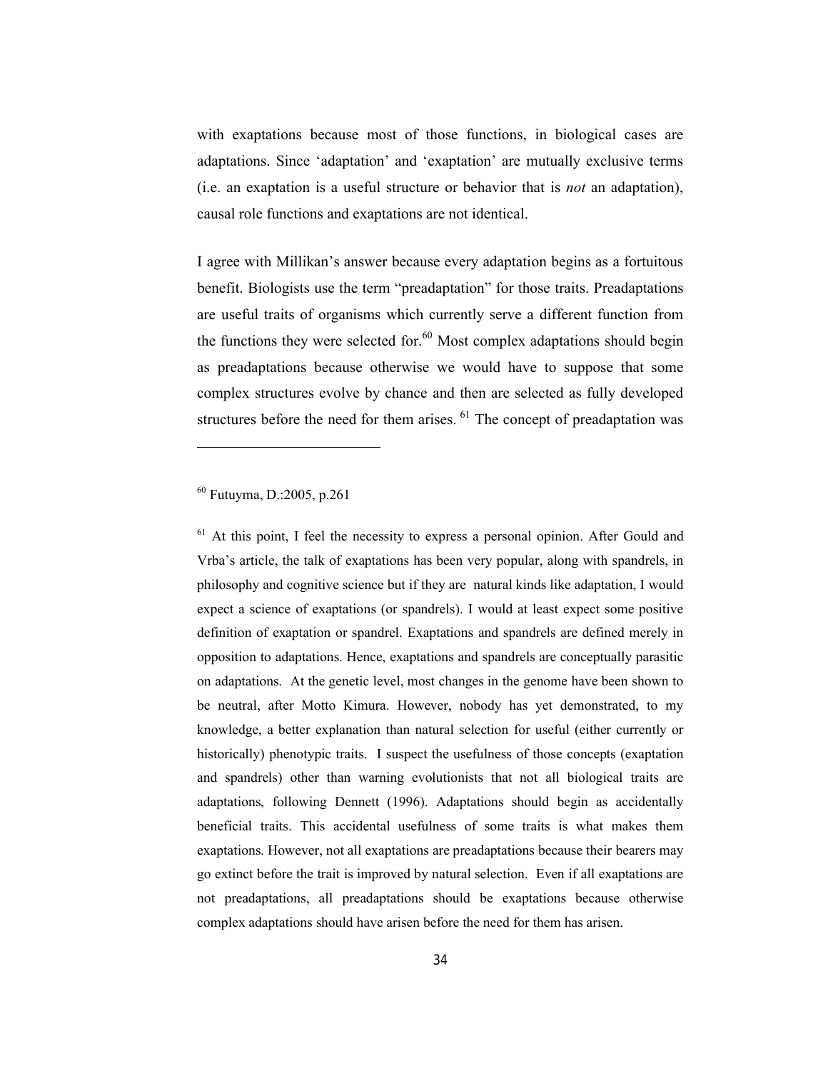with exaptations because most of those functions, in biological cases are adaptations. Since 'adaptation' and 'exaptation' are mutually exclusive terms (i.e. an exaptation is a useful structure or behavior that is *not* an adaptation), causal role functions and exaptations are not identical.

I agree with Millikan's answer because every adaptation begins as a fortuitous benefit. Biologists use the term "preadaptation" for those traits. Preadaptations are useful traits of organisms which currently serve a different function from the functions they were selected for.[60] Most complex adaptations should begin as preadaptations because otherwise we would have to suppose that some complex structures evolve by chance and then are selected as fully developed structures before the need for them arises. [61] The concept of preadaptation was

---

[60] Futuyma, D.:2005, p.261

[61] At this point, I feel the necessity to express a personal opinion. After Gould and Vrba's article, the talk of exaptations has been very popular, along with spandrels, in philosophy and cognitive science but if they are natural kinds like adaptation, I would expect a science of exaptations (or spandrels). I would at least expect some positive definition of exaptation or spandrel. Exaptations and spandrels are defined merely in opposition to adaptations. Hence, exaptations and spandrels are conceptually parasitic on adaptations. At the genetic level, most changes in the genome have been shown to be neutral, after Motto Kimura. However, nobody has yet demonstrated, to my knowledge, a better explanation than natural selection for useful (either currently or historically) phenotypic traits. I suspect the usefulness of those concepts (exaptation and spandrels) other than warning evolutionists that not all biological traits are adaptations, following Dennett (1996). Adaptations should begin as accidentally beneficial traits. This accidental usefulness of some traits is what makes them exaptations. However, not all exaptations are preadaptations because their bearers may go extinct before the trait is improved by natural selection. Even if all exaptations are not preadaptations, all preadaptations should be exaptations because otherwise complex adaptations should have arisen before the need for them has arisen.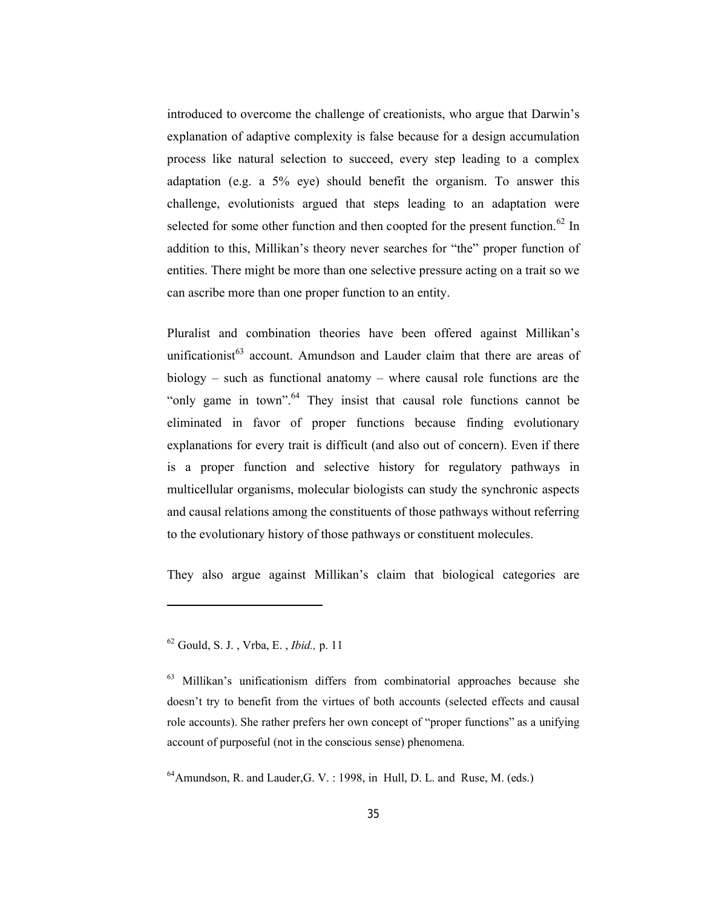introduced to overcome the challenge of creationists, who argue that Darwin's explanation of adaptive complexity is false because for a design accumulation process like natural selection to succeed, every step leading to a complex adaptation (e.g. a 5% eye) should benefit the organism. To answer this challenge, evolutionists argued that steps leading to an adaptation were selected for some other function and then coopted for the present function.[62] In addition to this, Millikan's theory never searches for "the" proper function of entities. There might be more than one selective pressure acting on a trait so we can ascribe more than one proper function to an entity.

Pluralist and combination theories have been offered against Millikan's unificationist[63] account. Amundson and Lauder claim that there are areas of biology – such as functional anatomy – where causal role functions are the "only game in town".[64] They insist that causal role functions cannot be eliminated in favor of proper functions because finding evolutionary explanations for every trait is difficult (and also out of concern). Even if there is a proper function and selective history for regulatory pathways in multicellular organisms, molecular biologists can study the synchronic aspects and causal relations among the constituents of those pathways without referring to the evolutionary history of those pathways or constituent molecules.

They also argue against Millikan's claim that biological categories are

---

[62] Gould, S. J. , Vrba, E. , *Ibid.,* p. 11

[63] Millikan's unificationism differs from combinatorial approaches because she doesn't try to benefit from the virtues of both accounts (selected effects and causal role accounts). She rather prefers her own concept of "proper functions" as a unifying account of purposeful (not in the conscious sense) phenomena.

[64] Amundson, R. and Lauder,G. V. : 1998, in Hull, D. L. and Ruse, M. (eds.)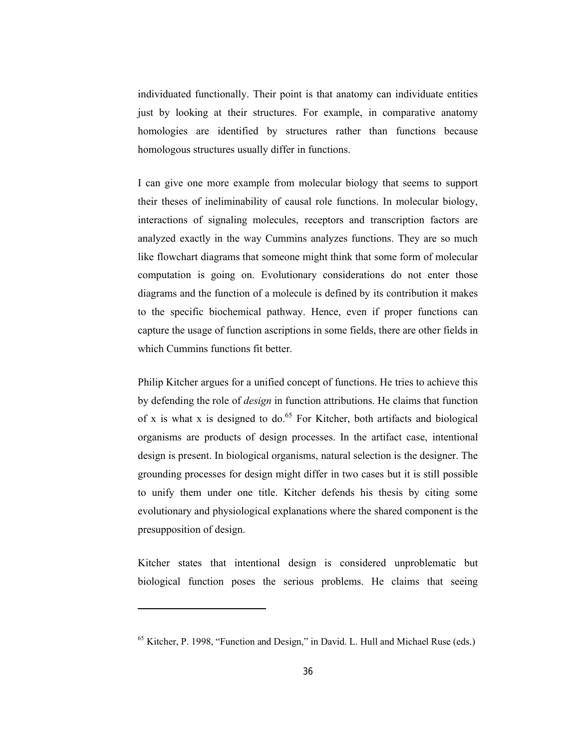individuated functionally. Their point is that anatomy can individuate entities just by looking at their structures. For example, in comparative anatomy homologies are identified by structures rather than functions because homologous structures usually differ in functions.

I can give one more example from molecular biology that seems to support their theses of ineliminability of causal role functions. In molecular biology, interactions of signaling molecules, receptors and transcription factors are analyzed exactly in the way Cummins analyzes functions. They are so much like flowchart diagrams that someone might think that some form of molecular computation is going on. Evolutionary considerations do not enter those diagrams and the function of a molecule is defined by its contribution it makes to the specific biochemical pathway. Hence, even if proper functions can capture the usage of function ascriptions in some fields, there are other fields in which Cummins functions fit better.

Philip Kitcher argues for a unified concept of functions. He tries to achieve this by defending the role of *design* in function attributions. He claims that function of x is what x is designed to do.[65] For Kitcher, both artifacts and biological organisms are products of design processes. In the artifact case, intentional design is present. In biological organisms, natural selection is the designer. The grounding processes for design might differ in two cases but it is still possible to unify them under one title. Kitcher defends his thesis by citing some evolutionary and physiological explanations where the shared component is the presupposition of design.

Kitcher states that intentional design is considered unproblematic but biological function poses the serious problems. He claims that seeing

---

[65] Kitcher, P. 1998, "Function and Design," in David. L. Hull and Michael Ruse (eds.)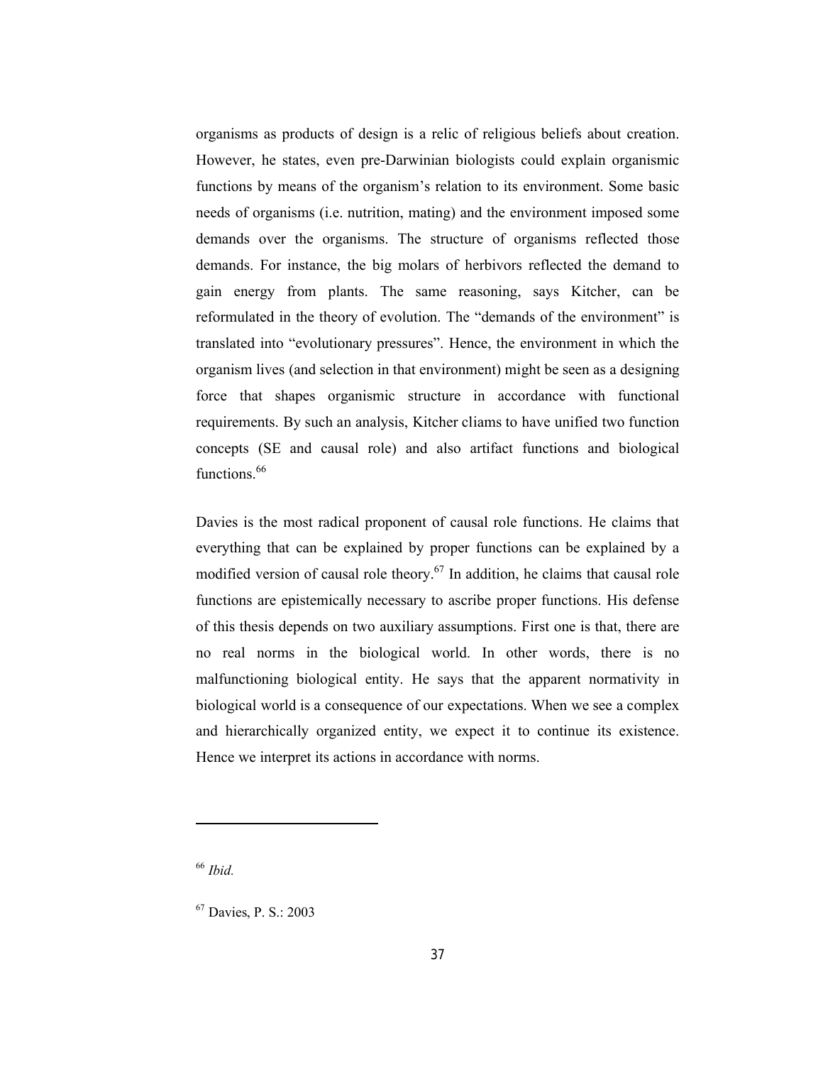organisms as products of design is a relic of religious beliefs about creation. However, he states, even pre-Darwinian biologists could explain organismic functions by means of the organism's relation to its environment. Some basic needs of organisms (i.e. nutrition, mating) and the environment imposed some demands over the organisms. The structure of organisms reflected those demands. For instance, the big molars of herbivors reflected the demand to gain energy from plants. The same reasoning, says Kitcher, can be reformulated in the theory of evolution. The "demands of the environment" is translated into "evolutionary pressures". Hence, the environment in which the organism lives (and selection in that environment) might be seen as a designing force that shapes organismic structure in accordance with functional requirements. By such an analysis, Kitcher cliams to have unified two function concepts (SE and causal role) and also artifact functions and biological functions.[66]

Davies is the most radical proponent of causal role functions. He claims that everything that can be explained by proper functions can be explained by a modified version of causal role theory.[67] In addition, he claims that causal role functions are epistemically necessary to ascribe proper functions. His defense of this thesis depends on two auxiliary assumptions. First one is that, there are no real norms in the biological world. In other words, there is no malfunctioning biological entity. He says that the apparent normativity in biological world is a consequence of our expectations. When we see a complex and hierarchically organized entity, we expect it to continue its existence. Hence we interpret its actions in accordance with norms.

---

[66] *Ibid.*

[67] Davies, P. S.: 2003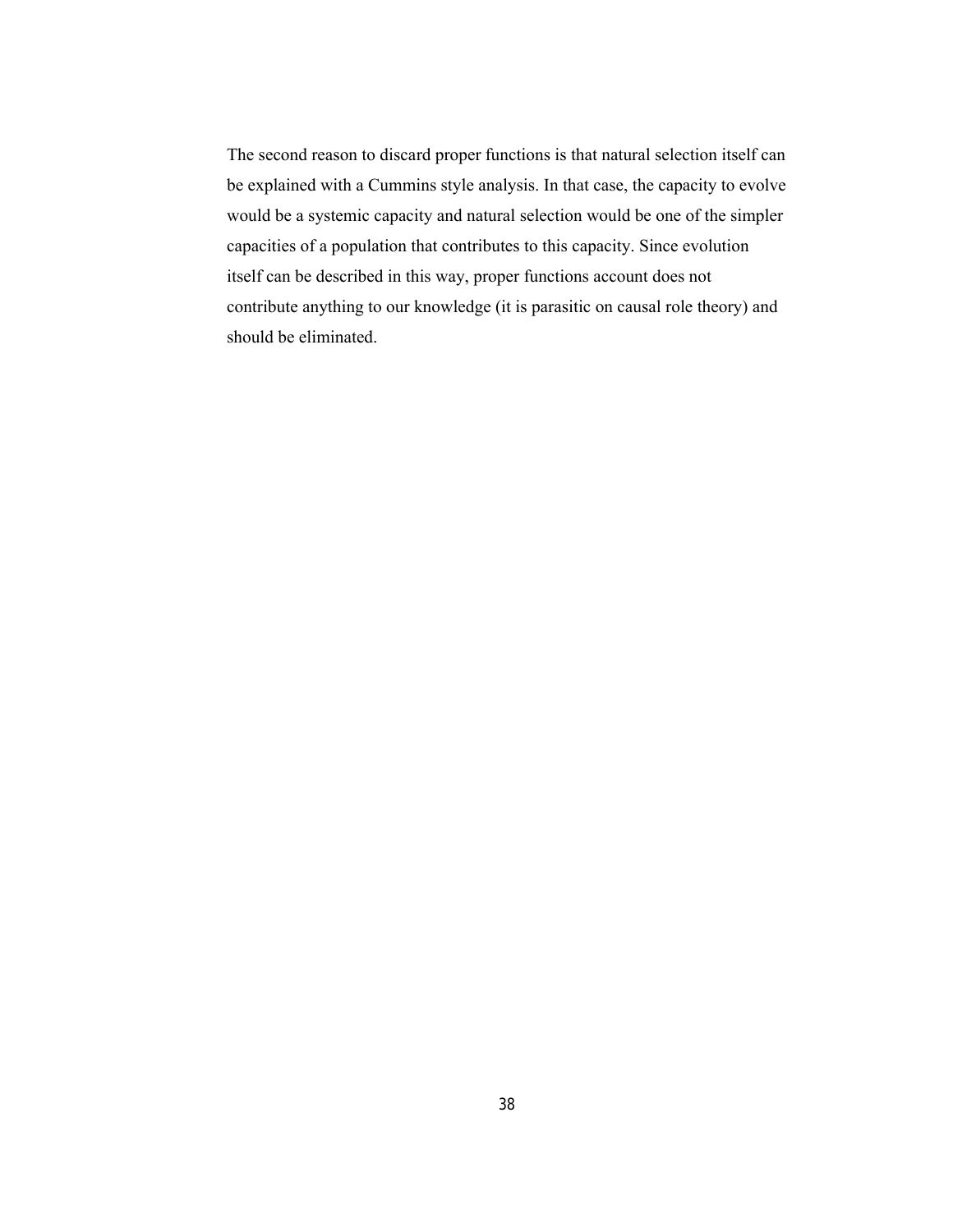The second reason to discard proper functions is that natural selection itself can be explained with a Cummins style analysis. In that case, the capacity to evolve would be a systemic capacity and natural selection would be one of the simpler capacities of a population that contributes to this capacity. Since evolution itself can be described in this way, proper functions account does not contribute anything to our knowledge (it is parasitic on causal role theory) and should be eliminated.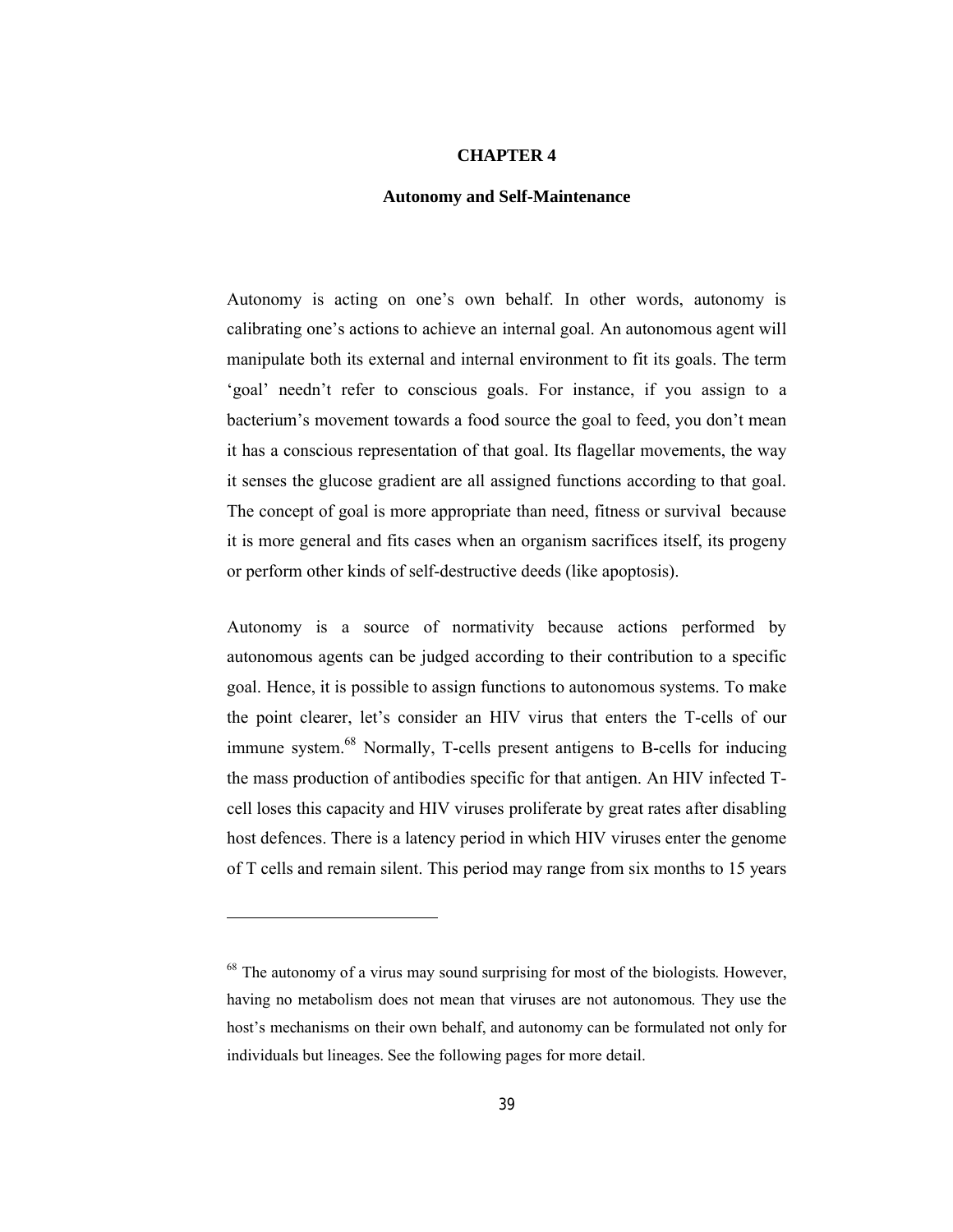# CHAPTER 4

## Autonomy and Self-Maintenance

Autonomy is acting on one's own behalf. In other words, autonomy is calibrating one's actions to achieve an internal goal. An autonomous agent will manipulate both its external and internal environment to fit its goals. The term 'goal' needn't refer to conscious goals. For instance, if you assign to a bacterium's movement towards a food source the goal to feed, you don't mean it has a conscious representation of that goal. Its flagellar movements, the way it senses the glucose gradient are all assigned functions according to that goal. The concept of goal is more appropriate than need, fitness or survival because it is more general and fits cases when an organism sacrifices itself, its progeny or perform other kinds of self-destructive deeds (like apoptosis).

Autonomy is a source of normativity because actions performed by autonomous agents can be judged according to their contribution to a specific goal. Hence, it is possible to assign functions to autonomous systems. To make the point clearer, let's consider an HIV virus that enters the T-cells of our immune system.[68] Normally, T-cells present antigens to B-cells for inducing the mass production of antibodies specific for that antigen. An HIV infected T-cell loses this capacity and HIV viruses proliferate by great rates after disabling host defences. There is a latency period in which HIV viruses enter the genome of T cells and remain silent. This period may range from six months to 15 years

---

[68] The autonomy of a virus may sound surprising for most of the biologists. However, having no metabolism does not mean that viruses are not autonomous. They use the host's mechanisms on their own behalf, and autonomy can be formulated not only for individuals but lineages. See the following pages for more detail.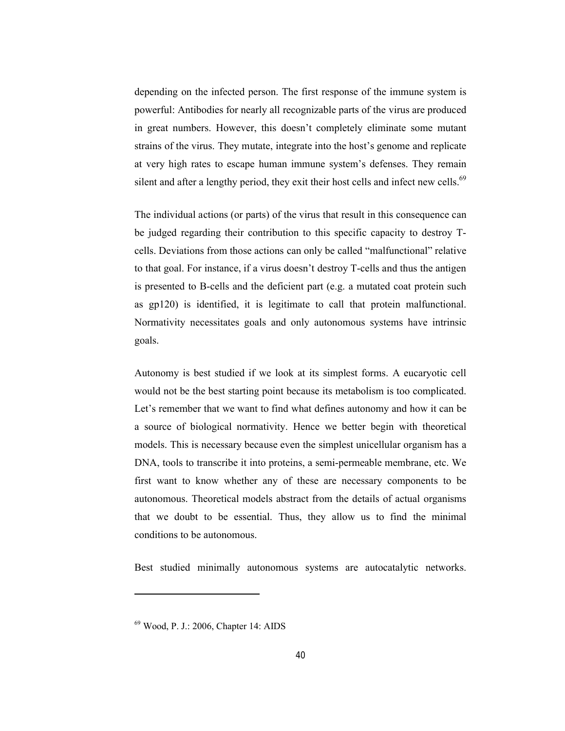depending on the infected person. The first response of the immune system is powerful: Antibodies for nearly all recognizable parts of the virus are produced in great numbers. However, this doesn't completely eliminate some mutant strains of the virus. They mutate, integrate into the host's genome and replicate at very high rates to escape human immune system's defenses. They remain silent and after a lengthy period, they exit their host cells and infect new cells.[69]

The individual actions (or parts) of the virus that result in this consequence can be judged regarding their contribution to this specific capacity to destroy T-cells. Deviations from those actions can only be called "malfunctional" relative to that goal. For instance, if a virus doesn't destroy T-cells and thus the antigen is presented to B-cells and the deficient part (e.g. a mutated coat protein such as gp120) is identified, it is legitimate to call that protein malfunctional. Normativity necessitates goals and only autonomous systems have intrinsic goals.

Autonomy is best studied if we look at its simplest forms. A eucaryotic cell would not be the best starting point because its metabolism is too complicated. Let's remember that we want to find what defines autonomy and how it can be a source of biological normativity. Hence we better begin with theoretical models. This is necessary because even the simplest unicellular organism has a DNA, tools to transcribe it into proteins, a semi-permeable membrane, etc. We first want to know whether any of these are necessary components to be autonomous. Theoretical models abstract from the details of actual organisms that we doubt to be essential. Thus, they allow us to find the minimal conditions to be autonomous.

Best studied minimally autonomous systems are autocatalytic networks.

---

[69] Wood, P. J.: 2006, Chapter 14: AIDS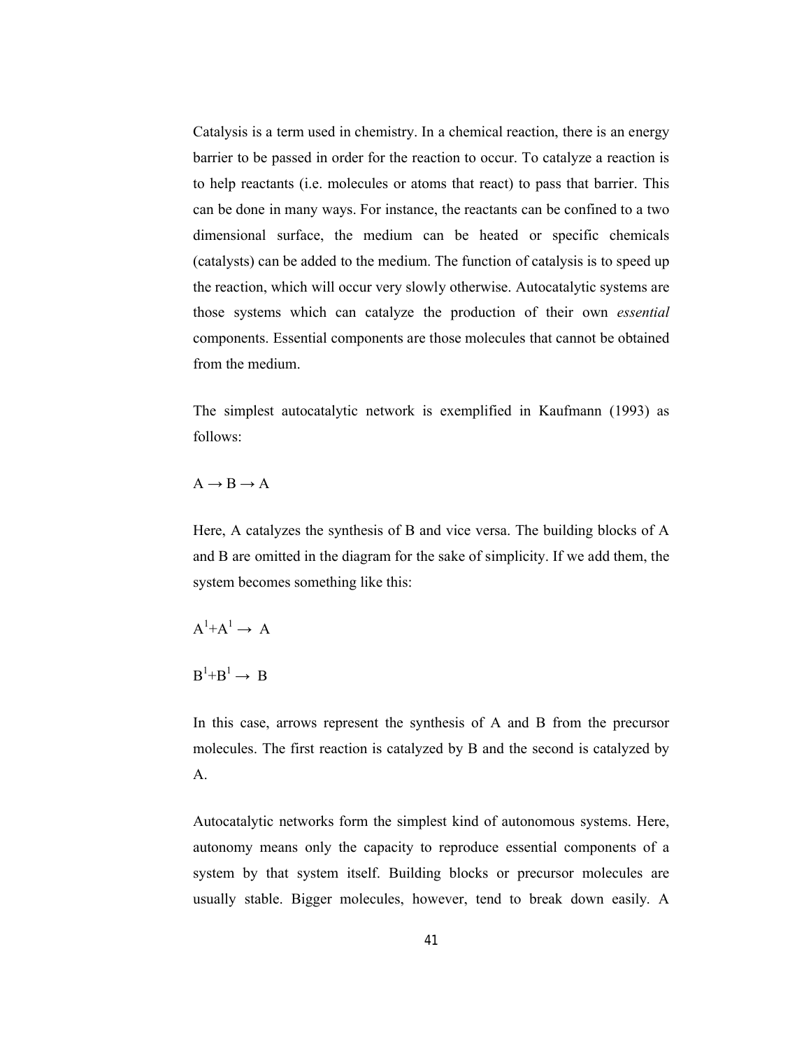Catalysis is a term used in chemistry. In a chemical reaction, there is an energy barrier to be passed in order for the reaction to occur. To catalyze a reaction is to help reactants (i.e. molecules or atoms that react) to pass that barrier. This can be done in many ways. For instance, the reactants can be confined to a two dimensional surface, the medium can be heated or specific chemicals (catalysts) can be added to the medium. The function of catalysis is to speed up the reaction, which will occur very slowly otherwise. Autocatalytic systems are those systems which can catalyze the production of their own *essential* components. Essential components are those molecules that cannot be obtained from the medium.

The simplest autocatalytic network is exemplified in Kaufmann (1993) as follows:

$A \rightarrow B \rightarrow A$

Here, A catalyzes the synthesis of B and vice versa. The building blocks of A and B are omitted in the diagram for the sake of simplicity. If we add them, the system becomes something like this:

$A^1+A^1 \rightarrow A$

$B^1+B^1 \rightarrow B$

In this case, arrows represent the synthesis of A and B from the precursor molecules. The first reaction is catalyzed by B and the second is catalyzed by A.

Autocatalytic networks form the simplest kind of autonomous systems. Here, autonomy means only the capacity to reproduce essential components of a system by that system itself. Building blocks or precursor molecules are usually stable. Bigger molecules, however, tend to break down easily. A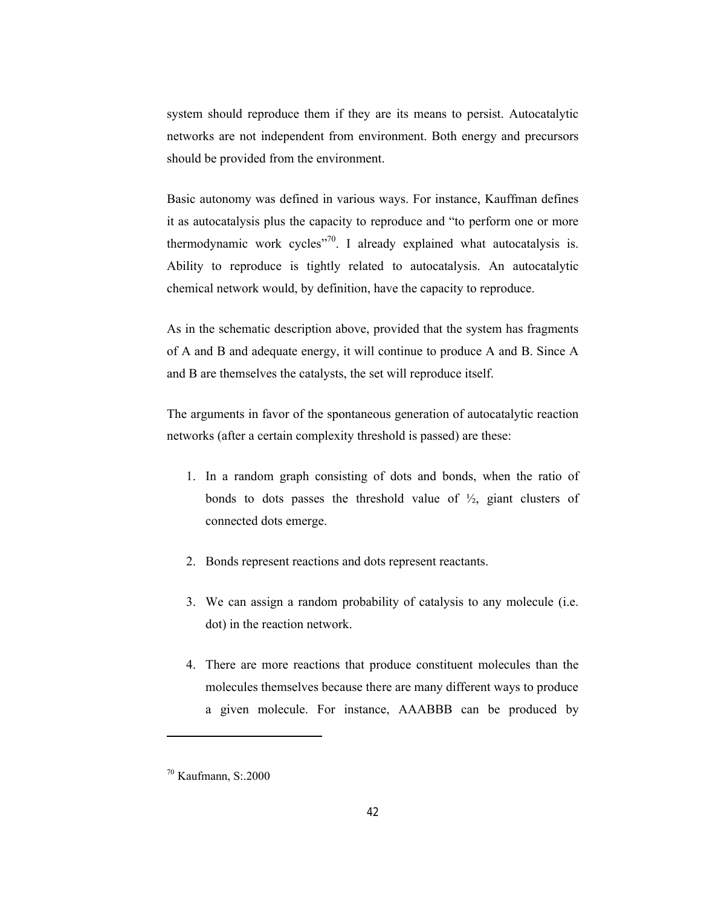system should reproduce them if they are its means to persist. Autocatalytic networks are not independent from environment. Both energy and precursors should be provided from the environment.

Basic autonomy was defined in various ways. For instance, Kauffman defines it as autocatalysis plus the capacity to reproduce and "to perform one or more thermodynamic work cycles"[70]. I already explained what autocatalysis is. Ability to reproduce is tightly related to autocatalysis. An autocatalytic chemical network would, by definition, have the capacity to reproduce.

As in the schematic description above, provided that the system has fragments of A and B and adequate energy, it will continue to produce A and B. Since A and B are themselves the catalysts, the set will reproduce itself.

The arguments in favor of the spontaneous generation of autocatalytic reaction networks (after a certain complexity threshold is passed) are these:

1. In a random graph consisting of dots and bonds, when the ratio of bonds to dots passes the threshold value of ½, giant clusters of connected dots emerge.

2. Bonds represent reactions and dots represent reactants.

3. We can assign a random probability of catalysis to any molecule (i.e. dot) in the reaction network.

4. There are more reactions that produce constituent molecules than the molecules themselves because there are many different ways to produce a given molecule. For instance, AAABBB can be produced by

---

[70] Kaufmann, S:.2000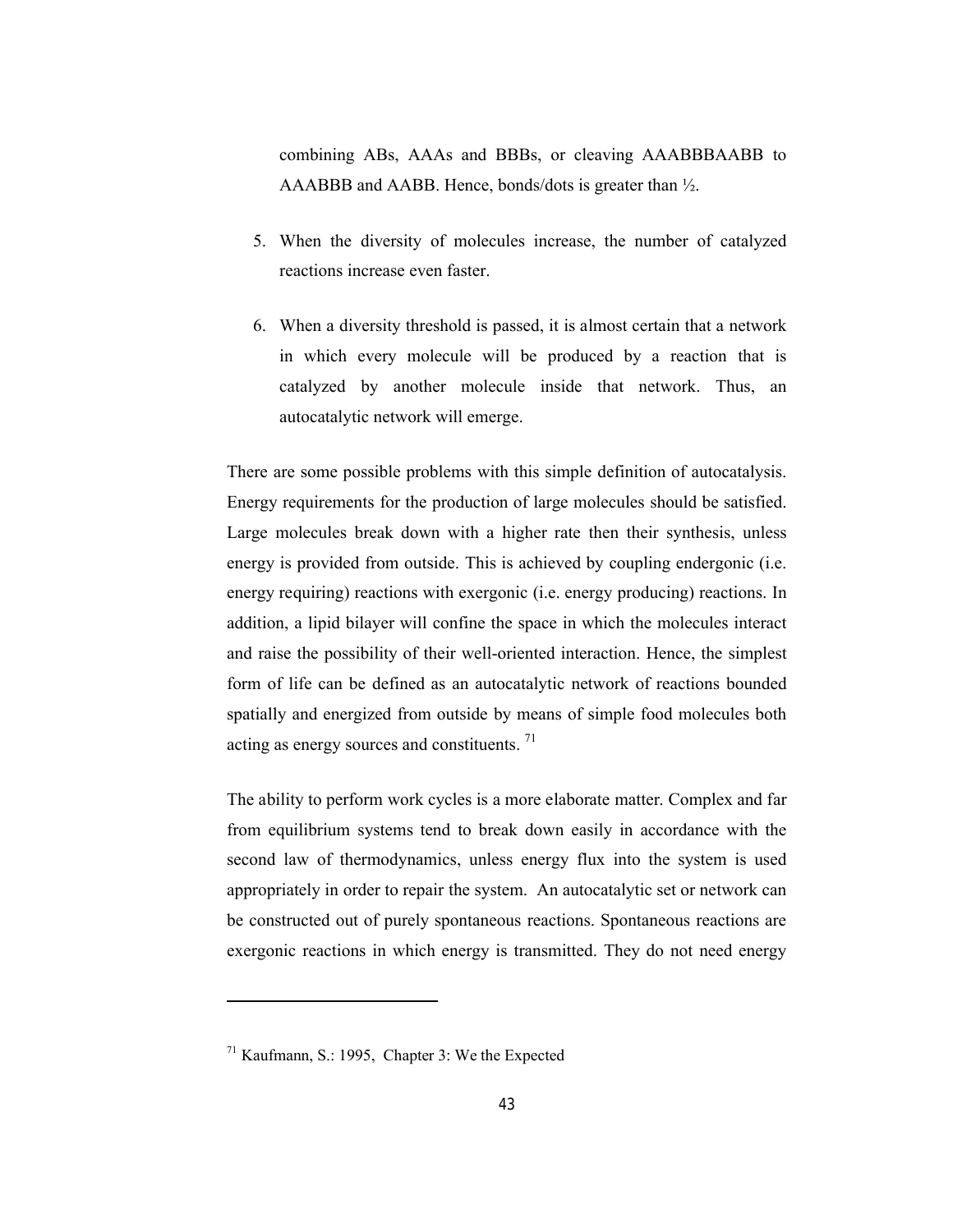combining ABs, AAAs and BBBs, or cleaving AAABBBAABB to AAABBB and AABB. Hence, bonds/dots is greater than ½.

5. When the diversity of molecules increase, the number of catalyzed reactions increase even faster.

6. When a diversity threshold is passed, it is almost certain that a network in which every molecule will be produced by a reaction that is catalyzed by another molecule inside that network. Thus, an autocatalytic network will emerge.

There are some possible problems with this simple definition of autocatalysis. Energy requirements for the production of large molecules should be satisfied. Large molecules break down with a higher rate then their synthesis, unless energy is provided from outside. This is achieved by coupling endergonic (i.e. energy requiring) reactions with exergonic (i.e. energy producing) reactions. In addition, a lipid bilayer will confine the space in which the molecules interact and raise the possibility of their well-oriented interaction. Hence, the simplest form of life can be defined as an autocatalytic network of reactions bounded spatially and energized from outside by means of simple food molecules both acting as energy sources and constituents. [71]

The ability to perform work cycles is a more elaborate matter. Complex and far from equilibrium systems tend to break down easily in accordance with the second law of thermodynamics, unless energy flux into the system is used appropriately in order to repair the system. An autocatalytic set or network can be constructed out of purely spontaneous reactions. Spontaneous reactions are exergonic reactions in which energy is transmitted. They do not need energy

---

[71] Kaufmann, S.: 1995, Chapter 3: We the Expected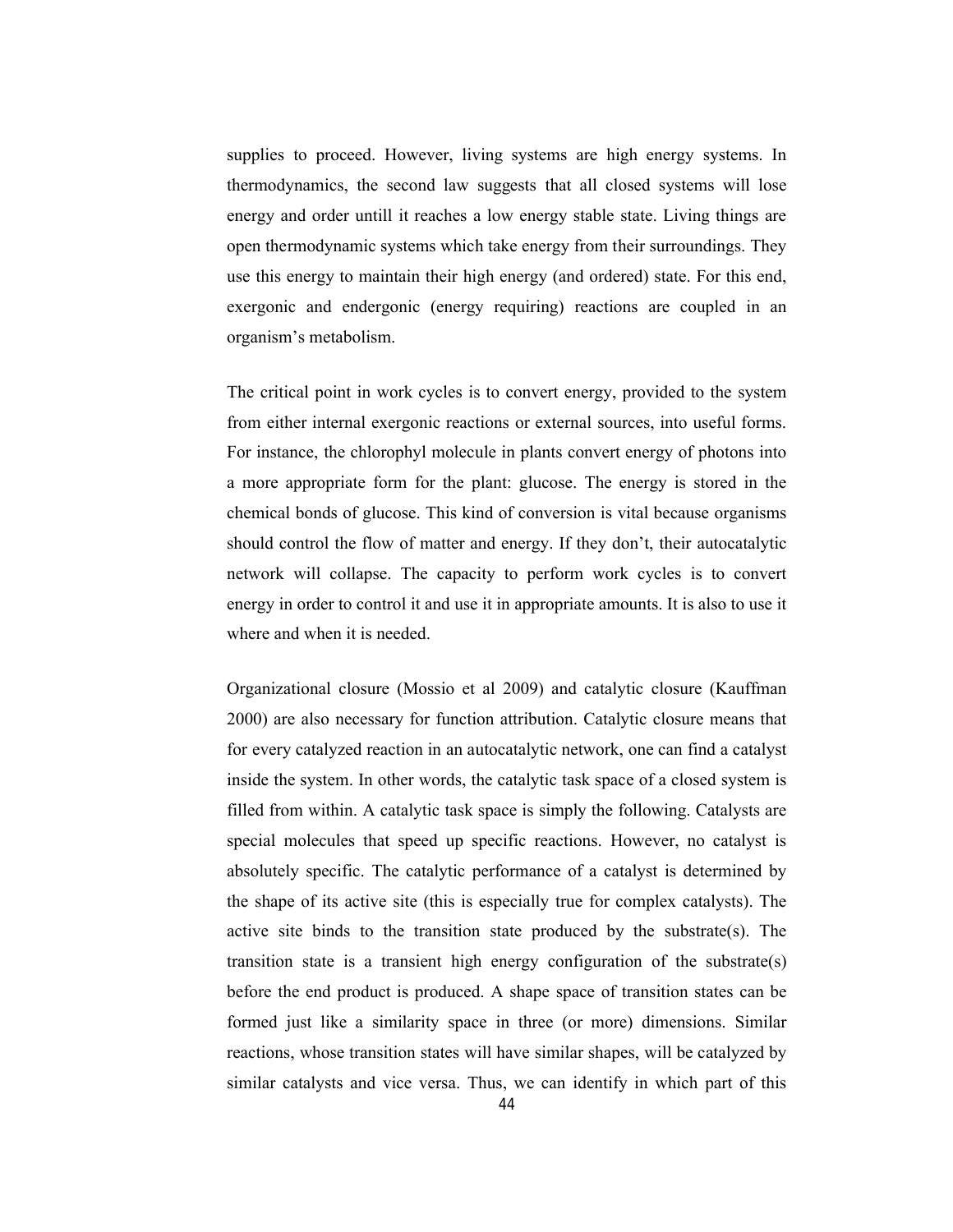supplies to proceed. However, living systems are high energy systems. In thermodynamics, the second law suggests that all closed systems will lose energy and order untill it reaches a low energy stable state. Living things are open thermodynamic systems which take energy from their surroundings. They use this energy to maintain their high energy (and ordered) state. For this end, exergonic and endergonic (energy requiring) reactions are coupled in an organism's metabolism.

The critical point in work cycles is to convert energy, provided to the system from either internal exergonic reactions or external sources, into useful forms. For instance, the chlorophyl molecule in plants convert energy of photons into a more appropriate form for the plant: glucose. The energy is stored in the chemical bonds of glucose. This kind of conversion is vital because organisms should control the flow of matter and energy. If they don't, their autocatalytic network will collapse. The capacity to perform work cycles is to convert energy in order to control it and use it in appropriate amounts. It is also to use it where and when it is needed.

Organizational closure (Mossio et al 2009) and catalytic closure (Kauffman 2000) are also necessary for function attribution. Catalytic closure means that for every catalyzed reaction in an autocatalytic network, one can find a catalyst inside the system. In other words, the catalytic task space of a closed system is filled from within. A catalytic task space is simply the following. Catalysts are special molecules that speed up specific reactions. However, no catalyst is absolutely specific. The catalytic performance of a catalyst is determined by the shape of its active site (this is especially true for complex catalysts). The active site binds to the transition state produced by the substrate(s). The transition state is a transient high energy configuration of the substrate(s) before the end product is produced. A shape space of transition states can be formed just like a similarity space in three (or more) dimensions. Similar reactions, whose transition states will have similar shapes, will be catalyzed by similar catalysts and vice versa. Thus, we can identify in which part of this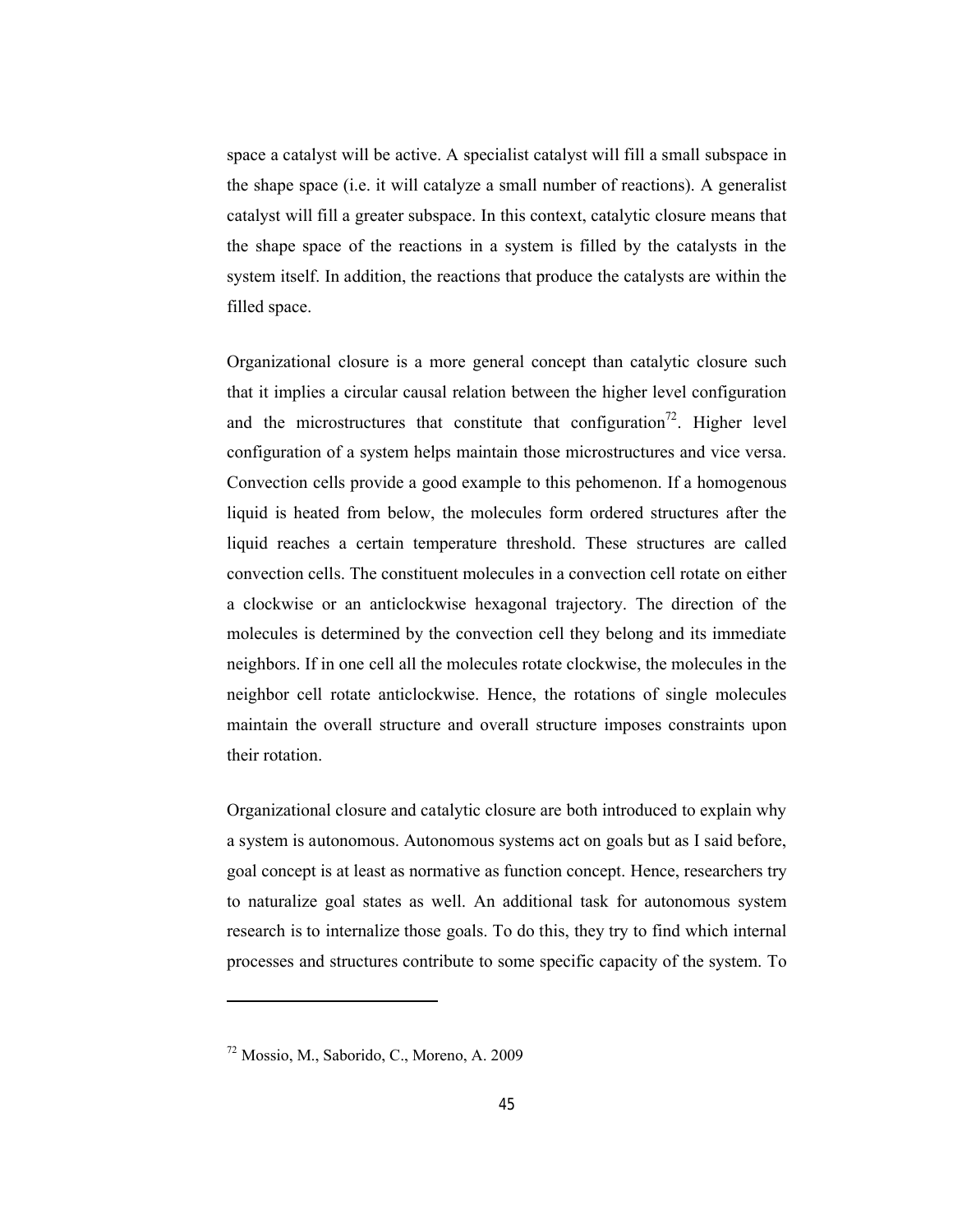space a catalyst will be active. A specialist catalyst will fill a small subspace in the shape space (i.e. it will catalyze a small number of reactions). A generalist catalyst will fill a greater subspace. In this context, catalytic closure means that the shape space of the reactions in a system is filled by the catalysts in the system itself. In addition, the reactions that produce the catalysts are within the filled space.

Organizational closure is a more general concept than catalytic closure such that it implies a circular causal relation between the higher level configuration and the microstructures that constitute that configuration[72]. Higher level configuration of a system helps maintain those microstructures and vice versa. Convection cells provide a good example to this pehomenon. If a homogenous liquid is heated from below, the molecules form ordered structures after the liquid reaches a certain temperature threshold. These structures are called convection cells. The constituent molecules in a convection cell rotate on either a clockwise or an anticlockwise hexagonal trajectory. The direction of the molecules is determined by the convection cell they belong and its immediate neighbors. If in one cell all the molecules rotate clockwise, the molecules in the neighbor cell rotate anticlockwise. Hence, the rotations of single molecules maintain the overall structure and overall structure imposes constraints upon their rotation.

Organizational closure and catalytic closure are both introduced to explain why a system is autonomous. Autonomous systems act on goals but as I said before, goal concept is at least as normative as function concept. Hence, researchers try to naturalize goal states as well. An additional task for autonomous system research is to internalize those goals. To do this, they try to find which internal processes and structures contribute to some specific capacity of the system. To

---

[72] Mossio, M., Saborido, C., Moreno, A. 2009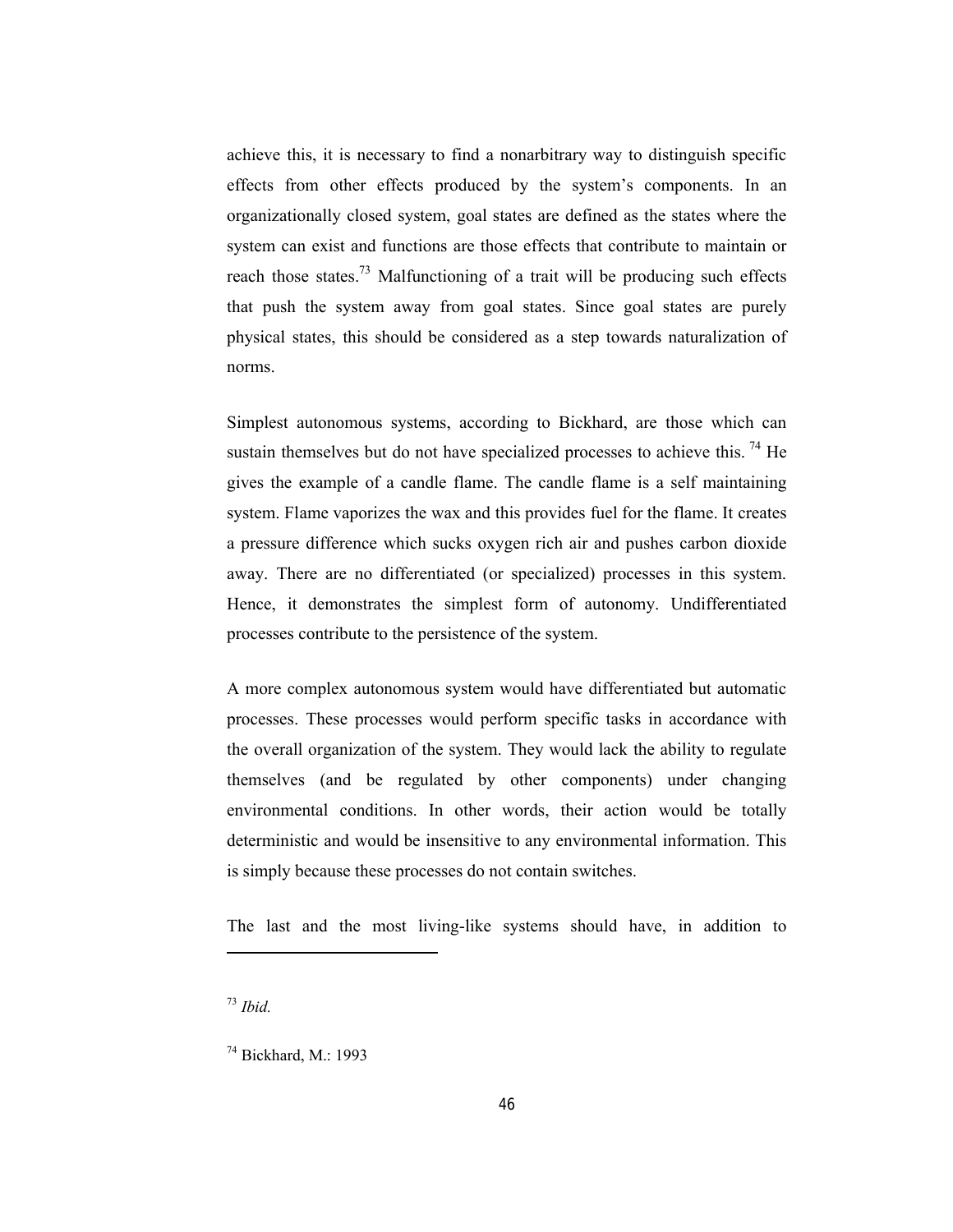achieve this, it is necessary to find a nonarbitrary way to distinguish specific effects from other effects produced by the system's components. In an organizationally closed system, goal states are defined as the states where the system can exist and functions are those effects that contribute to maintain or reach those states.[73] Malfunctioning of a trait will be producing such effects that push the system away from goal states. Since goal states are purely physical states, this should be considered as a step towards naturalization of norms.

Simplest autonomous systems, according to Bickhard, are those which can sustain themselves but do not have specialized processes to achieve this. [74] He gives the example of a candle flame. The candle flame is a self maintaining system. Flame vaporizes the wax and this provides fuel for the flame. It creates a pressure difference which sucks oxygen rich air and pushes carbon dioxide away. There are no differentiated (or specialized) processes in this system. Hence, it demonstrates the simplest form of autonomy. Undifferentiated processes contribute to the persistence of the system.

A more complex autonomous system would have differentiated but automatic processes. These processes would perform specific tasks in accordance with the overall organization of the system. They would lack the ability to regulate themselves (and be regulated by other components) under changing environmental conditions. In other words, their action would be totally deterministic and would be insensitive to any environmental information. This is simply because these processes do not contain switches.

The last and the most living-like systems should have, in addition to

---

[73] *Ibid.*

[74] Bickhard, M.: 1993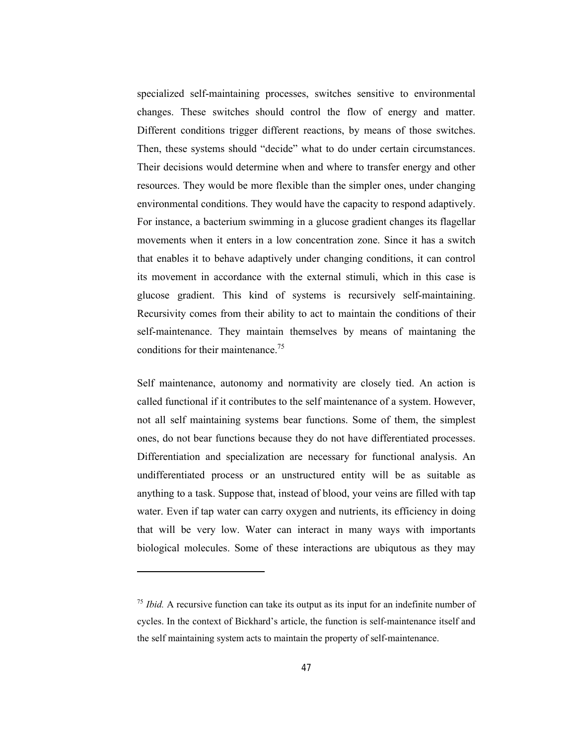specialized self-maintaining processes, switches sensitive to environmental changes. These switches should control the flow of energy and matter. Different conditions trigger different reactions, by means of those switches. Then, these systems should "decide" what to do under certain circumstances. Their decisions would determine when and where to transfer energy and other resources. They would be more flexible than the simpler ones, under changing environmental conditions. They would have the capacity to respond adaptively. For instance, a bacterium swimming in a glucose gradient changes its flagellar movements when it enters in a low concentration zone. Since it has a switch that enables it to behave adaptively under changing conditions, it can control its movement in accordance with the external stimuli, which in this case is glucose gradient. This kind of systems is recursively self-maintaining. Recursivity comes from their ability to act to maintain the conditions of their self-maintenance. They maintain themselves by means of maintaning the conditions for their maintenance.[75]

Self maintenance, autonomy and normativity are closely tied. An action is called functional if it contributes to the self maintenance of a system. However, not all self maintaining systems bear functions. Some of them, the simplest ones, do not bear functions because they do not have differentiated processes. Differentiation and specialization are necessary for functional analysis. An undifferentiated process or an unstructured entity will be as suitable as anything to a task. Suppose that, instead of blood, your veins are filled with tap water. Even if tap water can carry oxygen and nutrients, its efficiency in doing that will be very low. Water can interact in many ways with importants biological molecules. Some of these interactions are ubiqutous as they may

---

[75] *Ibid.* A recursive function can take its output as its input for an indefinite number of cycles. In the context of Bickhard's article, the function is self-maintenance itself and the self maintaining system acts to maintain the property of self-maintenance.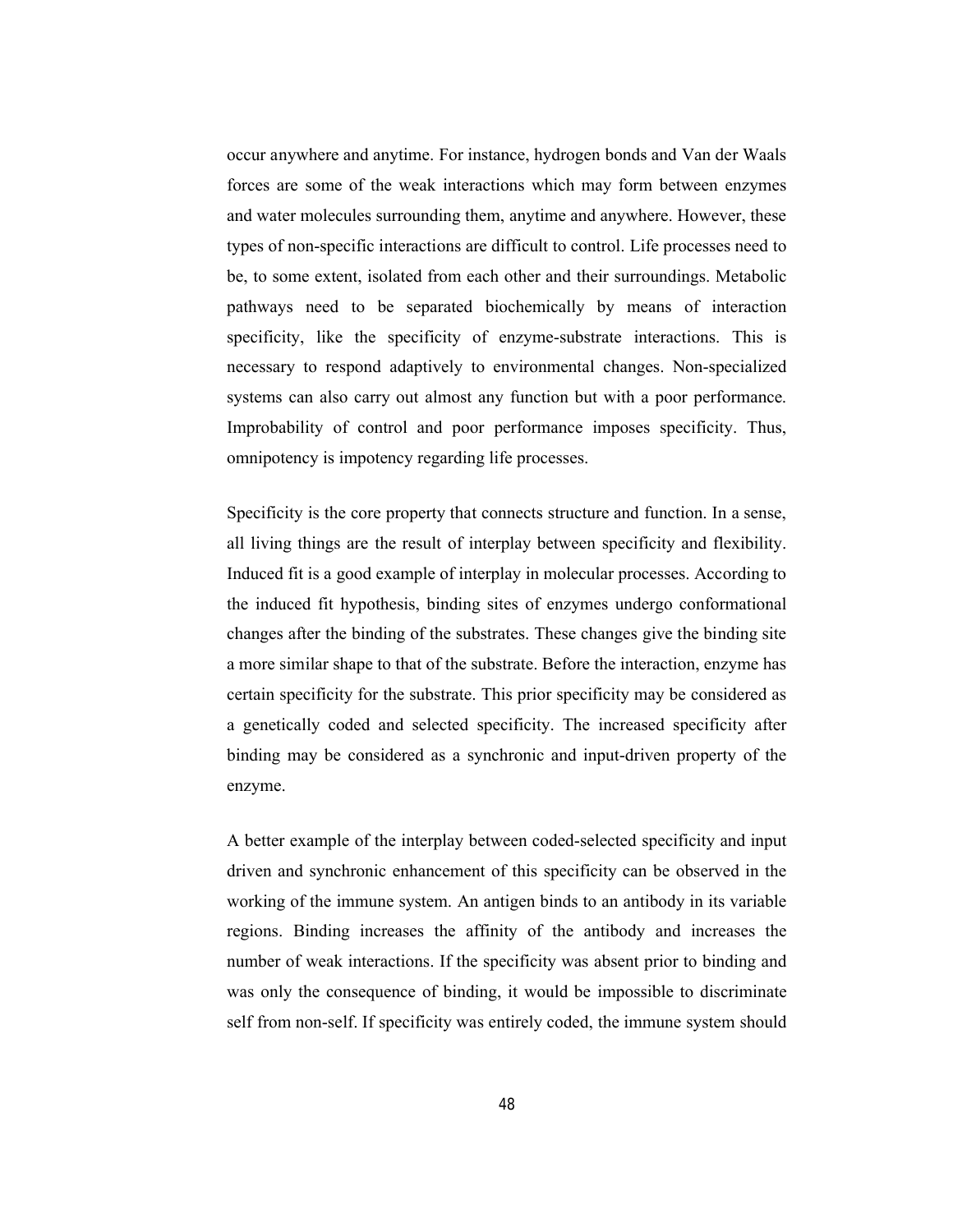occur anywhere and anytime. For instance, hydrogen bonds and Van der Waals forces are some of the weak interactions which may form between enzymes and water molecules surrounding them, anytime and anywhere. However, these types of non-specific interactions are difficult to control. Life processes need to be, to some extent, isolated from each other and their surroundings. Metabolic pathways need to be separated biochemically by means of interaction specificity, like the specificity of enzyme-substrate interactions. This is necessary to respond adaptively to environmental changes. Non-specialized systems can also carry out almost any function but with a poor performance. Improbability of control and poor performance imposes specificity. Thus, omnipotency is impotency regarding life processes.

Specificity is the core property that connects structure and function. In a sense, all living things are the result of interplay between specificity and flexibility. Induced fit is a good example of interplay in molecular processes. According to the induced fit hypothesis, binding sites of enzymes undergo conformational changes after the binding of the substrates. These changes give the binding site a more similar shape to that of the substrate. Before the interaction, enzyme has certain specificity for the substrate. This prior specificity may be considered as a genetically coded and selected specificity. The increased specificity after binding may be considered as a synchronic and input-driven property of the enzyme.

A better example of the interplay between coded-selected specificity and input driven and synchronic enhancement of this specificity can be observed in the working of the immune system. An antigen binds to an antibody in its variable regions. Binding increases the affinity of the antibody and increases the number of weak interactions. If the specificity was absent prior to binding and was only the consequence of binding, it would be impossible to discriminate self from non-self. If specificity was entirely coded, the immune system should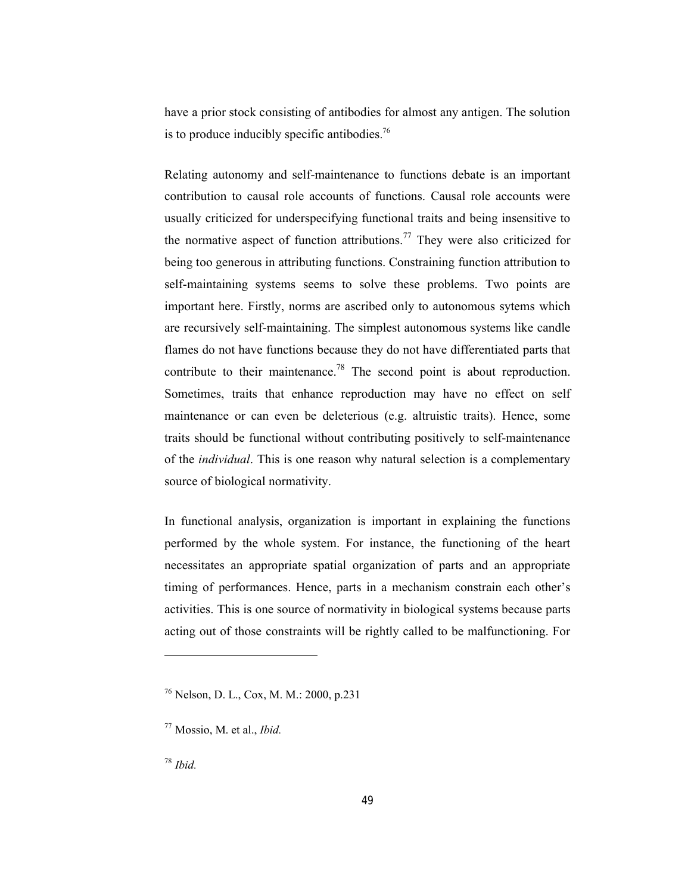have a prior stock consisting of antibodies for almost any antigen. The solution is to produce inducibly specific antibodies.[76]

Relating autonomy and self-maintenance to functions debate is an important contribution to causal role accounts of functions. Causal role accounts were usually criticized for underspecifying functional traits and being insensitive to the normative aspect of function attributions.[77] They were also criticized for being too generous in attributing functions. Constraining function attribution to self-maintaining systems seems to solve these problems. Two points are important here. Firstly, norms are ascribed only to autonomous sytems which are recursively self-maintaining. The simplest autonomous systems like candle flames do not have functions because they do not have differentiated parts that contribute to their maintenance.[78] The second point is about reproduction. Sometimes, traits that enhance reproduction may have no effect on self maintenance or can even be deleterious (e.g. altruistic traits). Hence, some traits should be functional without contributing positively to self-maintenance of the *individual*. This is one reason why natural selection is a complementary source of biological normativity.

In functional analysis, organization is important in explaining the functions performed by the whole system. For instance, the functioning of the heart necessitates an appropriate spatial organization of parts and an appropriate timing of performances. Hence, parts in a mechanism constrain each other's activities. This is one source of normativity in biological systems because parts acting out of those constraints will be rightly called to be malfunctioning. For

---

[76] Nelson, D. L., Cox, M. M.: 2000, p.231

[77] Mossio, M. et al., *Ibid.*

[78] *Ibid.*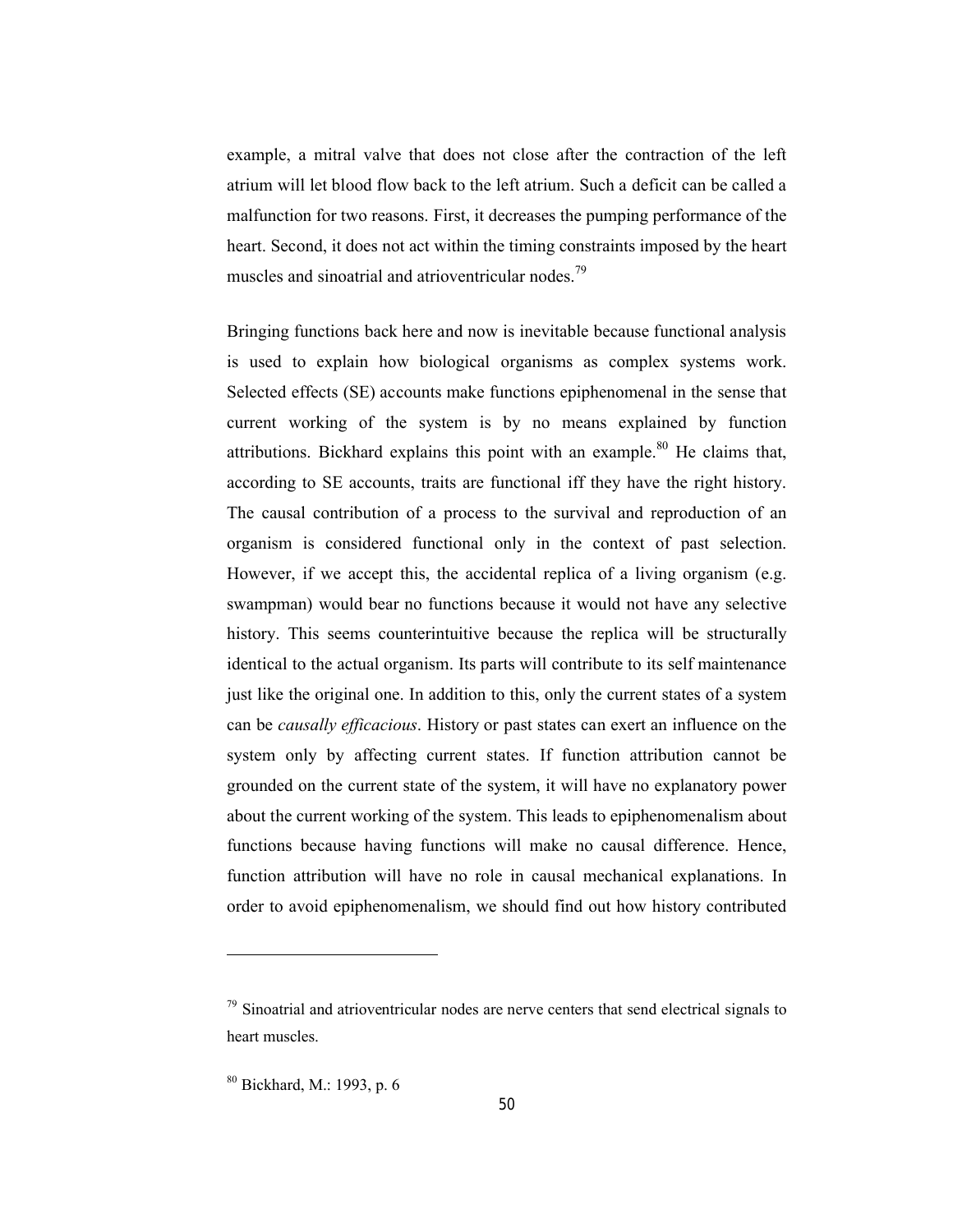example, a mitral valve that does not close after the contraction of the left atrium will let blood flow back to the left atrium. Such a deficit can be called a malfunction for two reasons. First, it decreases the pumping performance of the heart. Second, it does not act within the timing constraints imposed by the heart muscles and sinoatrial and atrioventricular nodes.[79]

Bringing functions back here and now is inevitable because functional analysis is used to explain how biological organisms as complex systems work. Selected effects (SE) accounts make functions epiphenomenal in the sense that current working of the system is by no means explained by function attributions. Bickhard explains this point with an example.[80] He claims that, according to SE accounts, traits are functional iff they have the right history. The causal contribution of a process to the survival and reproduction of an organism is considered functional only in the context of past selection. However, if we accept this, the accidental replica of a living organism (e.g. swampman) would bear no functions because it would not have any selective history. This seems counterintuitive because the replica will be structurally identical to the actual organism. Its parts will contribute to its self maintenance just like the original one. In addition to this, only the current states of a system can be *causally efficacious*. History or past states can exert an influence on the system only by affecting current states. If function attribution cannot be grounded on the current state of the system, it will have no explanatory power about the current working of the system. This leads to epiphenomenalism about functions because having functions will make no causal difference. Hence, function attribution will have no role in causal mechanical explanations. In order to avoid epiphenomenalism, we should find out how history contributed

---

[79] Sinoatrial and atrioventricular nodes are nerve centers that send electrical signals to heart muscles.

[80] Bickhard, M.: 1993, p. 6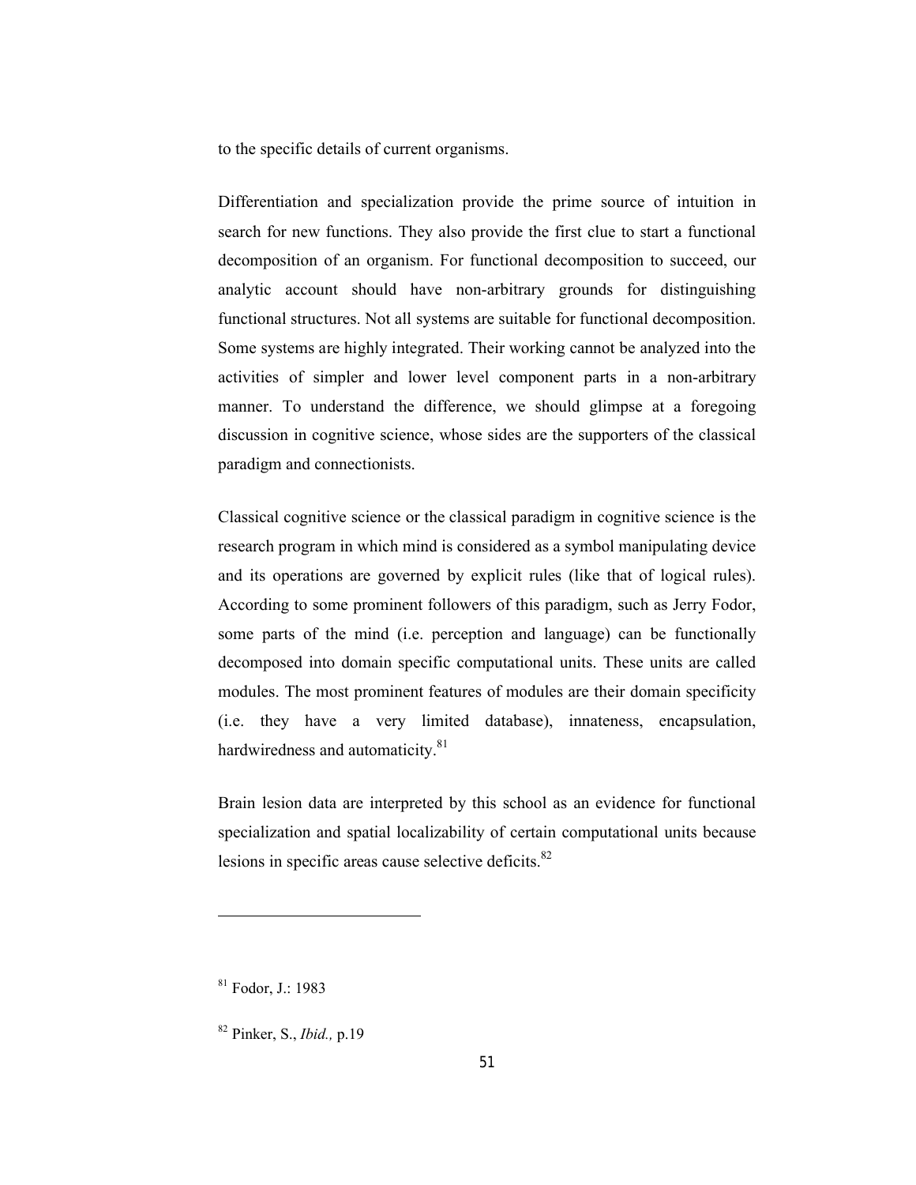to the specific details of current organisms.

Differentiation and specialization provide the prime source of intuition in search for new functions. They also provide the first clue to start a functional decomposition of an organism. For functional decomposition to succeed, our analytic account should have non-arbitrary grounds for distinguishing functional structures. Not all systems are suitable for functional decomposition. Some systems are highly integrated. Their working cannot be analyzed into the activities of simpler and lower level component parts in a non-arbitrary manner. To understand the difference, we should glimpse at a foregoing discussion in cognitive science, whose sides are the supporters of the classical paradigm and connectionists.

Classical cognitive science or the classical paradigm in cognitive science is the research program in which mind is considered as a symbol manipulating device and its operations are governed by explicit rules (like that of logical rules). According to some prominent followers of this paradigm, such as Jerry Fodor, some parts of the mind (i.e. perception and language) can be functionally decomposed into domain specific computational units. These units are called modules. The most prominent features of modules are their domain specificity (i.e. they have a very limited database), innateness, encapsulation, hardwiredness and automaticity.[81]

Brain lesion data are interpreted by this school as an evidence for functional specialization and spatial localizability of certain computational units because lesions in specific areas cause selective deficits.[82]

---

[81] Fodor, J.: 1983

[82] Pinker, S., *Ibid.,* p.19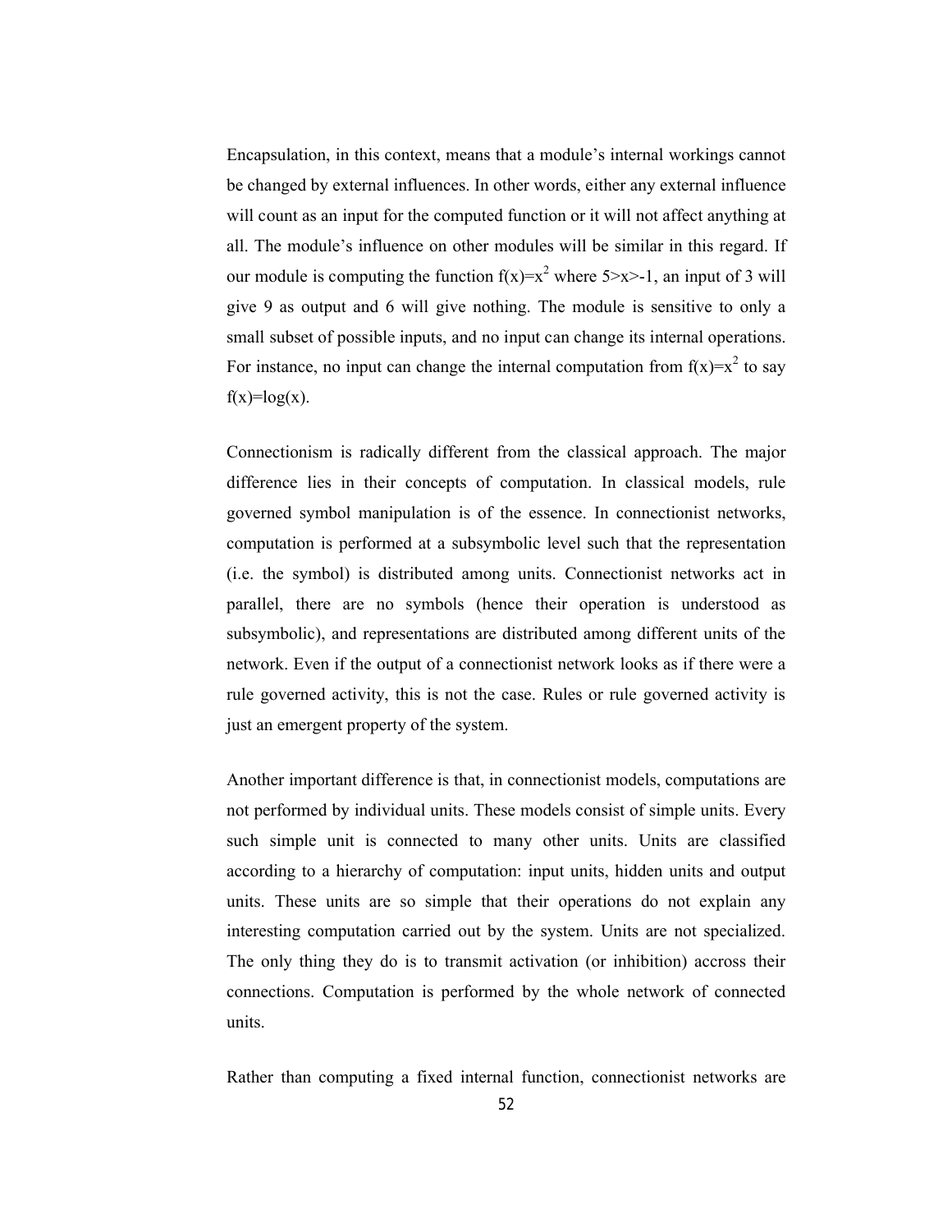Encapsulation, in this context, means that a module's internal workings cannot be changed by external influences. In other words, either any external influence will count as an input for the computed function or it will not affect anything at all. The module's influence on other modules will be similar in this regard. If our module is computing the function $f(x)=x^2$ where $5>x>-1$, an input of 3 will give 9 as output and 6 will give nothing. The module is sensitive to only a small subset of possible inputs, and no input can change its internal operations. For instance, no input can change the internal computation from $f(x)=x^2$ to say $f(x)=\log(x)$.

Connectionism is radically different from the classical approach. The major difference lies in their concepts of computation. In classical models, rule governed symbol manipulation is of the essence. In connectionist networks, computation is performed at a subsymbolic level such that the representation (i.e. the symbol) is distributed among units. Connectionist networks act in parallel, there are no symbols (hence their operation is understood as subsymbolic), and representations are distributed among different units of the network. Even if the output of a connectionist network looks as if there were a rule governed activity, this is not the case. Rules or rule governed activity is just an emergent property of the system.

Another important difference is that, in connectionist models, computations are not performed by individual units. These models consist of simple units. Every such simple unit is connected to many other units. Units are classified according to a hierarchy of computation: input units, hidden units and output units. These units are so simple that their operations do not explain any interesting computation carried out by the system. Units are not specialized. The only thing they do is to transmit activation (or inhibition) accross their connections. Computation is performed by the whole network of connected units.

Rather than computing a fixed internal function, connectionist networks are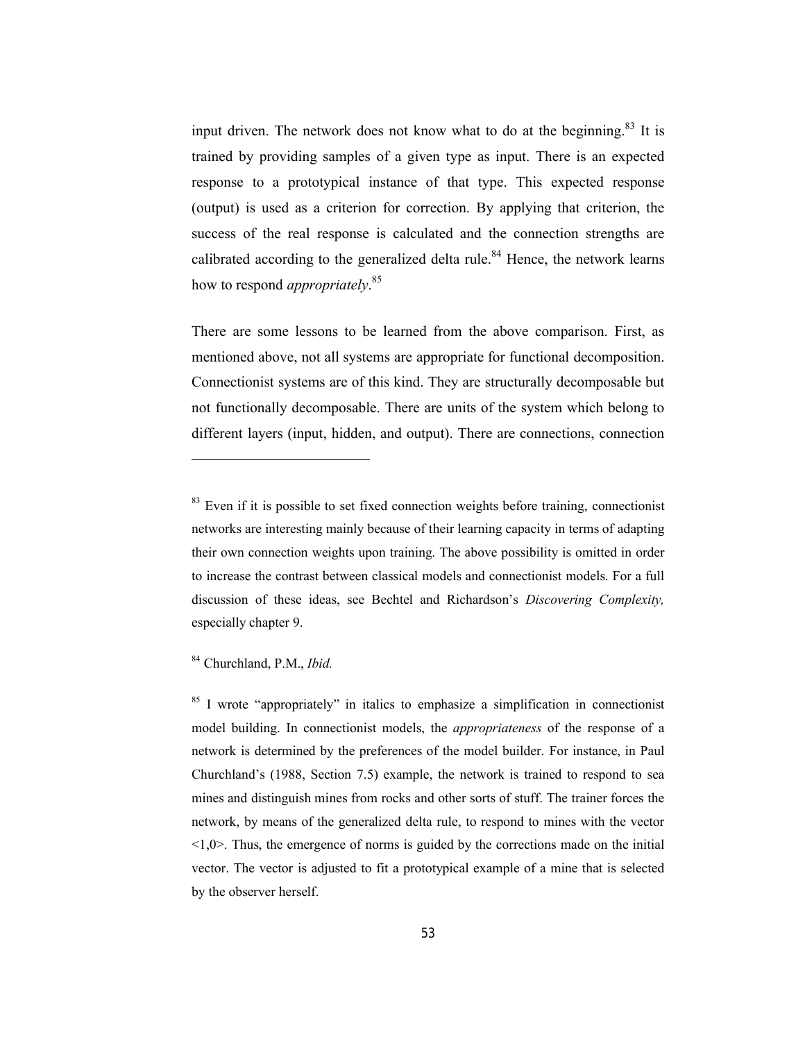input driven. The network does not know what to do at the beginning.[83] It is trained by providing samples of a given type as input. There is an expected response to a prototypical instance of that type. This expected response (output) is used as a criterion for correction. By applying that criterion, the success of the real response is calculated and the connection strengths are calibrated according to the generalized delta rule.[84] Hence, the network learns how to respond *appropriately*.[85]

There are some lessons to be learned from the above comparison. First, as mentioned above, not all systems are appropriate for functional decomposition. Connectionist systems are of this kind. They are structurally decomposable but not functionally decomposable. There are units of the system which belong to different layers (input, hidden, and output). There are connections, connection

---

[83] Even if it is possible to set fixed connection weights before training, connectionist networks are interesting mainly because of their learning capacity in terms of adapting their own connection weights upon training. The above possibility is omitted in order to increase the contrast between classical models and connectionist models. For a full discussion of these ideas, see Bechtel and Richardson's *Discovering Complexity,* especially chapter 9.

[84] Churchland, P.M., *Ibid.*

[85] I wrote "appropriately" in italics to emphasize a simplification in connectionist model building. In connectionist models, the *appropriateness* of the response of a network is determined by the preferences of the model builder. For instance, in Paul Churchland's (1988, Section 7.5) example, the network is trained to respond to sea mines and distinguish mines from rocks and other sorts of stuff. The trainer forces the network, by means of the generalized delta rule, to respond to mines with the vector <1,0>. Thus, the emergence of norms is guided by the corrections made on the initial vector. The vector is adjusted to fit a prototypical example of a mine that is selected by the observer herself.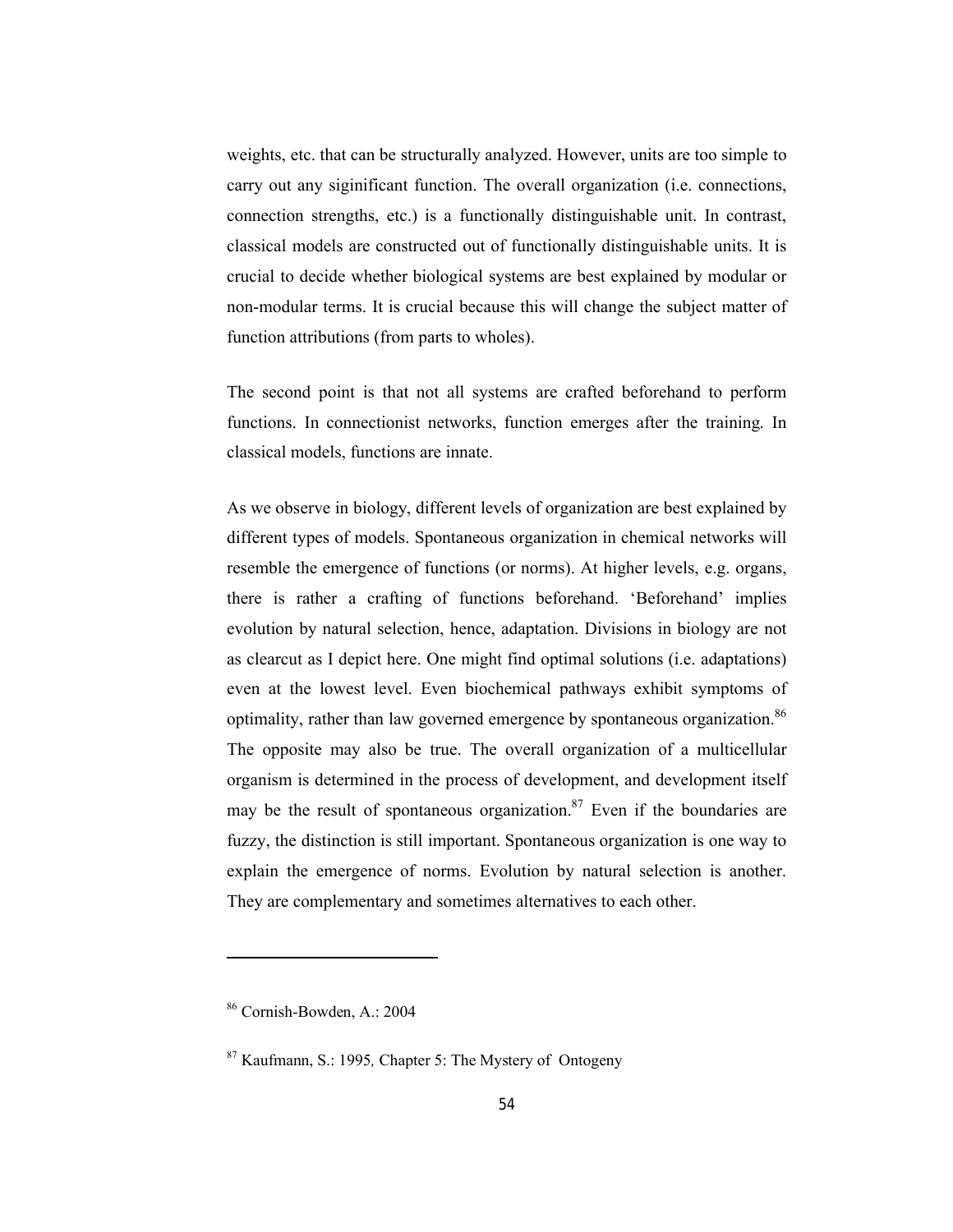weights, etc. that can be structurally analyzed. However, units are too simple to carry out any siginificant function. The overall organization (i.e. connections, connection strengths, etc.) is a functionally distinguishable unit. In contrast, classical models are constructed out of functionally distinguishable units. It is crucial to decide whether biological systems are best explained by modular or non-modular terms. It is crucial because this will change the subject matter of function attributions (from parts to wholes).

The second point is that not all systems are crafted beforehand to perform functions. In connectionist networks, function emerges after the training. In classical models, functions are innate.

As we observe in biology, different levels of organization are best explained by different types of models. Spontaneous organization in chemical networks will resemble the emergence of functions (or norms). At higher levels, e.g. organs, there is rather a crafting of functions beforehand. 'Beforehand' implies evolution by natural selection, hence, adaptation. Divisions in biology are not as clearcut as I depict here. One might find optimal solutions (i.e. adaptations) even at the lowest level. Even biochemical pathways exhibit symptoms of optimality, rather than law governed emergence by spontaneous organization.[86] The opposite may also be true. The overall organization of a multicellular organism is determined in the process of development, and development itself may be the result of spontaneous organization.[87] Even if the boundaries are fuzzy, the distinction is still important. Spontaneous organization is one way to explain the emergence of norms. Evolution by natural selection is another. They are complementary and sometimes alternatives to each other.

---

[86] Cornish-Bowden, A.: 2004

[87] Kaufmann, S.: 1995*,* Chapter 5: The Mystery of Ontogeny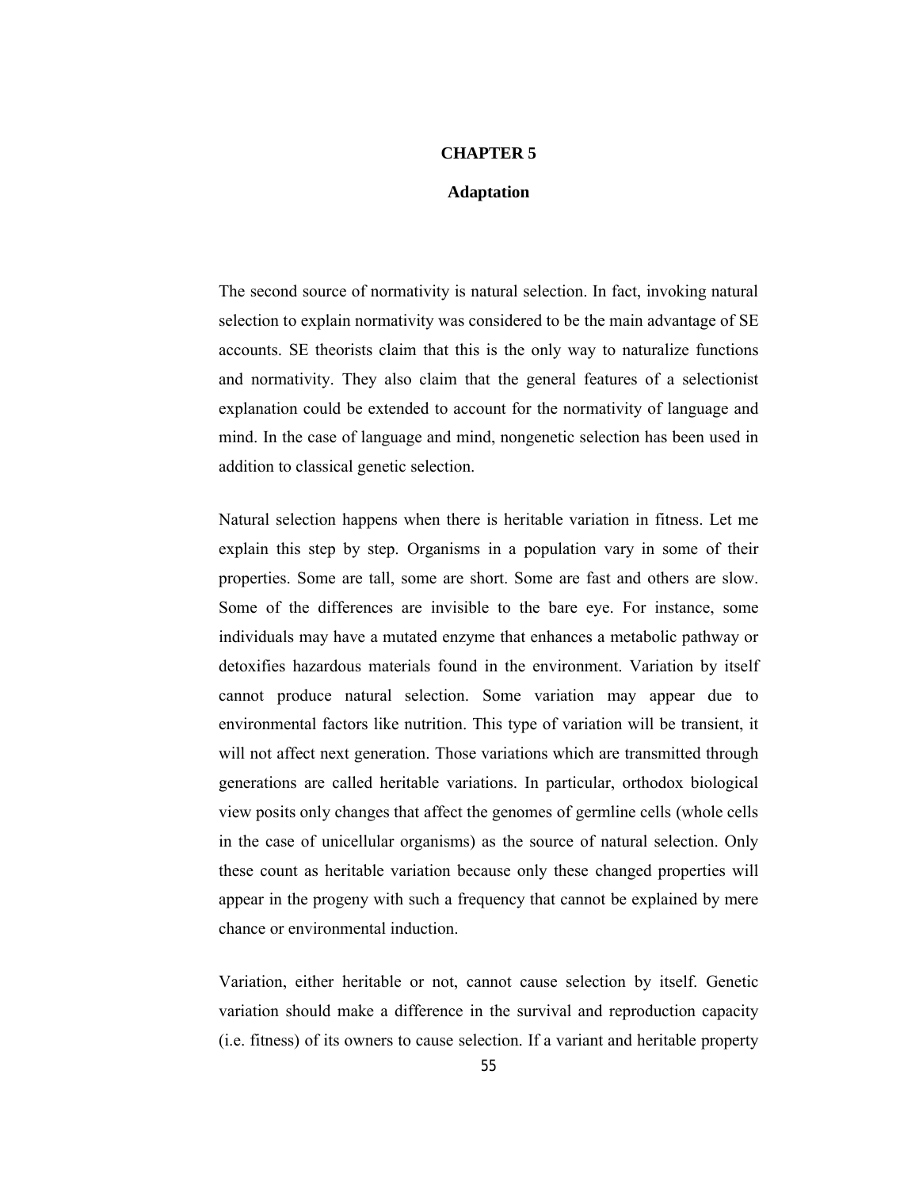# CHAPTER 5

## Adaptation

The second source of normativity is natural selection. In fact, invoking natural selection to explain normativity was considered to be the main advantage of SE accounts. SE theorists claim that this is the only way to naturalize functions and normativity. They also claim that the general features of a selectionist explanation could be extended to account for the normativity of language and mind. In the case of language and mind, nongenetic selection has been used in addition to classical genetic selection.

Natural selection happens when there is heritable variation in fitness. Let me explain this step by step. Organisms in a population vary in some of their properties. Some are tall, some are short. Some are fast and others are slow. Some of the differences are invisible to the bare eye. For instance, some individuals may have a mutated enzyme that enhances a metabolic pathway or detoxifies hazardous materials found in the environment. Variation by itself cannot produce natural selection. Some variation may appear due to environmental factors like nutrition. This type of variation will be transient, it will not affect next generation. Those variations which are transmitted through generations are called heritable variations. In particular, orthodox biological view posits only changes that affect the genomes of germline cells (whole cells in the case of unicellular organisms) as the source of natural selection. Only these count as heritable variation because only these changed properties will appear in the progeny with such a frequency that cannot be explained by mere chance or environmental induction.

Variation, either heritable or not, cannot cause selection by itself. Genetic variation should make a difference in the survival and reproduction capacity (i.e. fitness) of its owners to cause selection. If a variant and heritable property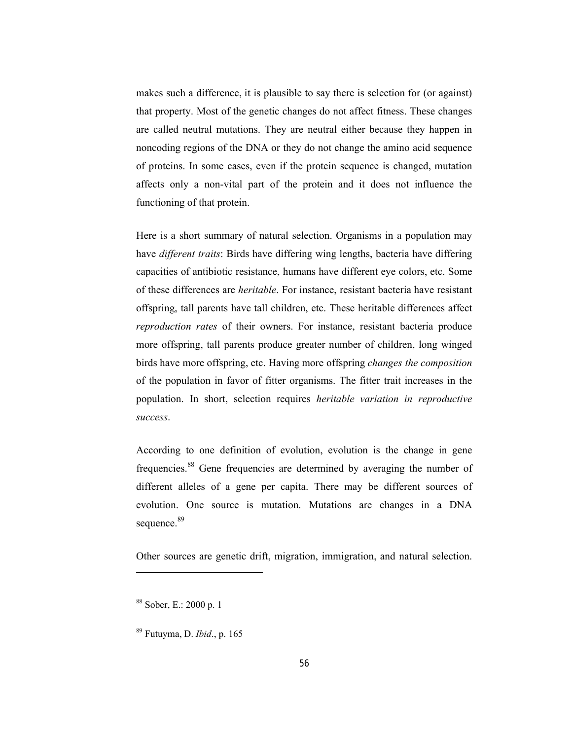makes such a difference, it is plausible to say there is selection for (or against) that property. Most of the genetic changes do not affect fitness. These changes are called neutral mutations. They are neutral either because they happen in noncoding regions of the DNA or they do not change the amino acid sequence of proteins. In some cases, even if the protein sequence is changed, mutation affects only a non-vital part of the protein and it does not influence the functioning of that protein.

Here is a short summary of natural selection. Organisms in a population may have *different traits*: Birds have differing wing lengths, bacteria have differing capacities of antibiotic resistance, humans have different eye colors, etc. Some of these differences are *heritable*. For instance, resistant bacteria have resistant offspring, tall parents have tall children, etc. These heritable differences affect *reproduction rates* of their owners. For instance, resistant bacteria produce more offspring, tall parents produce greater number of children, long winged birds have more offspring, etc. Having more offspring *changes the composition* of the population in favor of fitter organisms. The fitter trait increases in the population. In short, selection requires *heritable variation in reproductive success*.

According to one definition of evolution, evolution is the change in gene frequencies.[88] Gene frequencies are determined by averaging the number of different alleles of a gene per capita. There may be different sources of evolution. One source is mutation. Mutations are changes in a DNA sequence.[89]

Other sources are genetic drift, migration, immigration, and natural selection.

---

[88] Sober, E.: 2000 p. 1

[89] Futuyma, D. *Ibid*., p. 165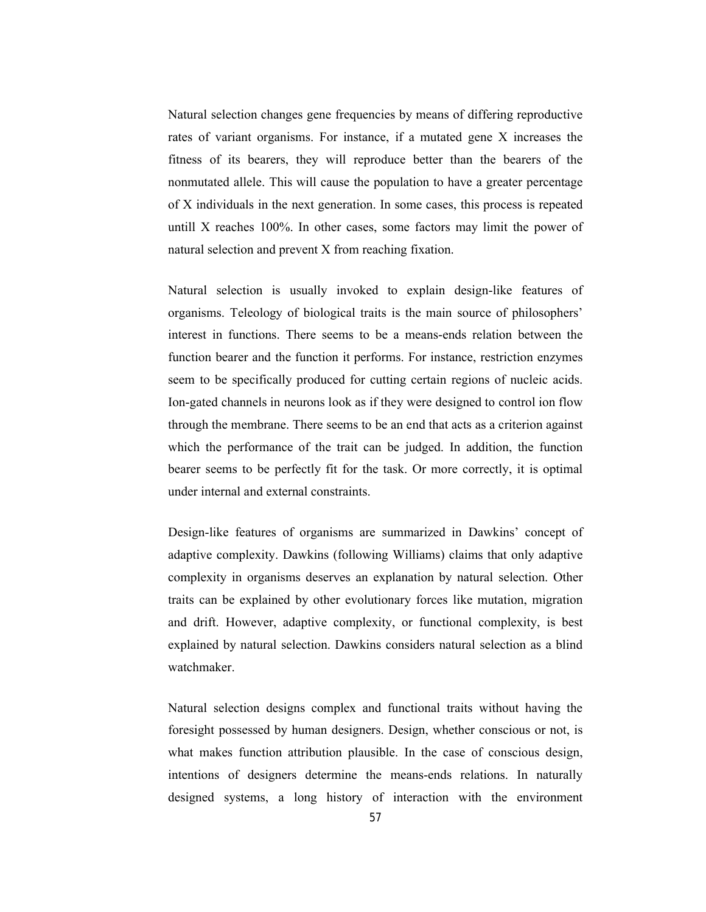Natural selection changes gene frequencies by means of differing reproductive rates of variant organisms. For instance, if a mutated gene X increases the fitness of its bearers, they will reproduce better than the bearers of the nonmutated allele. This will cause the population to have a greater percentage of X individuals in the next generation. In some cases, this process is repeated untill X reaches 100%. In other cases, some factors may limit the power of natural selection and prevent X from reaching fixation.

Natural selection is usually invoked to explain design-like features of organisms. Teleology of biological traits is the main source of philosophers' interest in functions. There seems to be a means-ends relation between the function bearer and the function it performs. For instance, restriction enzymes seem to be specifically produced for cutting certain regions of nucleic acids. Ion-gated channels in neurons look as if they were designed to control ion flow through the membrane. There seems to be an end that acts as a criterion against which the performance of the trait can be judged. In addition, the function bearer seems to be perfectly fit for the task. Or more correctly, it is optimal under internal and external constraints.

Design-like features of organisms are summarized in Dawkins' concept of adaptive complexity. Dawkins (following Williams) claims that only adaptive complexity in organisms deserves an explanation by natural selection. Other traits can be explained by other evolutionary forces like mutation, migration and drift. However, adaptive complexity, or functional complexity, is best explained by natural selection. Dawkins considers natural selection as a blind watchmaker.

Natural selection designs complex and functional traits without having the foresight possessed by human designers. Design, whether conscious or not, is what makes function attribution plausible. In the case of conscious design, intentions of designers determine the means-ends relations. In naturally designed systems, a long history of interaction with the environment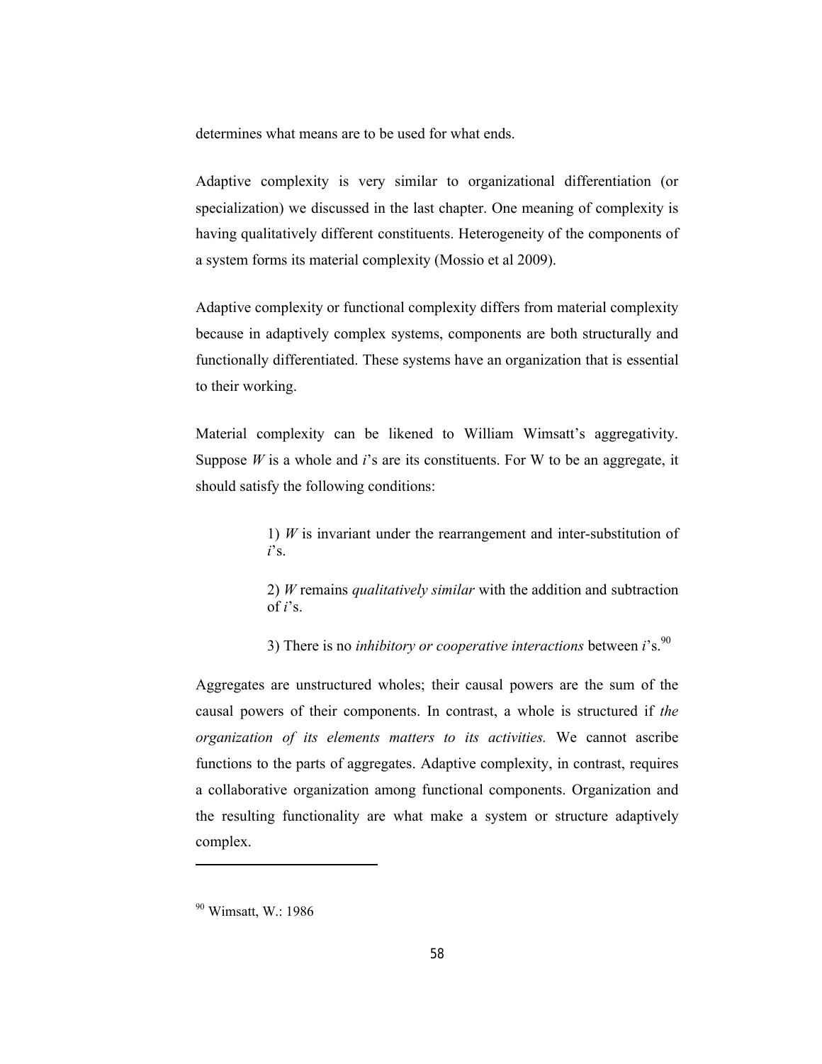determines what means are to be used for what ends.

Adaptive complexity is very similar to organizational differentiation (or specialization) we discussed in the last chapter. One meaning of complexity is having qualitatively different constituents. Heterogeneity of the components of a system forms its material complexity (Mossio et al 2009).

Adaptive complexity or functional complexity differs from material complexity because in adaptively complex systems, components are both structurally and functionally differentiated. These systems have an organization that is essential to their working.

Material complexity can be likened to William Wimsatt's aggregativity. Suppose *W* is a whole and *i*'s are its constituents. For W to be an aggregate, it should satisfy the following conditions:

> 1) *W* is invariant under the rearrangement and inter-substitution of *i*'s.
>
> 2) *W* remains *qualitatively similar* with the addition and subtraction of *i*'s.
>
> 3) There is no *inhibitory or cooperative interactions* between *i*'s.[90]

Aggregates are unstructured wholes; their causal powers are the sum of the causal powers of their components. In contrast, a whole is structured if *the organization of its elements matters to its activities.* We cannot ascribe functions to the parts of aggregates. Adaptive complexity, in contrast, requires a collaborative organization among functional components. Organization and the resulting functionality are what make a system or structure adaptively complex.

---

[90] Wimsatt, W.: 1986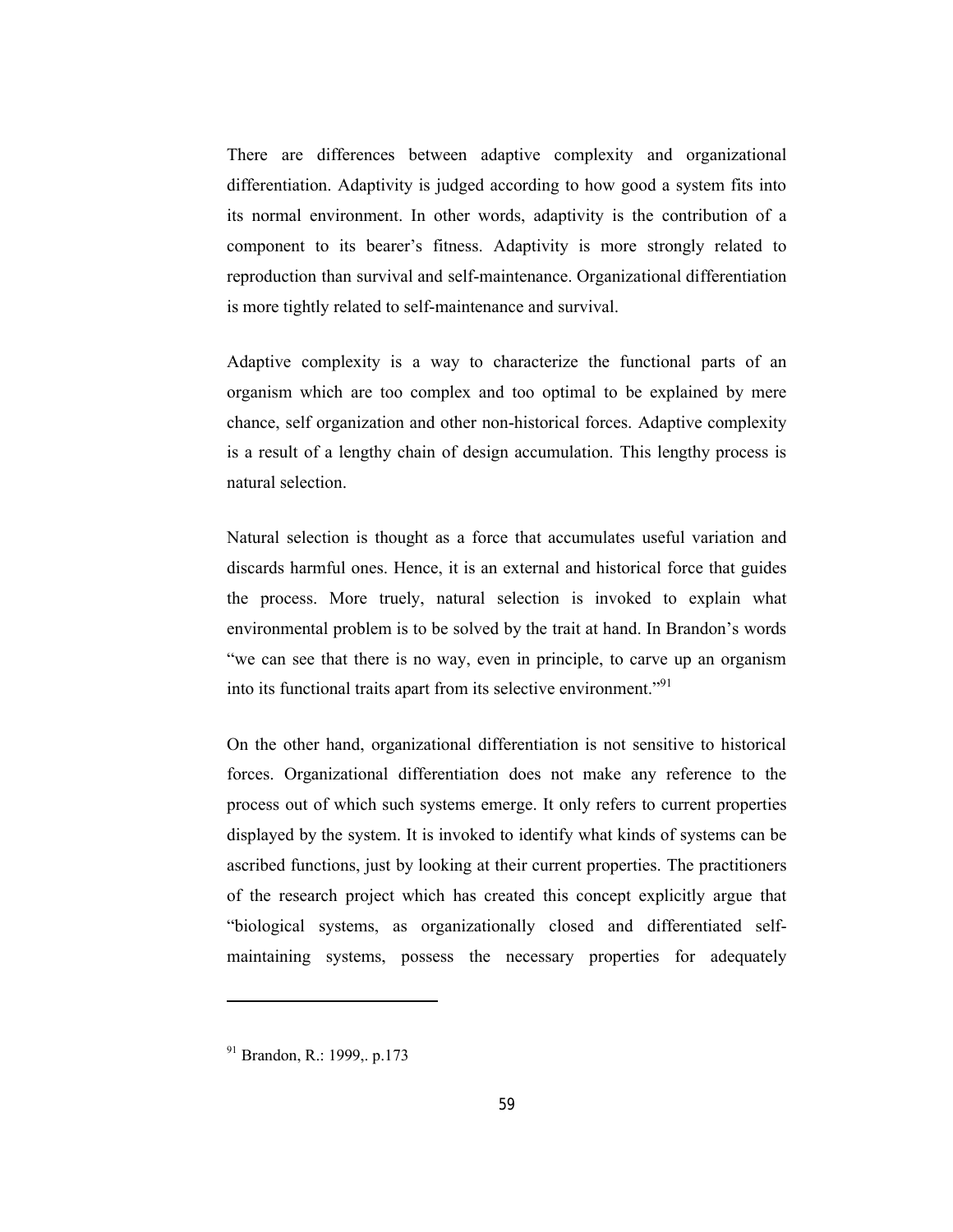There are differences between adaptive complexity and organizational differentiation. Adaptivity is judged according to how good a system fits into its normal environment. In other words, adaptivity is the contribution of a component to its bearer's fitness. Adaptivity is more strongly related to reproduction than survival and self-maintenance. Organizational differentiation is more tightly related to self-maintenance and survival.

Adaptive complexity is a way to characterize the functional parts of an organism which are too complex and too optimal to be explained by mere chance, self organization and other non-historical forces. Adaptive complexity is a result of a lengthy chain of design accumulation. This lengthy process is natural selection.

Natural selection is thought as a force that accumulates useful variation and discards harmful ones. Hence, it is an external and historical force that guides the process. More truely, natural selection is invoked to explain what environmental problem is to be solved by the trait at hand. In Brandon's words "we can see that there is no way, even in principle, to carve up an organism into its functional traits apart from its selective environment."[91]

On the other hand, organizational differentiation is not sensitive to historical forces. Organizational differentiation does not make any reference to the process out of which such systems emerge. It only refers to current properties displayed by the system. It is invoked to identify what kinds of systems can be ascribed functions, just by looking at their current properties. The practitioners of the research project which has created this concept explicitly argue that "biological systems, as organizationally closed and differentiated self-maintaining systems, possess the necessary properties for adequately

---

[91] Brandon, R.: 1999,. p.173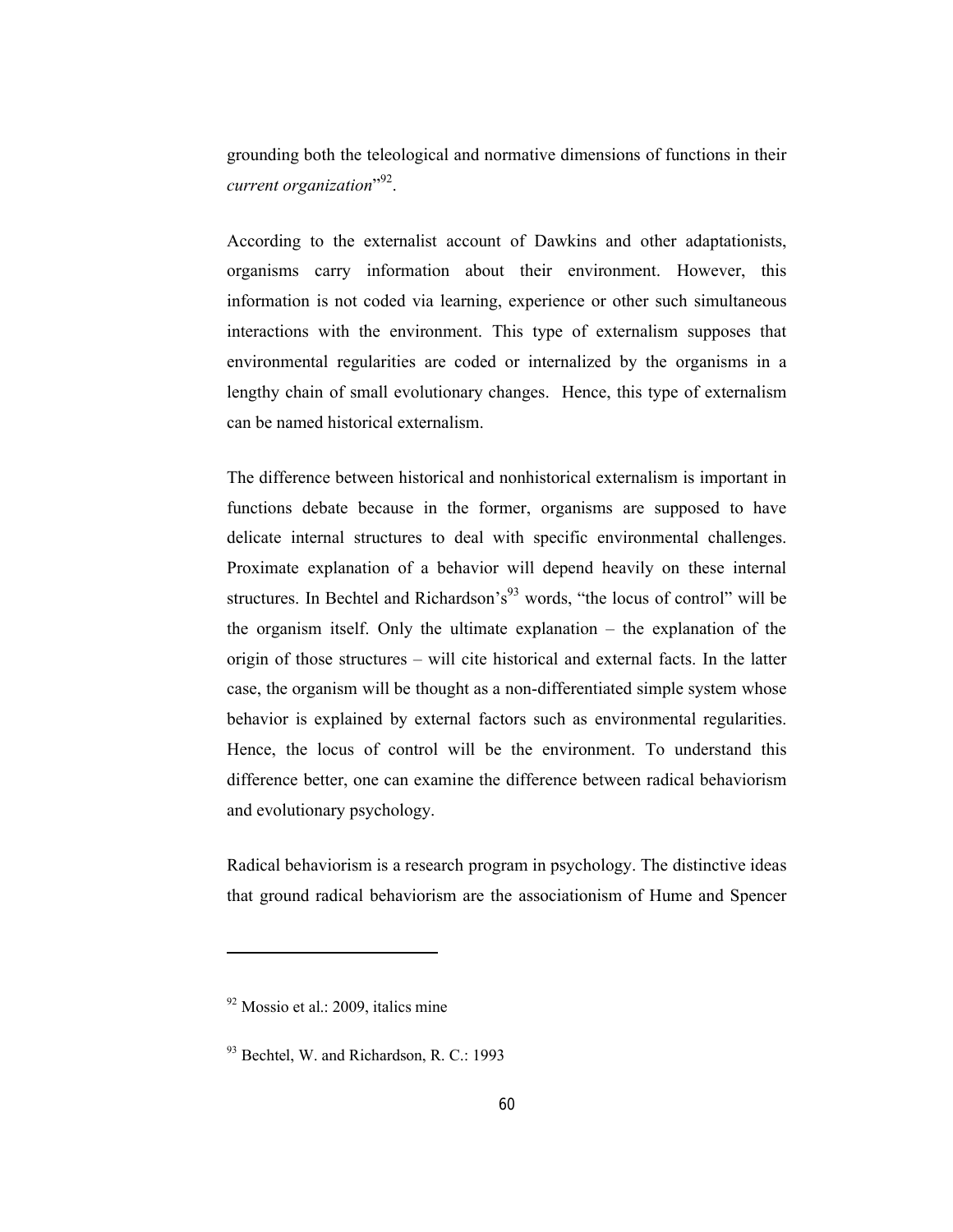grounding both the teleological and normative dimensions of functions in their *current organization*"[92].

According to the externalist account of Dawkins and other adaptationists, organisms carry information about their environment. However, this information is not coded via learning, experience or other such simultaneous interactions with the environment. This type of externalism supposes that environmental regularities are coded or internalized by the organisms in a lengthy chain of small evolutionary changes. Hence, this type of externalism can be named historical externalism.

The difference between historical and nonhistorical externalism is important in functions debate because in the former, organisms are supposed to have delicate internal structures to deal with specific environmental challenges. Proximate explanation of a behavior will depend heavily on these internal structures. In Bechtel and Richardson's[93] words, "the locus of control" will be the organism itself. Only the ultimate explanation – the explanation of the origin of those structures – will cite historical and external facts. In the latter case, the organism will be thought as a non-differentiated simple system whose behavior is explained by external factors such as environmental regularities. Hence, the locus of control will be the environment. To understand this difference better, one can examine the difference between radical behaviorism and evolutionary psychology.

Radical behaviorism is a research program in psychology. The distinctive ideas that ground radical behaviorism are the associationism of Hume and Spencer

---

[92] Mossio et al.: 2009, italics mine

[93] Bechtel, W. and Richardson, R. C.: 1993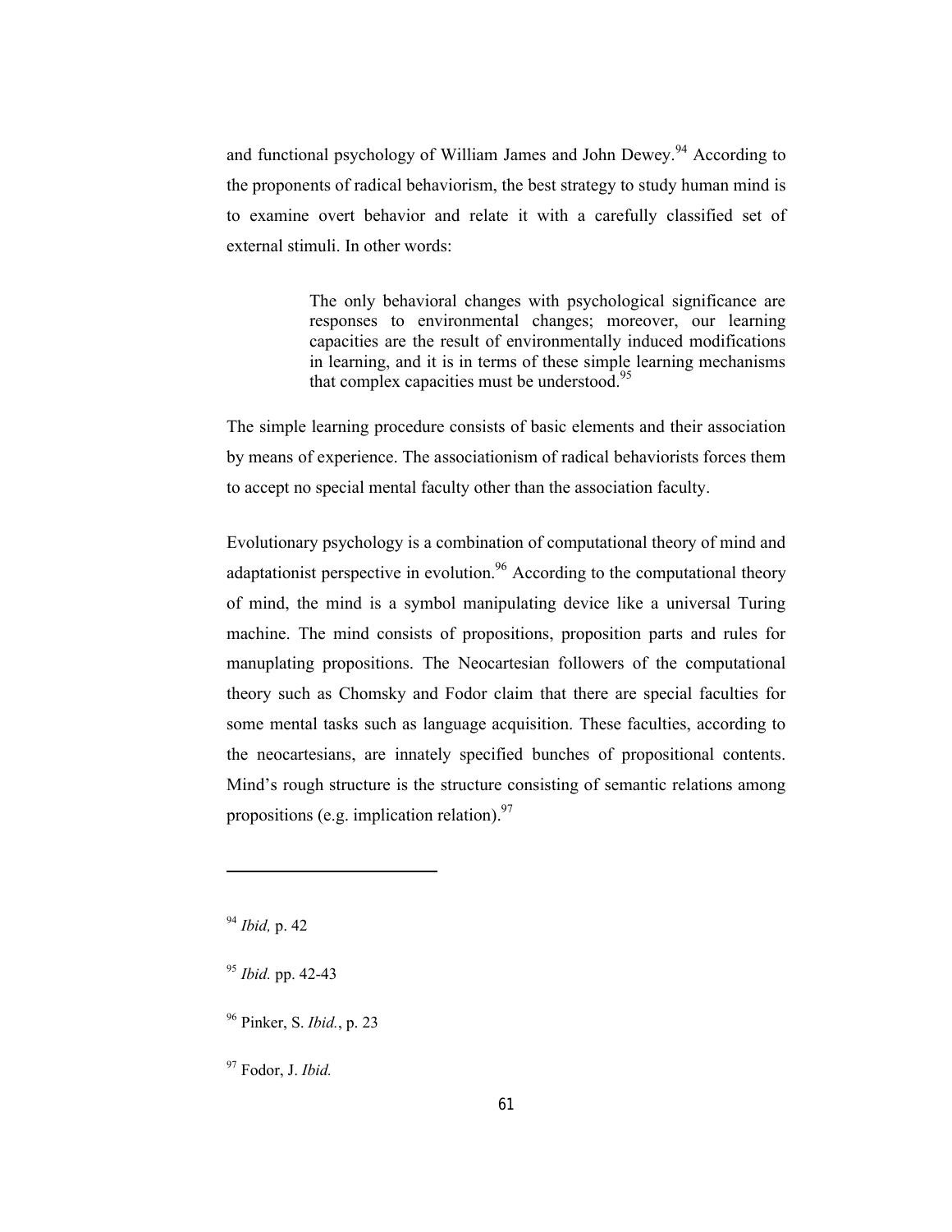and functional psychology of William James and John Dewey.[94] According to the proponents of radical behaviorism, the best strategy to study human mind is to examine overt behavior and relate it with a carefully classified set of external stimuli. In other words:

> The only behavioral changes with psychological significance are responses to environmental changes; moreover, our learning capacities are the result of environmentally induced modifications in learning, and it is in terms of these simple learning mechanisms that complex capacities must be understood.[95]

The simple learning procedure consists of basic elements and their association by means of experience. The associationism of radical behaviorists forces them to accept no special mental faculty other than the association faculty.

Evolutionary psychology is a combination of computational theory of mind and adaptationist perspective in evolution.[96] According to the computational theory of mind, the mind is a symbol manipulating device like a universal Turing machine. The mind consists of propositions, proposition parts and rules for manuplating propositions. The Neocartesian followers of the computational theory such as Chomsky and Fodor claim that there are special faculties for some mental tasks such as language acquisition. These faculties, according to the neocartesians, are innately specified bunches of propositional contents. Mind's rough structure is the structure consisting of semantic relations among propositions (e.g. implication relation).[97]

---

[94] *Ibid,* p. 42

[95] *Ibid.* pp. 42-43

[96] Pinker, S. *Ibid.*, p. 23

[97] Fodor, J. *Ibid.*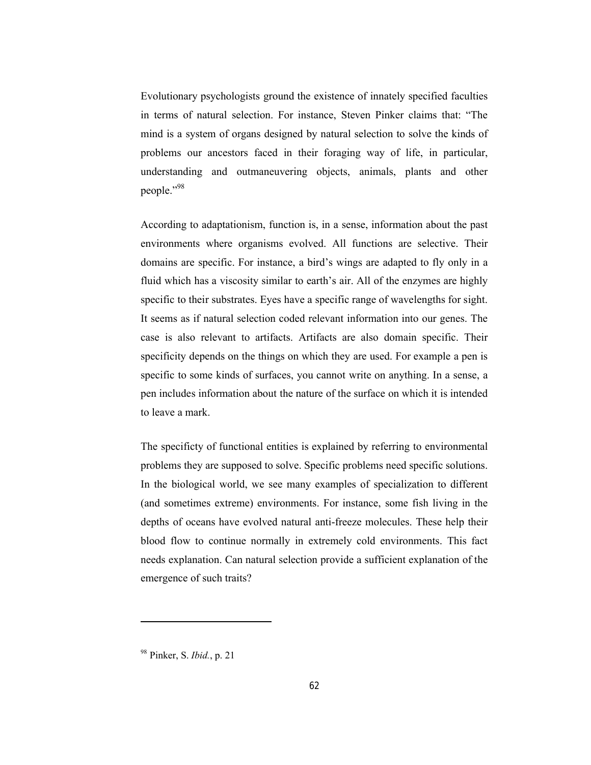Evolutionary psychologists ground the existence of innately specified faculties in terms of natural selection. For instance, Steven Pinker claims that: "The mind is a system of organs designed by natural selection to solve the kinds of problems our ancestors faced in their foraging way of life, in particular, understanding and outmaneuvering objects, animals, plants and other people."[98]

According to adaptationism, function is, in a sense, information about the past environments where organisms evolved. All functions are selective. Their domains are specific. For instance, a bird's wings are adapted to fly only in a fluid which has a viscosity similar to earth's air. All of the enzymes are highly specific to their substrates. Eyes have a specific range of wavelengths for sight. It seems as if natural selection coded relevant information into our genes. The case is also relevant to artifacts. Artifacts are also domain specific. Their specificity depends on the things on which they are used. For example a pen is specific to some kinds of surfaces, you cannot write on anything. In a sense, a pen includes information about the nature of the surface on which it is intended to leave a mark.

The specificty of functional entities is explained by referring to environmental problems they are supposed to solve. Specific problems need specific solutions. In the biological world, we see many examples of specialization to different (and sometimes extreme) environments. For instance, some fish living in the depths of oceans have evolved natural anti-freeze molecules. These help their blood flow to continue normally in extremely cold environments. This fact needs explanation. Can natural selection provide a sufficient explanation of the emergence of such traits?

---

[98] Pinker, S. *Ibid.*, p. 21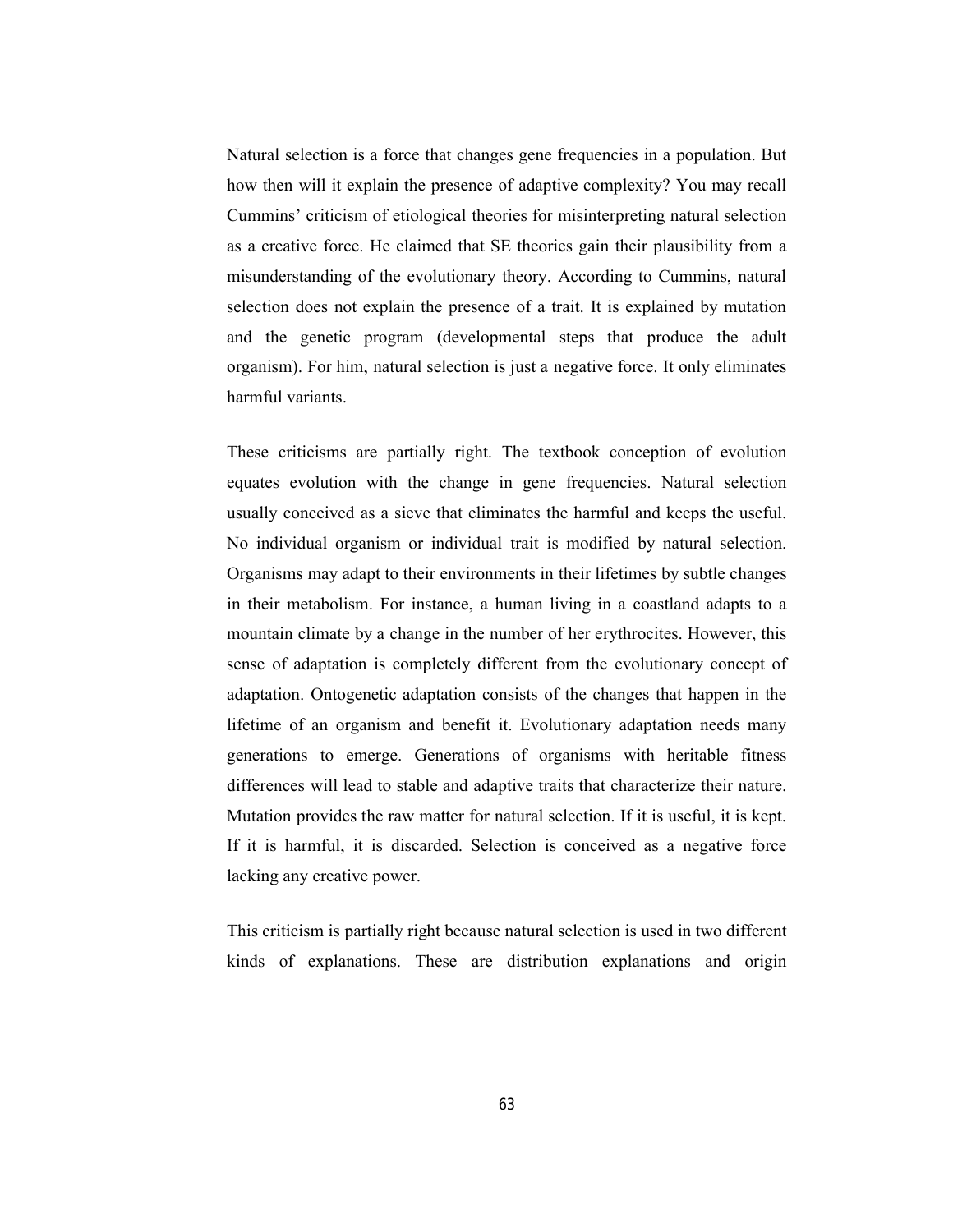Natural selection is a force that changes gene frequencies in a population. But how then will it explain the presence of adaptive complexity? You may recall Cummins' criticism of etiological theories for misinterpreting natural selection as a creative force. He claimed that SE theories gain their plausibility from a misunderstanding of the evolutionary theory. According to Cummins, natural selection does not explain the presence of a trait. It is explained by mutation and the genetic program (developmental steps that produce the adult organism). For him, natural selection is just a negative force. It only eliminates harmful variants.

These criticisms are partially right. The textbook conception of evolution equates evolution with the change in gene frequencies. Natural selection usually conceived as a sieve that eliminates the harmful and keeps the useful. No individual organism or individual trait is modified by natural selection. Organisms may adapt to their environments in their lifetimes by subtle changes in their metabolism. For instance, a human living in a coastland adapts to a mountain climate by a change in the number of her erythrocites. However, this sense of adaptation is completely different from the evolutionary concept of adaptation. Ontogenetic adaptation consists of the changes that happen in the lifetime of an organism and benefit it. Evolutionary adaptation needs many generations to emerge. Generations of organisms with heritable fitness differences will lead to stable and adaptive traits that characterize their nature. Mutation provides the raw matter for natural selection. If it is useful, it is kept. If it is harmful, it is discarded. Selection is conceived as a negative force lacking any creative power.

This criticism is partially right because natural selection is used in two different kinds of explanations. These are distribution explanations and origin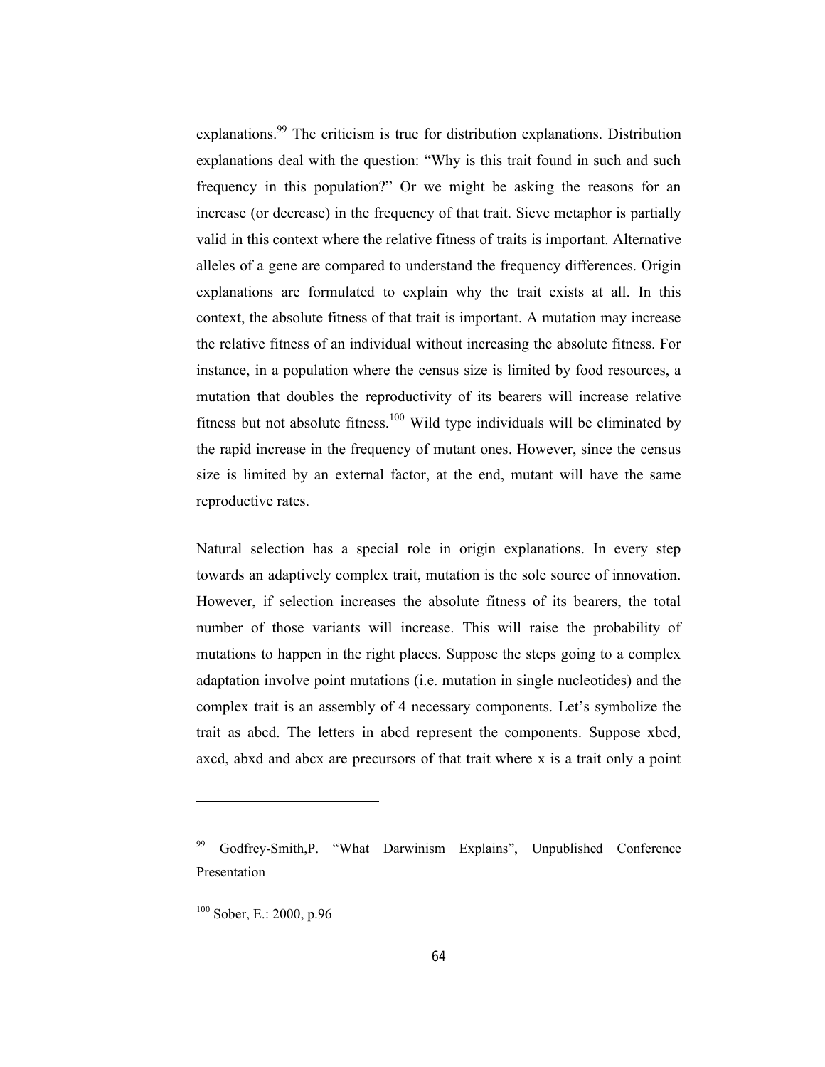explanations.[99] The criticism is true for distribution explanations. Distribution explanations deal with the question: "Why is this trait found in such and such frequency in this population?" Or we might be asking the reasons for an increase (or decrease) in the frequency of that trait. Sieve metaphor is partially valid in this context where the relative fitness of traits is important. Alternative alleles of a gene are compared to understand the frequency differences. Origin explanations are formulated to explain why the trait exists at all. In this context, the absolute fitness of that trait is important. A mutation may increase the relative fitness of an individual without increasing the absolute fitness. For instance, in a population where the census size is limited by food resources, a mutation that doubles the reproductivity of its bearers will increase relative fitness but not absolute fitness.[100] Wild type individuals will be eliminated by the rapid increase in the frequency of mutant ones. However, since the census size is limited by an external factor, at the end, mutant will have the same reproductive rates.

Natural selection has a special role in origin explanations. In every step towards an adaptively complex trait, mutation is the sole source of innovation. However, if selection increases the absolute fitness of its bearers, the total number of those variants will increase. This will raise the probability of mutations to happen in the right places. Suppose the steps going to a complex adaptation involve point mutations (i.e. mutation in single nucleotides) and the complex trait is an assembly of 4 necessary components. Let's symbolize the trait as abcd. The letters in abcd represent the components. Suppose xbcd, axcd, abxd and abcx are precursors of that trait where x is a trait only a point

---

[99] Godfrey-Smith,P. "What Darwinism Explains", Unpublished Conference Presentation

[100] Sober, E.: 2000, p.96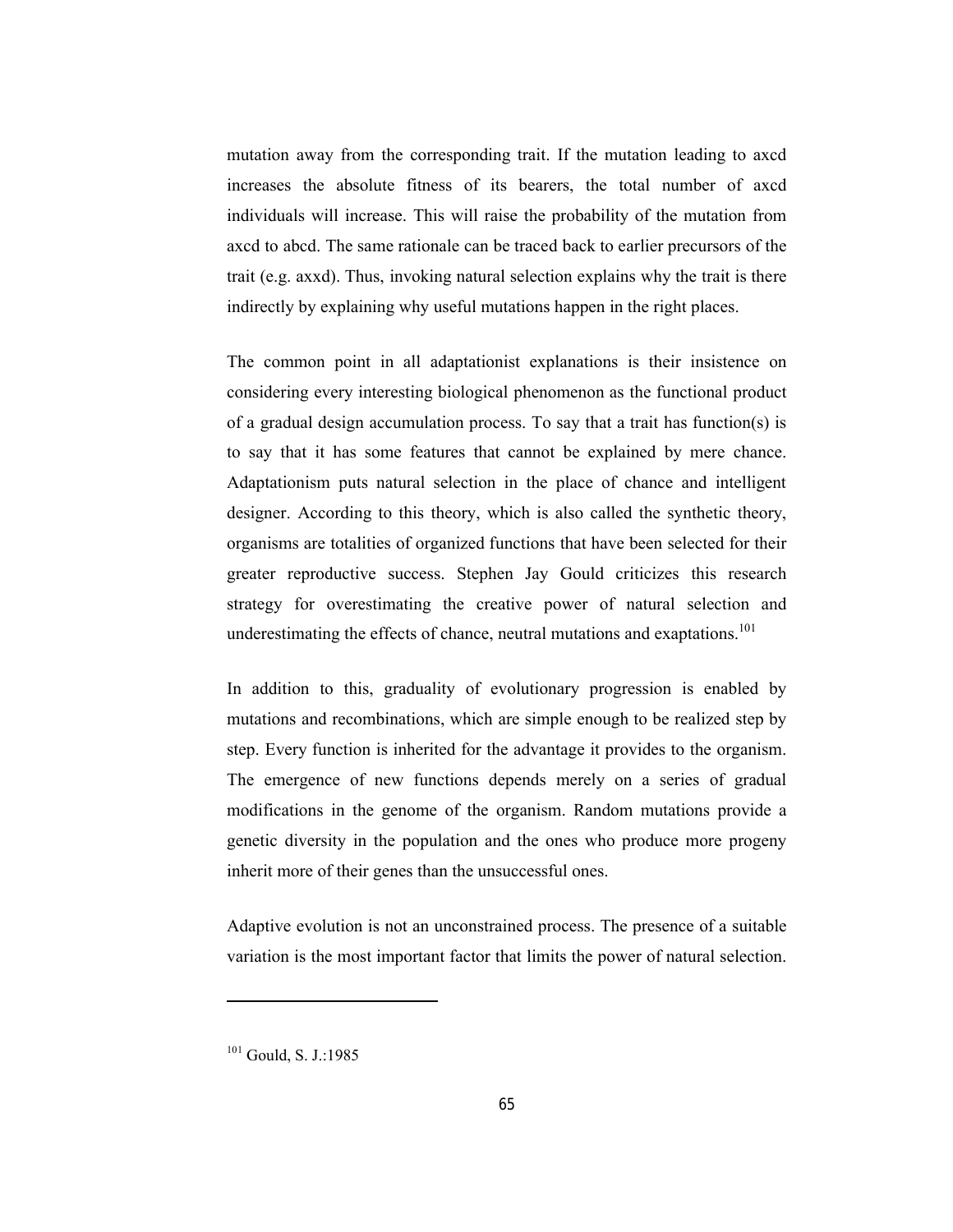mutation away from the corresponding trait. If the mutation leading to axcd increases the absolute fitness of its bearers, the total number of axcd individuals will increase. This will raise the probability of the mutation from axcd to abcd. The same rationale can be traced back to earlier precursors of the trait (e.g. axxd). Thus, invoking natural selection explains why the trait is there indirectly by explaining why useful mutations happen in the right places.

The common point in all adaptationist explanations is their insistence on considering every interesting biological phenomenon as the functional product of a gradual design accumulation process. To say that a trait has function(s) is to say that it has some features that cannot be explained by mere chance. Adaptationism puts natural selection in the place of chance and intelligent designer. According to this theory, which is also called the synthetic theory, organisms are totalities of organized functions that have been selected for their greater reproductive success. Stephen Jay Gould criticizes this research strategy for overestimating the creative power of natural selection and underestimating the effects of chance, neutral mutations and exaptations.[101]

In addition to this, graduality of evolutionary progression is enabled by mutations and recombinations, which are simple enough to be realized step by step. Every function is inherited for the advantage it provides to the organism. The emergence of new functions depends merely on a series of gradual modifications in the genome of the organism. Random mutations provide a genetic diversity in the population and the ones who produce more progeny inherit more of their genes than the unsuccessful ones.

Adaptive evolution is not an unconstrained process. The presence of a suitable variation is the most important factor that limits the power of natural selection.

---

[101] Gould, S. J.:1985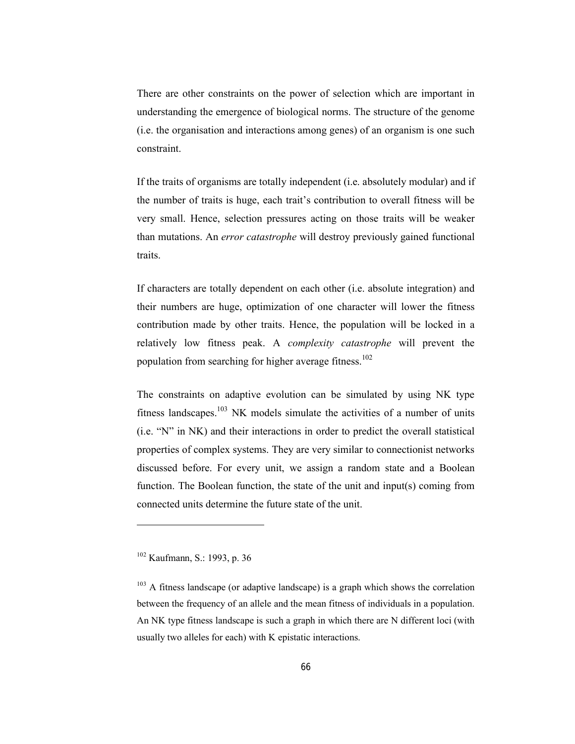There are other constraints on the power of selection which are important in understanding the emergence of biological norms. The structure of the genome (i.e. the organisation and interactions among genes) of an organism is one such constraint.

If the traits of organisms are totally independent (i.e. absolutely modular) and if the number of traits is huge, each trait's contribution to overall fitness will be very small. Hence, selection pressures acting on those traits will be weaker than mutations. An *error catastrophe* will destroy previously gained functional traits.

If characters are totally dependent on each other (i.e. absolute integration) and their numbers are huge, optimization of one character will lower the fitness contribution made by other traits. Hence, the population will be locked in a relatively low fitness peak. A *complexity catastrophe* will prevent the population from searching for higher average fitness.[102]

The constraints on adaptive evolution can be simulated by using NK type fitness landscapes.[103] NK models simulate the activities of a number of units (i.e. "N" in NK) and their interactions in order to predict the overall statistical properties of complex systems. They are very similar to connectionist networks discussed before. For every unit, we assign a random state and a Boolean function. The Boolean function, the state of the unit and input(s) coming from connected units determine the future state of the unit.

---

[102] Kaufmann, S.: 1993, p. 36

[103] A fitness landscape (or adaptive landscape) is a graph which shows the correlation between the frequency of an allele and the mean fitness of individuals in a population. An NK type fitness landscape is such a graph in which there are N different loci (with usually two alleles for each) with K epistatic interactions.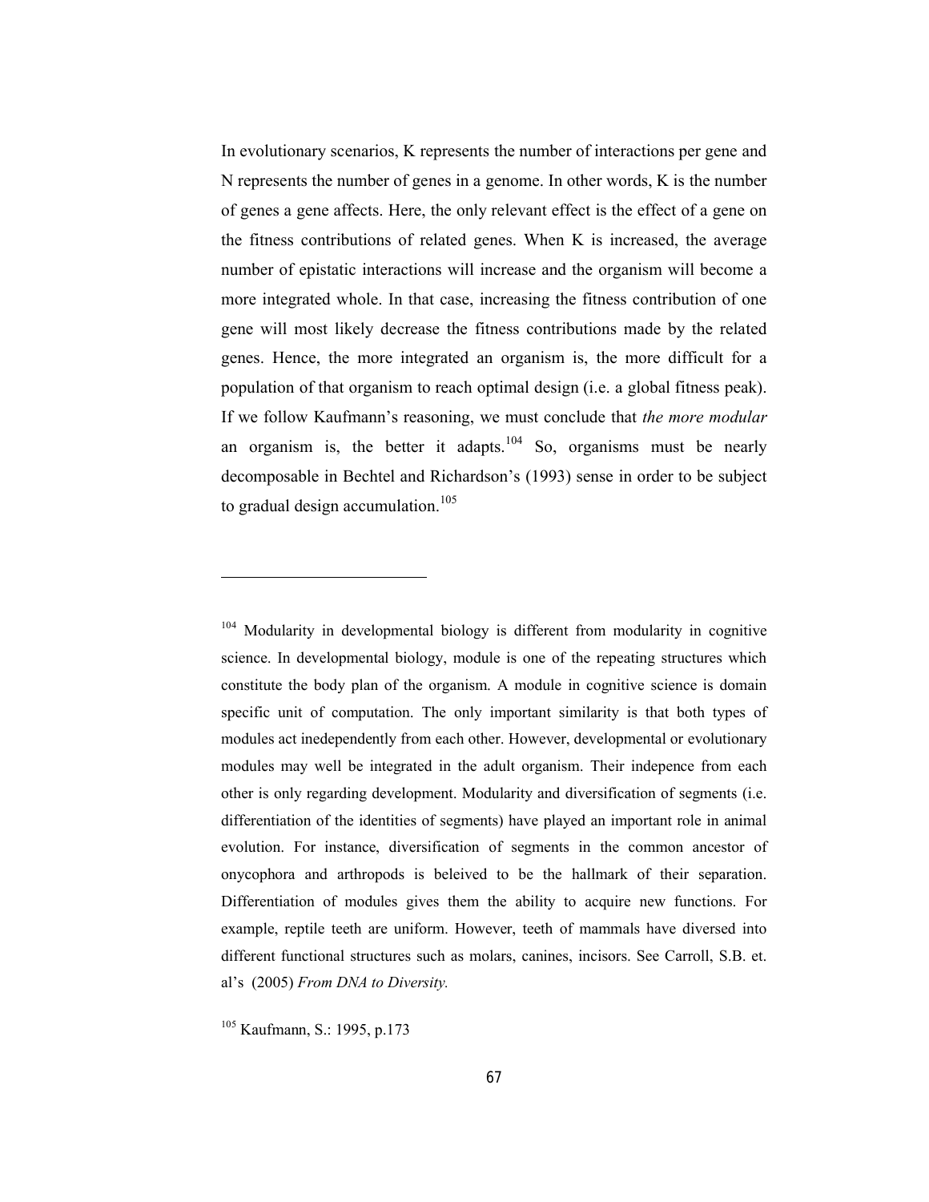In evolutionary scenarios, K represents the number of interactions per gene and N represents the number of genes in a genome. In other words, K is the number of genes a gene affects. Here, the only relevant effect is the effect of a gene on the fitness contributions of related genes. When K is increased, the average number of epistatic interactions will increase and the organism will become a more integrated whole. In that case, increasing the fitness contribution of one gene will most likely decrease the fitness contributions made by the related genes. Hence, the more integrated an organism is, the more difficult for a population of that organism to reach optimal design (i.e. a global fitness peak). If we follow Kaufmann's reasoning, we must conclude that *the more modular* an organism is, the better it adapts.[104] So, organisms must be nearly decomposable in Bechtel and Richardson's (1993) sense in order to be subject to gradual design accumulation.[105]

---

[104] Modularity in developmental biology is different from modularity in cognitive science. In developmental biology, module is one of the repeating structures which constitute the body plan of the organism. A module in cognitive science is domain specific unit of computation. The only important similarity is that both types of modules act inedependently from each other. However, developmental or evolutionary modules may well be integrated in the adult organism. Their indepence from each other is only regarding development. Modularity and diversification of segments (i.e. differentiation of the identities of segments) have played an important role in animal evolution. For instance, diversification of segments in the common ancestor of onycophora and arthropods is beleived to be the hallmark of their separation. Differentiation of modules gives them the ability to acquire new functions. For example, reptile teeth are uniform. However, teeth of mammals have diversed into different functional structures such as molars, canines, incisors. See Carroll, S.B. et. al's (2005) *From DNA to Diversity.*

[105] Kaufmann, S.: 1995, p.173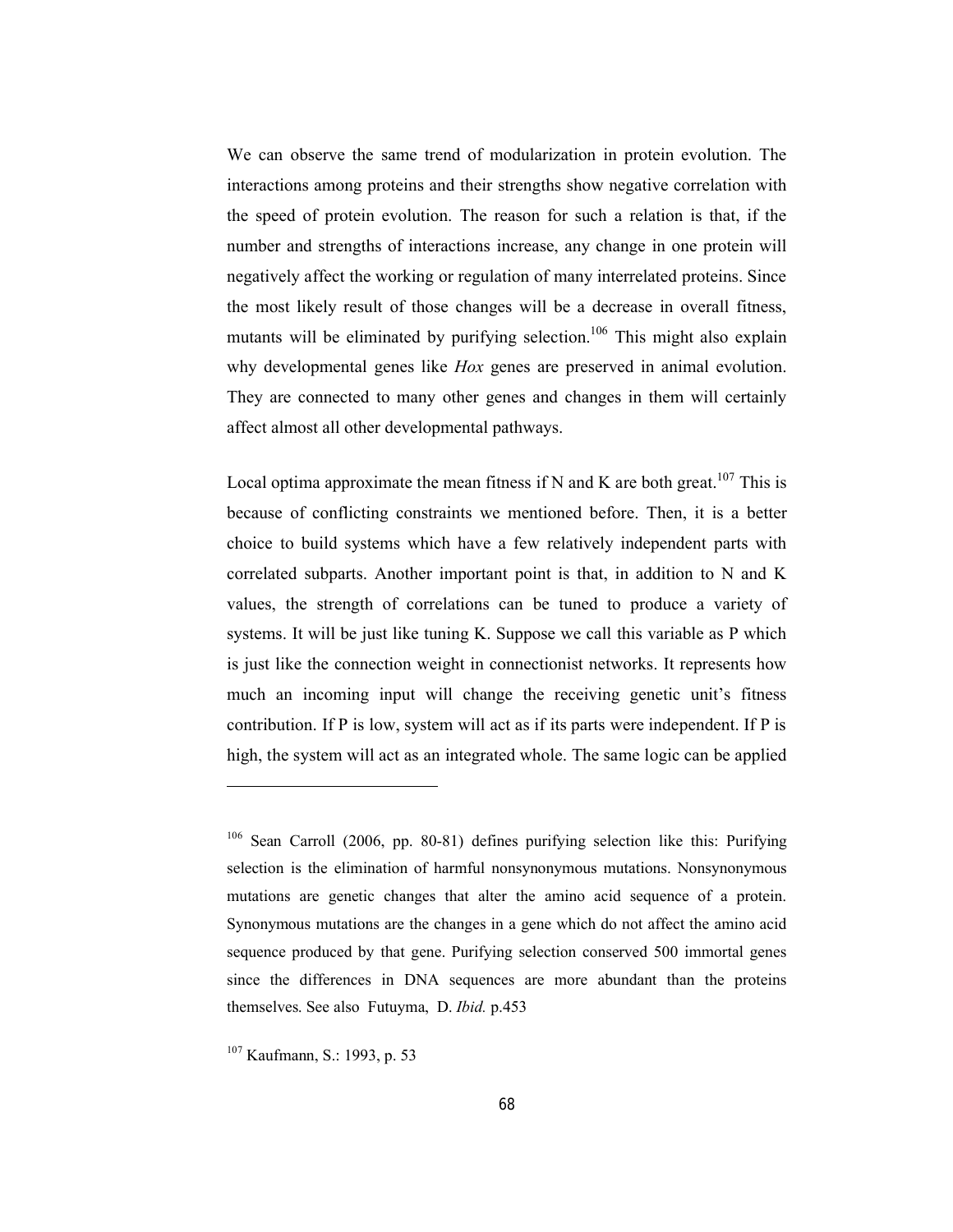We can observe the same trend of modularization in protein evolution. The interactions among proteins and their strengths show negative correlation with the speed of protein evolution. The reason for such a relation is that, if the number and strengths of interactions increase, any change in one protein will negatively affect the working or regulation of many interrelated proteins. Since the most likely result of those changes will be a decrease in overall fitness, mutants will be eliminated by purifying selection.[106] This might also explain why developmental genes like *Hox* genes are preserved in animal evolution. They are connected to many other genes and changes in them will certainly affect almost all other developmental pathways.

Local optima approximate the mean fitness if N and K are both great.[107] This is because of conflicting constraints we mentioned before. Then, it is a better choice to build systems which have a few relatively independent parts with correlated subparts. Another important point is that, in addition to N and K values, the strength of correlations can be tuned to produce a variety of systems. It will be just like tuning K. Suppose we call this variable as P which is just like the connection weight in connectionist networks. It represents how much an incoming input will change the receiving genetic unit's fitness contribution. If P is low, system will act as if its parts were independent. If P is high, the system will act as an integrated whole. The same logic can be applied

---

[106] Sean Carroll (2006, pp. 80-81) defines purifying selection like this: Purifying selection is the elimination of harmful nonsynonymous mutations. Nonsynonymous mutations are genetic changes that alter the amino acid sequence of a protein. Synonymous mutations are the changes in a gene which do not affect the amino acid sequence produced by that gene. Purifying selection conserved 500 immortal genes since the differences in DNA sequences are more abundant than the proteins themselves. See also Futuyma, D. *Ibid.* p.453

[107] Kaufmann, S.: 1993, p. 53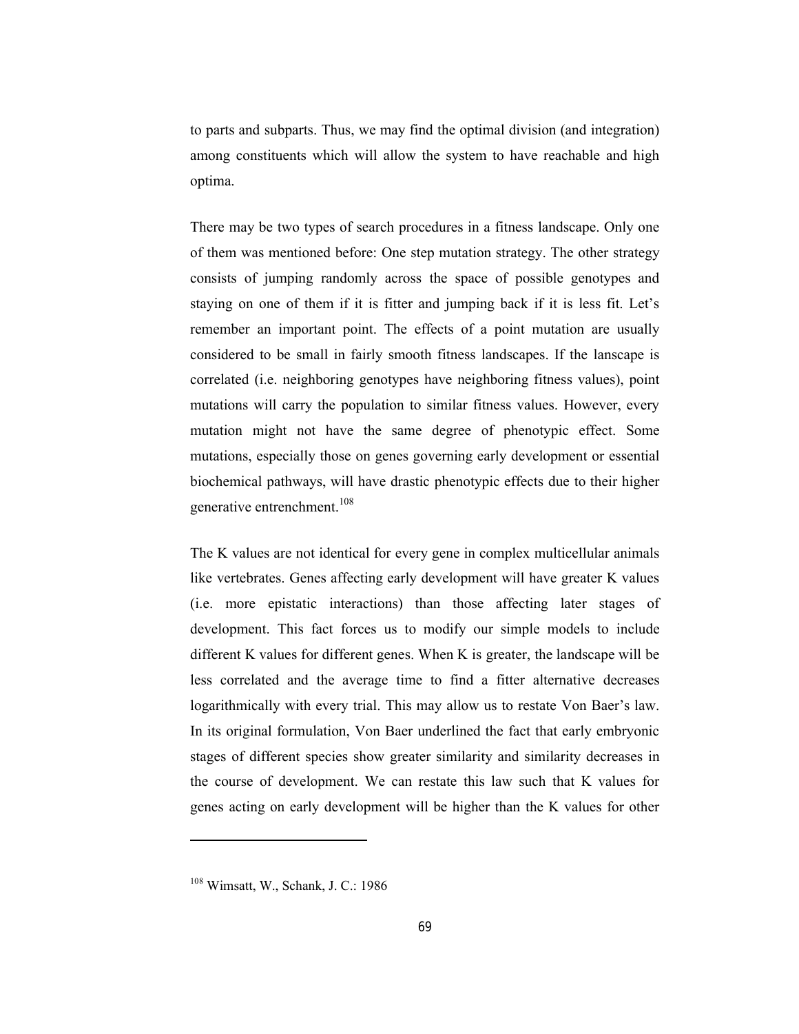to parts and subparts. Thus, we may find the optimal division (and integration) among constituents which will allow the system to have reachable and high optima.

There may be two types of search procedures in a fitness landscape. Only one of them was mentioned before: One step mutation strategy. The other strategy consists of jumping randomly across the space of possible genotypes and staying on one of them if it is fitter and jumping back if it is less fit. Let's remember an important point. The effects of a point mutation are usually considered to be small in fairly smooth fitness landscapes. If the lanscape is correlated (i.e. neighboring genotypes have neighboring fitness values), point mutations will carry the population to similar fitness values. However, every mutation might not have the same degree of phenotypic effect. Some mutations, especially those on genes governing early development or essential biochemical pathways, will have drastic phenotypic effects due to their higher generative entrenchment.[108]

The K values are not identical for every gene in complex multicellular animals like vertebrates. Genes affecting early development will have greater K values (i.e. more epistatic interactions) than those affecting later stages of development. This fact forces us to modify our simple models to include different K values for different genes. When K is greater, the landscape will be less correlated and the average time to find a fitter alternative decreases logarithmically with every trial. This may allow us to restate Von Baer's law. In its original formulation, Von Baer underlined the fact that early embryonic stages of different species show greater similarity and similarity decreases in the course of development. We can restate this law such that K values for genes acting on early development will be higher than the K values for other

[108] Wimsatt, W., Schank, J. C.: 1986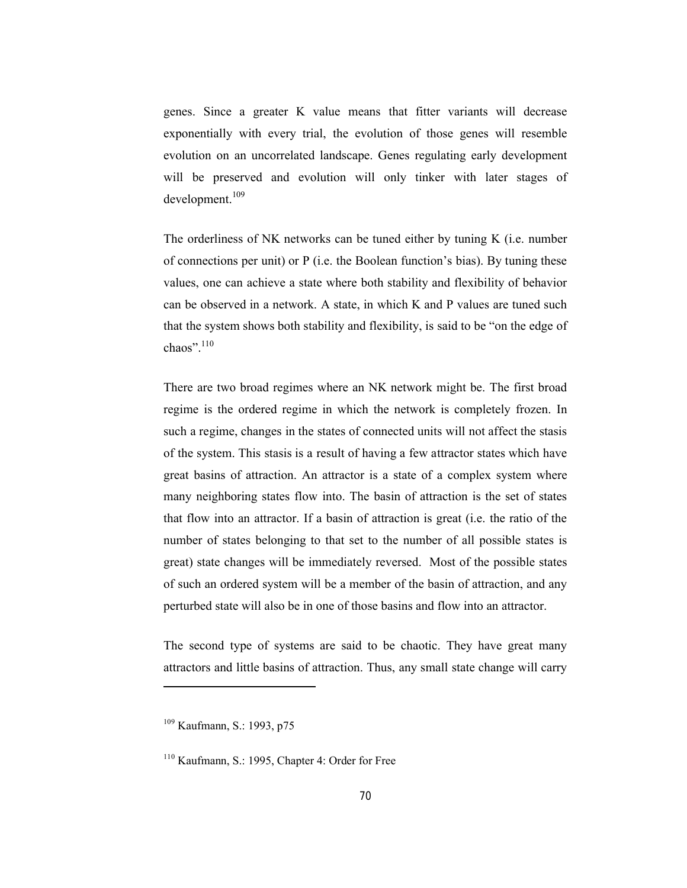genes. Since a greater K value means that fitter variants will decrease exponentially with every trial, the evolution of those genes will resemble evolution on an uncorrelated landscape. Genes regulating early development will be preserved and evolution will only tinker with later stages of development.[109]

The orderliness of NK networks can be tuned either by tuning K (i.e. number of connections per unit) or P (i.e. the Boolean function's bias). By tuning these values, one can achieve a state where both stability and flexibility of behavior can be observed in a network. A state, in which K and P values are tuned such that the system shows both stability and flexibility, is said to be "on the edge of chaos".[110]

There are two broad regimes where an NK network might be. The first broad regime is the ordered regime in which the network is completely frozen. In such a regime, changes in the states of connected units will not affect the stasis of the system. This stasis is a result of having a few attractor states which have great basins of attraction. An attractor is a state of a complex system where many neighboring states flow into. The basin of attraction is the set of states that flow into an attractor. If a basin of attraction is great (i.e. the ratio of the number of states belonging to that set to the number of all possible states is great) state changes will be immediately reversed. Most of the possible states of such an ordered system will be a member of the basin of attraction, and any perturbed state will also be in one of those basins and flow into an attractor.

The second type of systems are said to be chaotic. They have great many attractors and little basins of attraction. Thus, any small state change will carry

---

[109] Kaufmann, S.: 1993, p75

[110] Kaufmann, S.: 1995, Chapter 4: Order for Free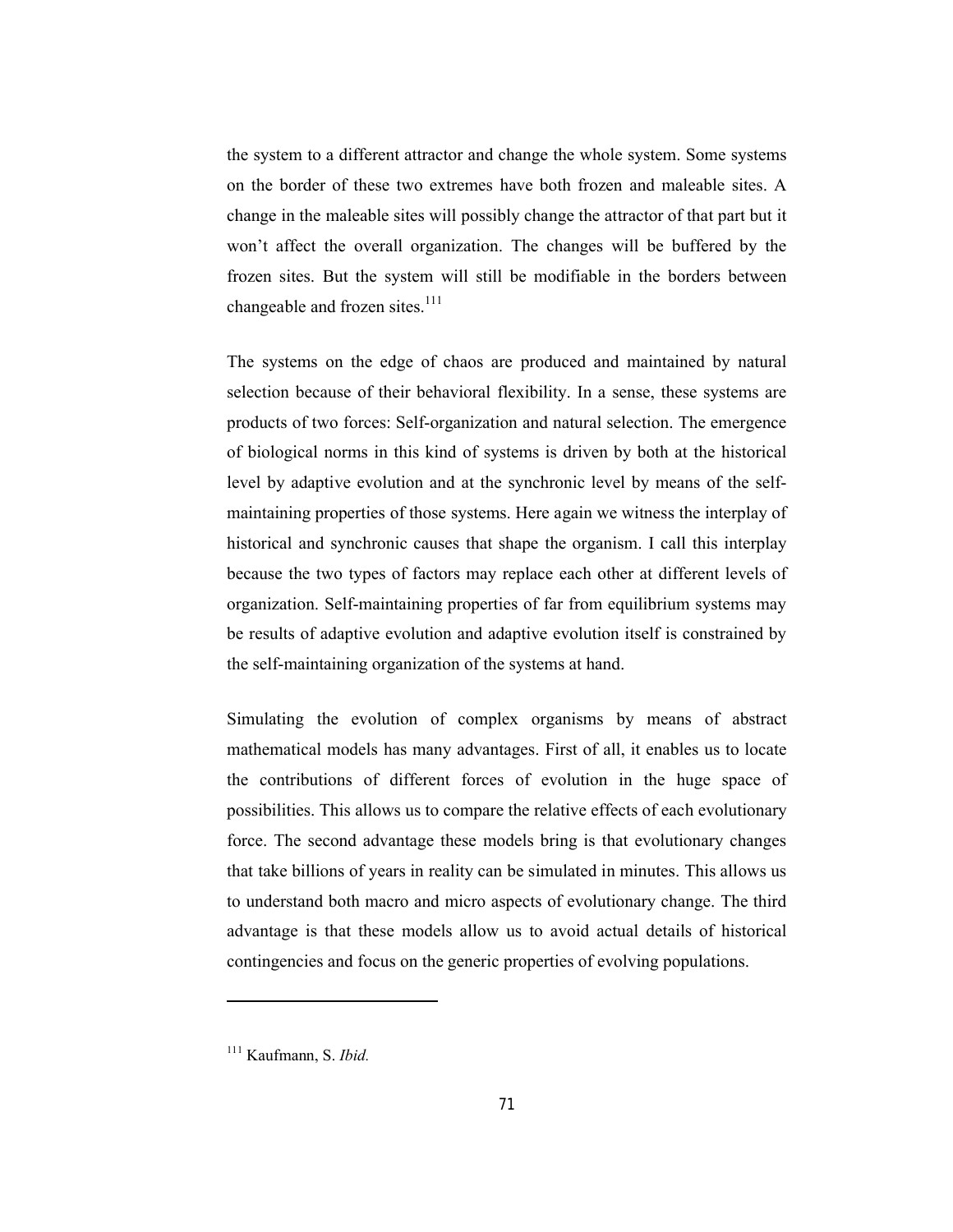the system to a different attractor and change the whole system. Some systems on the border of these two extremes have both frozen and maleable sites. A change in the maleable sites will possibly change the attractor of that part but it won't affect the overall organization. The changes will be buffered by the frozen sites. But the system will still be modifiable in the borders between changeable and frozen sites.[111]

The systems on the edge of chaos are produced and maintained by natural selection because of their behavioral flexibility. In a sense, these systems are products of two forces: Self-organization and natural selection. The emergence of biological norms in this kind of systems is driven by both at the historical level by adaptive evolution and at the synchronic level by means of the self-maintaining properties of those systems. Here again we witness the interplay of historical and synchronic causes that shape the organism. I call this interplay because the two types of factors may replace each other at different levels of organization. Self-maintaining properties of far from equilibrium systems may be results of adaptive evolution and adaptive evolution itself is constrained by the self-maintaining organization of the systems at hand.

Simulating the evolution of complex organisms by means of abstract mathematical models has many advantages. First of all, it enables us to locate the contributions of different forces of evolution in the huge space of possibilities. This allows us to compare the relative effects of each evolutionary force. The second advantage these models bring is that evolutionary changes that take billions of years in reality can be simulated in minutes. This allows us to understand both macro and micro aspects of evolutionary change. The third advantage is that these models allow us to avoid actual details of historical contingencies and focus on the generic properties of evolving populations.

---

[111] Kaufmann, S. *Ibid.*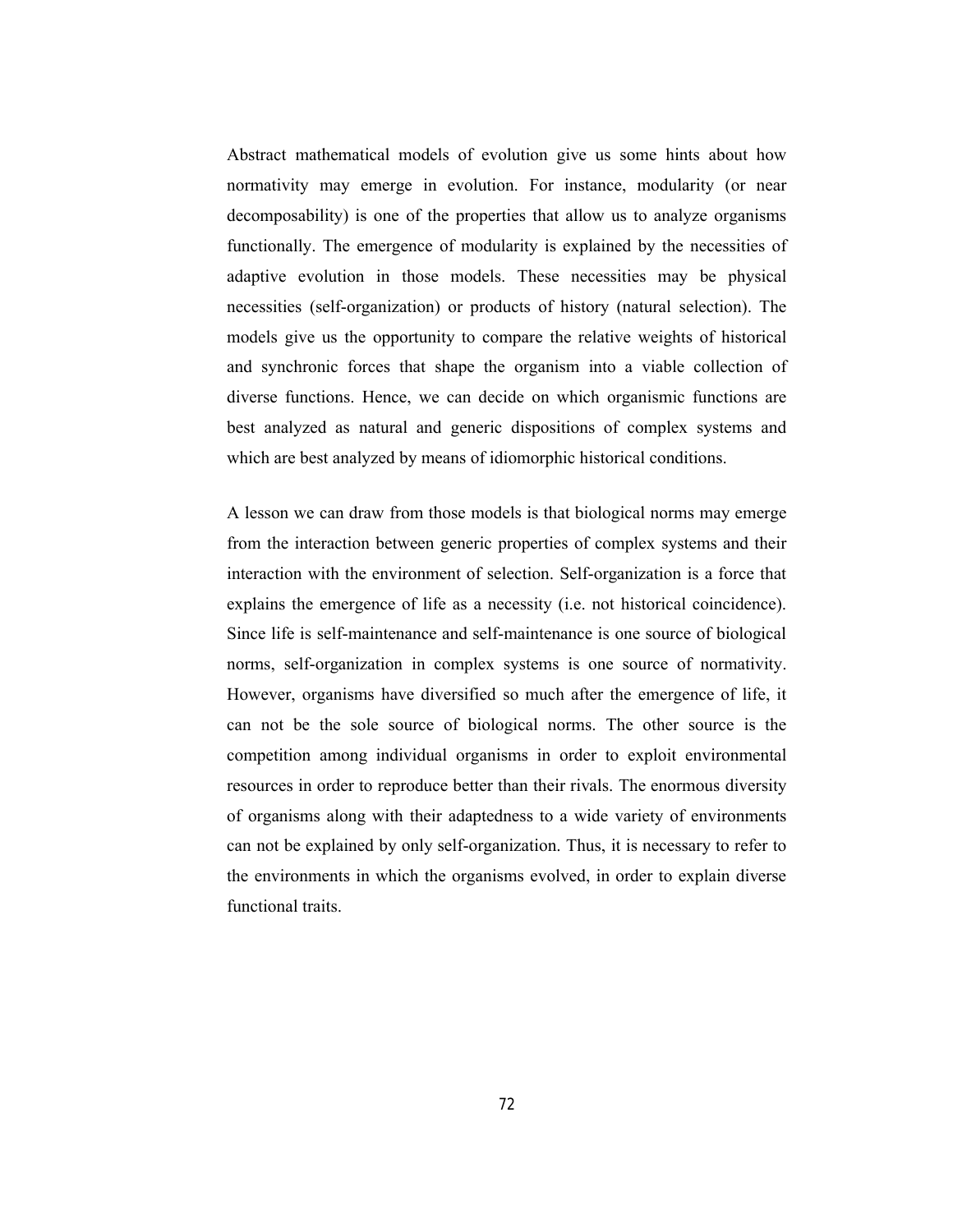Abstract mathematical models of evolution give us some hints about how normativity may emerge in evolution. For instance, modularity (or near decomposability) is one of the properties that allow us to analyze organisms functionally. The emergence of modularity is explained by the necessities of adaptive evolution in those models. These necessities may be physical necessities (self-organization) or products of history (natural selection). The models give us the opportunity to compare the relative weights of historical and synchronic forces that shape the organism into a viable collection of diverse functions. Hence, we can decide on which organismic functions are best analyzed as natural and generic dispositions of complex systems and which are best analyzed by means of idiomorphic historical conditions.

A lesson we can draw from those models is that biological norms may emerge from the interaction between generic properties of complex systems and their interaction with the environment of selection. Self-organization is a force that explains the emergence of life as a necessity (i.e. not historical coincidence). Since life is self-maintenance and self-maintenance is one source of biological norms, self-organization in complex systems is one source of normativity. However, organisms have diversified so much after the emergence of life, it can not be the sole source of biological norms. The other source is the competition among individual organisms in order to exploit environmental resources in order to reproduce better than their rivals. The enormous diversity of organisms along with their adaptedness to a wide variety of environments can not be explained by only self-organization. Thus, it is necessary to refer to the environments in which the organisms evolved, in order to explain diverse functional traits.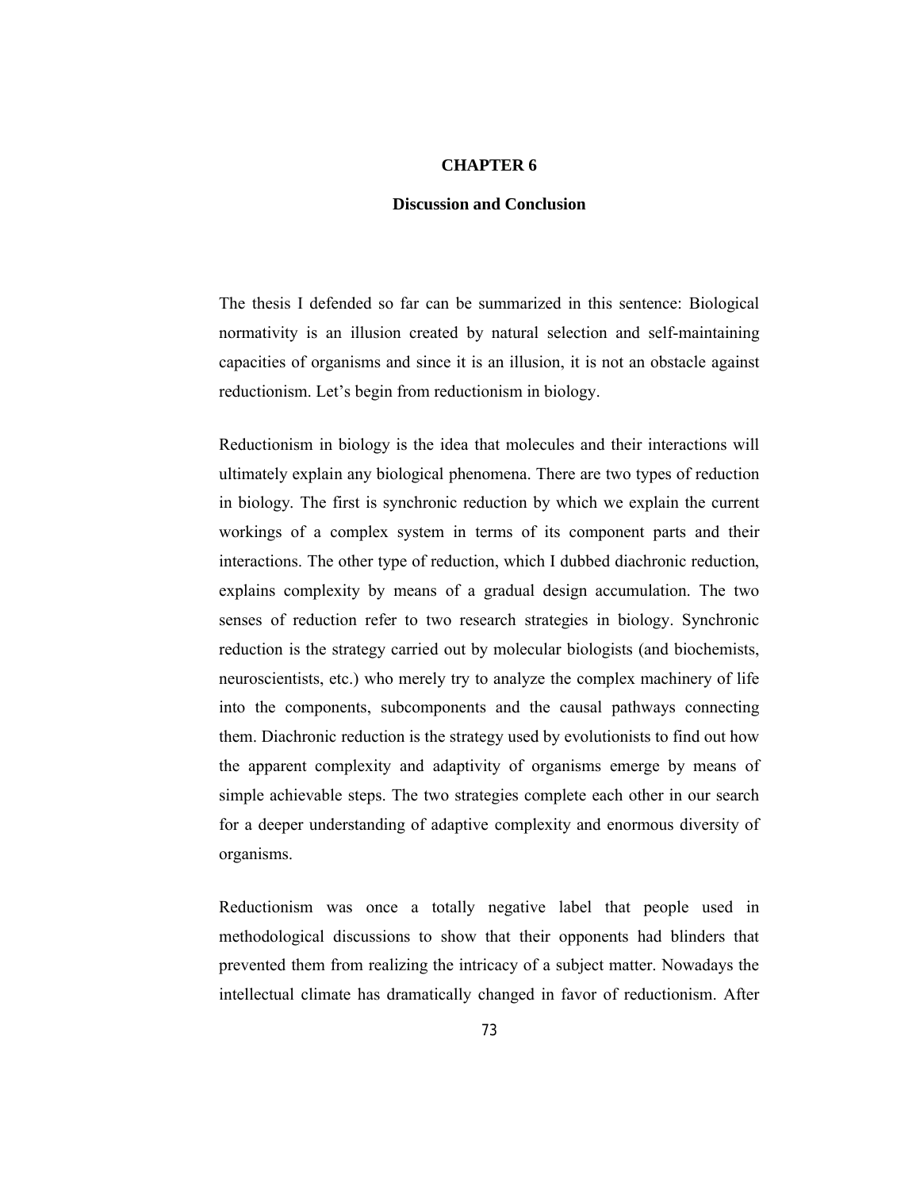# CHAPTER 6

## Discussion and Conclusion

The thesis I defended so far can be summarized in this sentence: Biological normativity is an illusion created by natural selection and self-maintaining capacities of organisms and since it is an illusion, it is not an obstacle against reductionism. Let's begin from reductionism in biology.

Reductionism in biology is the idea that molecules and their interactions will ultimately explain any biological phenomena. There are two types of reduction in biology. The first is synchronic reduction by which we explain the current workings of a complex system in terms of its component parts and their interactions. The other type of reduction, which I dubbed diachronic reduction, explains complexity by means of a gradual design accumulation. The two senses of reduction refer to two research strategies in biology. Synchronic reduction is the strategy carried out by molecular biologists (and biochemists, neuroscientists, etc.) who merely try to analyze the complex machinery of life into the components, subcomponents and the causal pathways connecting them. Diachronic reduction is the strategy used by evolutionists to find out how the apparent complexity and adaptivity of organisms emerge by means of simple achievable steps. The two strategies complete each other in our search for a deeper understanding of adaptive complexity and enormous diversity of organisms.

Reductionism was once a totally negative label that people used in methodological discussions to show that their opponents had blinders that prevented them from realizing the intricacy of a subject matter. Nowadays the intellectual climate has dramatically changed in favor of reductionism. After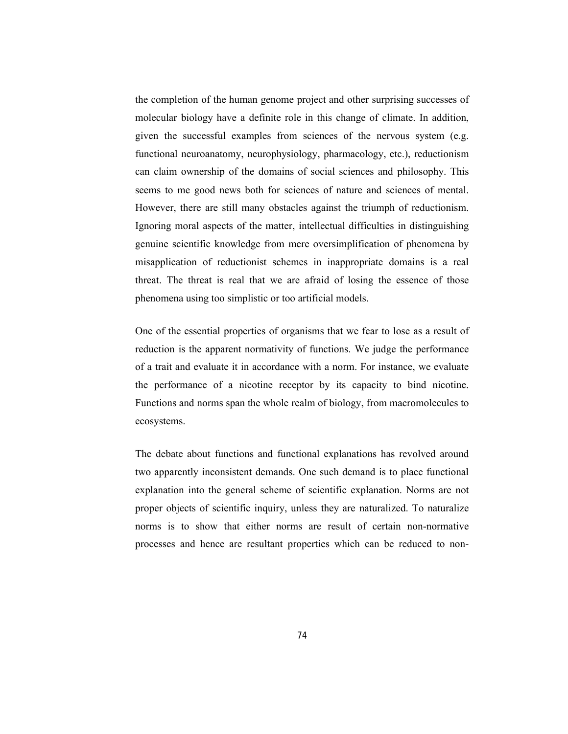the completion of the human genome project and other surprising successes of molecular biology have a definite role in this change of climate. In addition, given the successful examples from sciences of the nervous system (e.g. functional neuroanatomy, neurophysiology, pharmacology, etc.), reductionism can claim ownership of the domains of social sciences and philosophy. This seems to me good news both for sciences of nature and sciences of mental. However, there are still many obstacles against the triumph of reductionism. Ignoring moral aspects of the matter, intellectual difficulties in distinguishing genuine scientific knowledge from mere oversimplification of phenomena by misapplication of reductionist schemes in inappropriate domains is a real threat. The threat is real that we are afraid of losing the essence of those phenomena using too simplistic or too artificial models.

One of the essential properties of organisms that we fear to lose as a result of reduction is the apparent normativity of functions. We judge the performance of a trait and evaluate it in accordance with a norm. For instance, we evaluate the performance of a nicotine receptor by its capacity to bind nicotine. Functions and norms span the whole realm of biology, from macromolecules to ecosystems.

The debate about functions and functional explanations has revolved around two apparently inconsistent demands. One such demand is to place functional explanation into the general scheme of scientific explanation. Norms are not proper objects of scientific inquiry, unless they are naturalized. To naturalize norms is to show that either norms are result of certain non-normative processes and hence are resultant properties which can be reduced to non-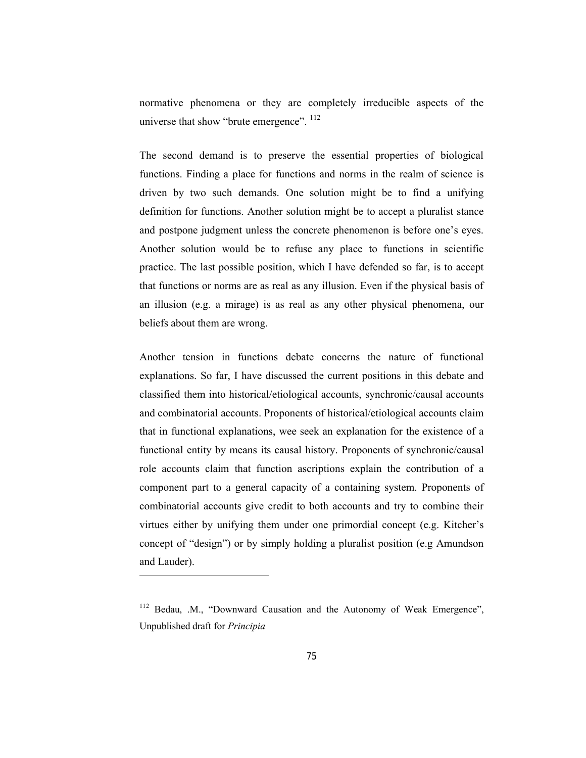normative phenomena or they are completely irreducible aspects of the universe that show "brute emergence". [112]

The second demand is to preserve the essential properties of biological functions. Finding a place for functions and norms in the realm of science is driven by two such demands. One solution might be to find a unifying definition for functions. Another solution might be to accept a pluralist stance and postpone judgment unless the concrete phenomenon is before one's eyes. Another solution would be to refuse any place to functions in scientific practice. The last possible position, which I have defended so far, is to accept that functions or norms are as real as any illusion. Even if the physical basis of an illusion (e.g. a mirage) is as real as any other physical phenomena, our beliefs about them are wrong.

Another tension in functions debate concerns the nature of functional explanations. So far, I have discussed the current positions in this debate and classified them into historical/etiological accounts, synchronic/causal accounts and combinatorial accounts. Proponents of historical/etiological accounts claim that in functional explanations, wee seek an explanation for the existence of a functional entity by means its causal history. Proponents of synchronic/causal role accounts claim that function ascriptions explain the contribution of a component part to a general capacity of a containing system. Proponents of combinatorial accounts give credit to both accounts and try to combine their virtues either by unifying them under one primordial concept (e.g. Kitcher's concept of "design") or by simply holding a pluralist position (e.g Amundson and Lauder).

---

[112] Bedau, .M., "Downward Causation and the Autonomy of Weak Emergence", Unpublished draft for *Principia*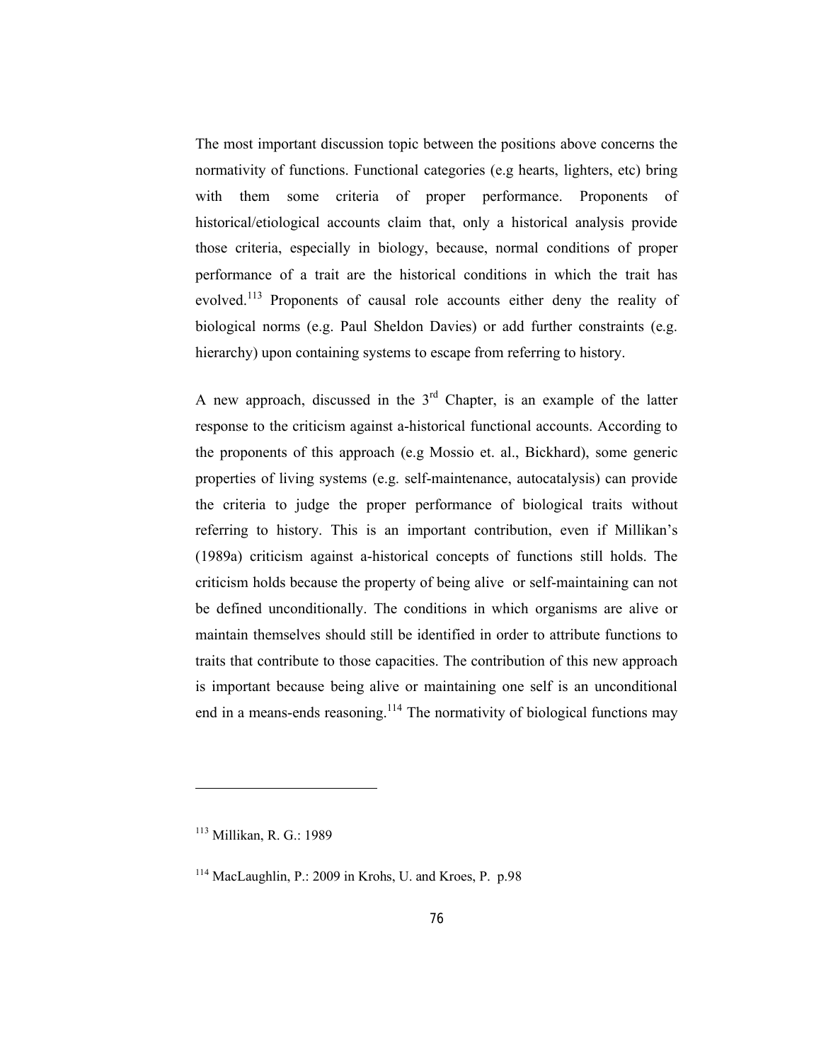The most important discussion topic between the positions above concerns the normativity of functions. Functional categories (e.g hearts, lighters, etc) bring with them some criteria of proper performance. Proponents of historical/etiological accounts claim that, only a historical analysis provide those criteria, especially in biology, because, normal conditions of proper performance of a trait are the historical conditions in which the trait has evolved.[113] Proponents of causal role accounts either deny the reality of biological norms (e.g. Paul Sheldon Davies) or add further constraints (e.g. hierarchy) upon containing systems to escape from referring to history.

A new approach, discussed in the 3rd Chapter, is an example of the latter response to the criticism against a-historical functional accounts. According to the proponents of this approach (e.g Mossio et. al., Bickhard), some generic properties of living systems (e.g. self-maintenance, autocatalysis) can provide the criteria to judge the proper performance of biological traits without referring to history. This is an important contribution, even if Millikan's (1989a) criticism against a-historical concepts of functions still holds. The criticism holds because the property of being alive or self-maintaining can not be defined unconditionally. The conditions in which organisms are alive or maintain themselves should still be identified in order to attribute functions to traits that contribute to those capacities. The contribution of this new approach is important because being alive or maintaining one self is an unconditional end in a means-ends reasoning.[114] The normativity of biological functions may

---

[113] Millikan, R. G.: 1989

[114] MacLaughlin, P.: 2009 in Krohs, U. and Kroes, P. p.98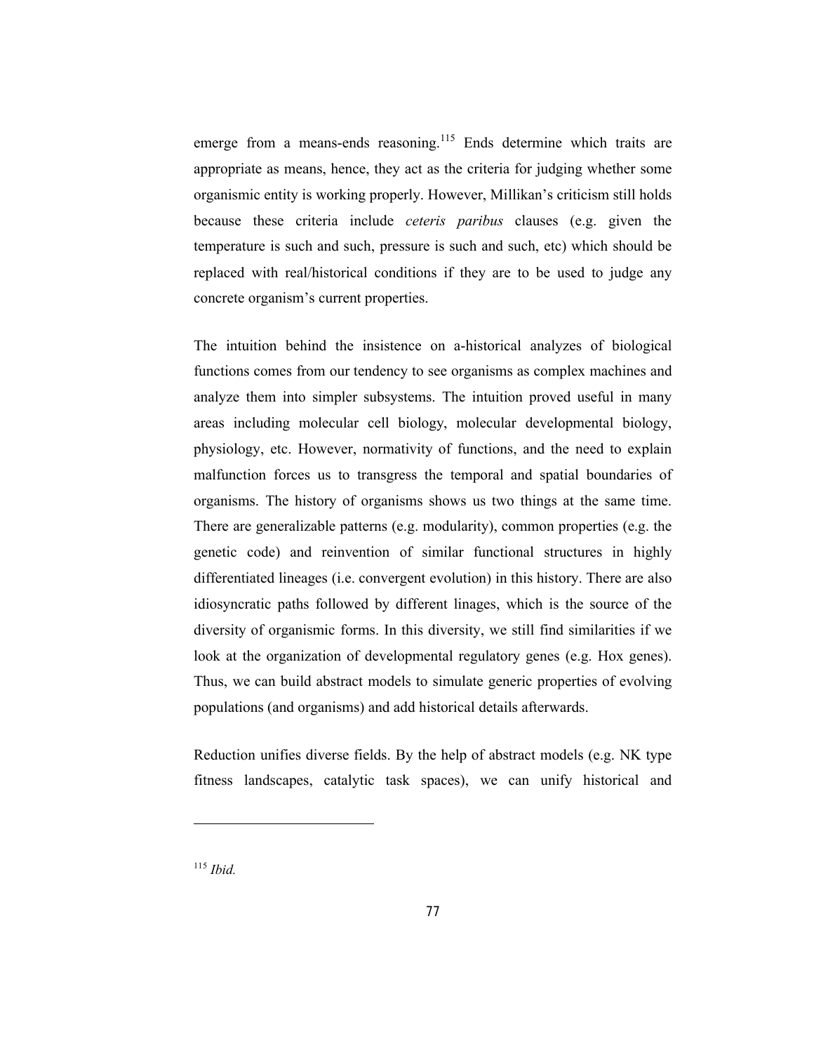emerge from a means-ends reasoning.[115] Ends determine which traits are appropriate as means, hence, they act as the criteria for judging whether some organismic entity is working properly. However, Millikan's criticism still holds because these criteria include *ceteris paribus* clauses (e.g. given the temperature is such and such, pressure is such and such, etc) which should be replaced with real/historical conditions if they are to be used to judge any concrete organism's current properties.

The intuition behind the insistence on a-historical analyzes of biological functions comes from our tendency to see organisms as complex machines and analyze them into simpler subsystems. The intuition proved useful in many areas including molecular cell biology, molecular developmental biology, physiology, etc. However, normativity of functions, and the need to explain malfunction forces us to transgress the temporal and spatial boundaries of organisms. The history of organisms shows us two things at the same time. There are generalizable patterns (e.g. modularity), common properties (e.g. the genetic code) and reinvention of similar functional structures in highly differentiated lineages (i.e. convergent evolution) in this history. There are also idiosyncratic paths followed by different linages, which is the source of the diversity of organismic forms. In this diversity, we still find similarities if we look at the organization of developmental regulatory genes (e.g. Hox genes). Thus, we can build abstract models to simulate generic properties of evolving populations (and organisms) and add historical details afterwards.

Reduction unifies diverse fields. By the help of abstract models (e.g. NK type fitness landscapes, catalytic task spaces), we can unify historical and

---

[115] *Ibid.*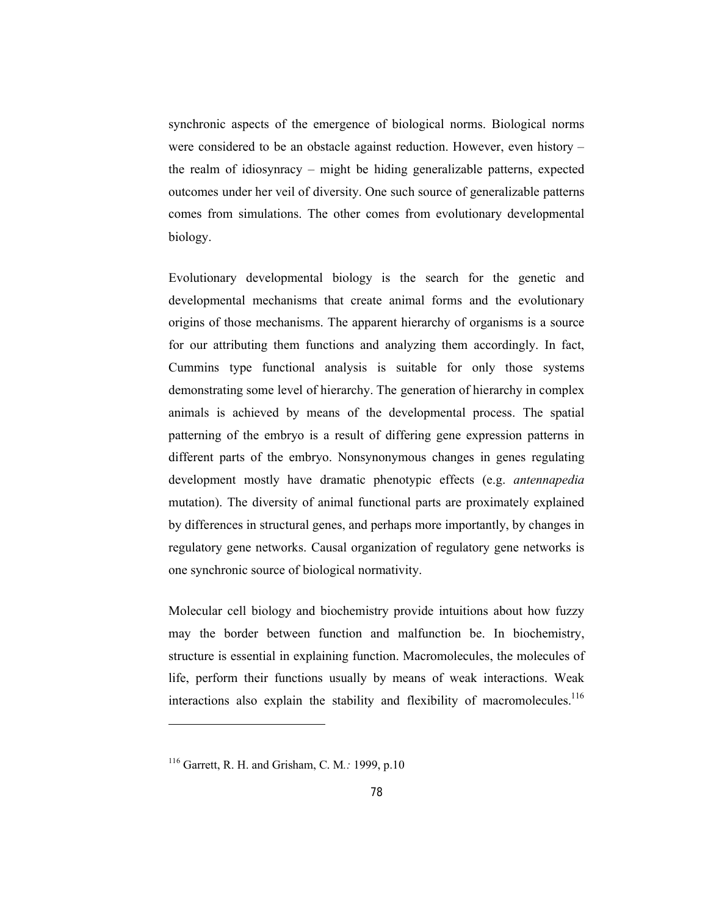synchronic aspects of the emergence of biological norms. Biological norms were considered to be an obstacle against reduction. However, even history – the realm of idiosynracy – might be hiding generalizable patterns, expected outcomes under her veil of diversity. One such source of generalizable patterns comes from simulations. The other comes from evolutionary developmental biology.

Evolutionary developmental biology is the search for the genetic and developmental mechanisms that create animal forms and the evolutionary origins of those mechanisms. The apparent hierarchy of organisms is a source for our attributing them functions and analyzing them accordingly. In fact, Cummins type functional analysis is suitable for only those systems demonstrating some level of hierarchy. The generation of hierarchy in complex animals is achieved by means of the developmental process. The spatial patterning of the embryo is a result of differing gene expression patterns in different parts of the embryo. Nonsynonymous changes in genes regulating development mostly have dramatic phenotypic effects (e.g. *antennapedia* mutation). The diversity of animal functional parts are proximately explained by differences in structural genes, and perhaps more importantly, by changes in regulatory gene networks. Causal organization of regulatory gene networks is one synchronic source of biological normativity.

Molecular cell biology and biochemistry provide intuitions about how fuzzy may the border between function and malfunction be. In biochemistry, structure is essential in explaining function. Macromolecules, the molecules of life, perform their functions usually by means of weak interactions. Weak interactions also explain the stability and flexibility of macromolecules.[116]

---

[116] Garrett, R. H. and Grisham, C. M.*:* 1999, p.10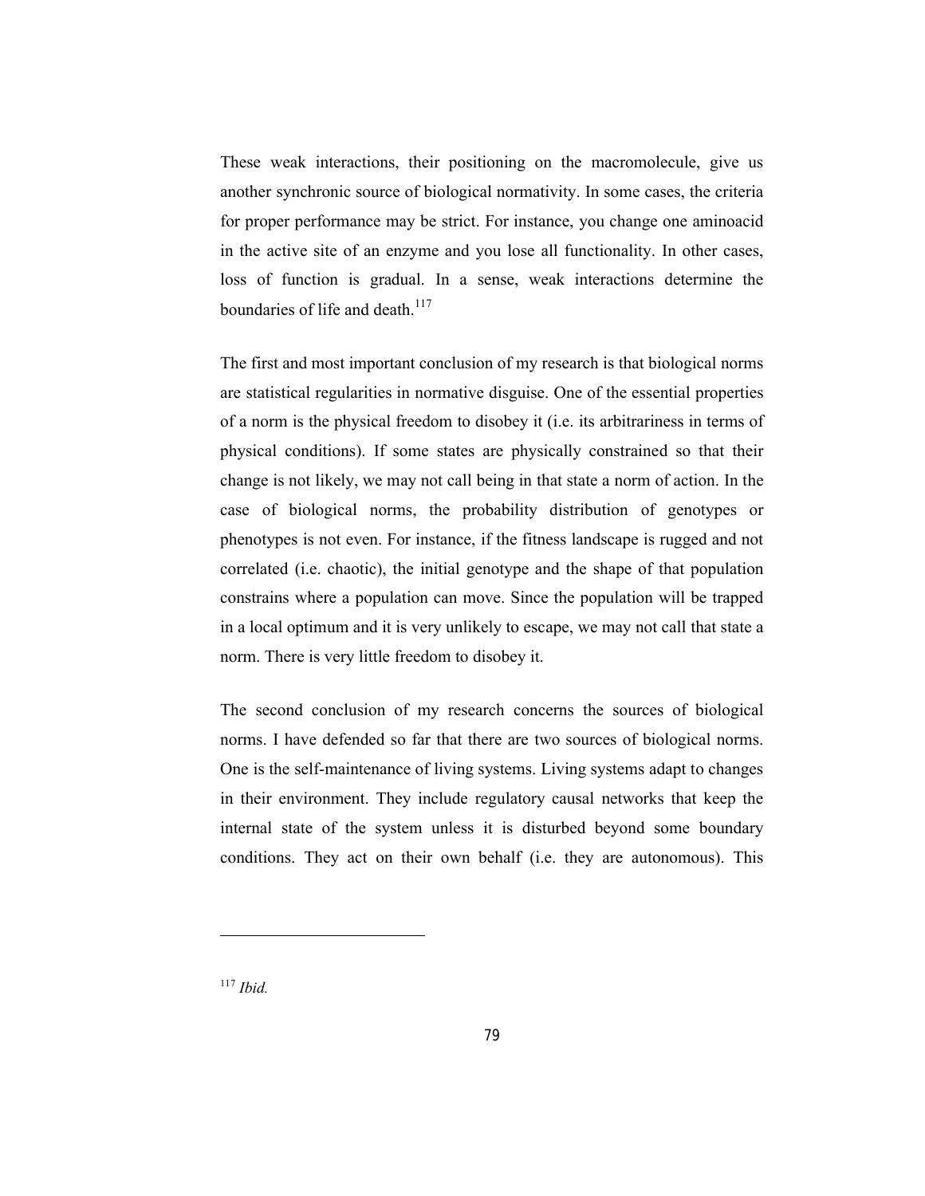These weak interactions, their positioning on the macromolecule, give us another synchronic source of biological normativity. In some cases, the criteria for proper performance may be strict. For instance, you change one aminoacid in the active site of an enzyme and you lose all functionality. In other cases, loss of function is gradual. In a sense, weak interactions determine the boundaries of life and death.[117]

The first and most important conclusion of my research is that biological norms are statistical regularities in normative disguise. One of the essential properties of a norm is the physical freedom to disobey it (i.e. its arbitrariness in terms of physical conditions). If some states are physically constrained so that their change is not likely, we may not call being in that state a norm of action. In the case of biological norms, the probability distribution of genotypes or phenotypes is not even. For instance, if the fitness landscape is rugged and not correlated (i.e. chaotic), the initial genotype and the shape of that population constrains where a population can move. Since the population will be trapped in a local optimum and it is very unlikely to escape, we may not call that state a norm. There is very little freedom to disobey it.

The second conclusion of my research concerns the sources of biological norms. I have defended so far that there are two sources of biological norms. One is the self-maintenance of living systems. Living systems adapt to changes in their environment. They include regulatory causal networks that keep the internal state of the system unless it is disturbed beyond some boundary conditions. They act on their own behalf (i.e. they are autonomous). This

---

[117] *Ibid.*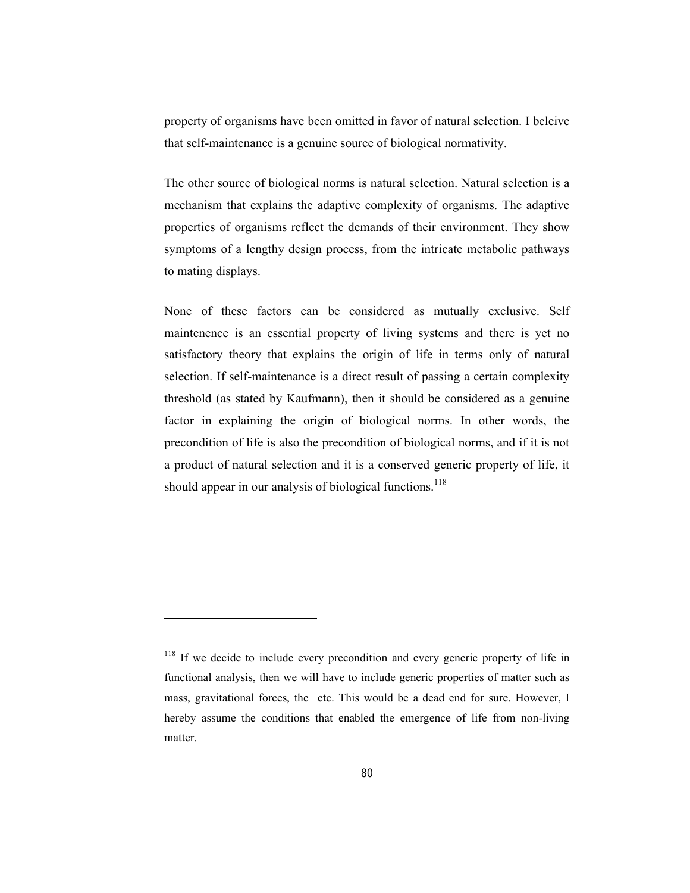property of organisms have been omitted in favor of natural selection. I beleive that self-maintenance is a genuine source of biological normativity.

The other source of biological norms is natural selection. Natural selection is a mechanism that explains the adaptive complexity of organisms. The adaptive properties of organisms reflect the demands of their environment. They show symptoms of a lengthy design process, from the intricate metabolic pathways to mating displays.

None of these factors can be considered as mutually exclusive. Self maintenence is an essential property of living systems and there is yet no satisfactory theory that explains the origin of life in terms only of natural selection. If self-maintenance is a direct result of passing a certain complexity threshold (as stated by Kaufmann), then it should be considered as a genuine factor in explaining the origin of biological norms. In other words, the precondition of life is also the precondition of biological norms, and if it is not a product of natural selection and it is a conserved generic property of life, it should appear in our analysis of biological functions.[118]

---

[118] If we decide to include every precondition and every generic property of life in functional analysis, then we will have to include generic properties of matter such as mass, gravitational forces, the  etc. This would be a dead end for sure. However, I hereby assume the conditions that enabled the emergence of life from non-living matter.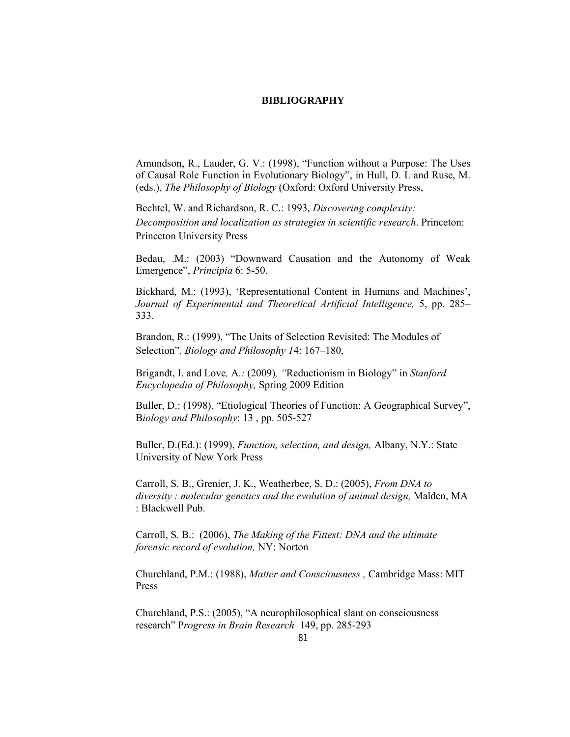# BIBLIOGRAPHY

Amundson, R., Lauder, G. V.: (1998), "Function without a Purpose: The Uses of Causal Role Function in Evolutionary Biology", in Hull, D. L and Ruse, M. (eds.), *The Philosophy of Biology* (Oxford: Oxford University Press,

Bechtel, W. and Richardson, R. C.: 1993, *Discovering complexity: Decomposition and localization as strategies in scientific research*. Princeton: Princeton University Press

Bedau, .M.: (2003) "Downward Causation and the Autonomy of Weak Emergence", *Principia* 6: 5-50.

Bickhard, M.: (1993), 'Representational Content in Humans and Machines', *Journal of Experimental and Theoretical Artificial Intelligence,* 5, pp. 285–333.

Brandon, R.: (1999), "The Units of Selection Revisited: The Modules of Selection"*, Biology and Philosophy 1*4: 167–180,

Brigandt, I. and Love*,* A*.:* (2009)*, "*Reductionism in Biology" in *Stanford Encyclopedia of Philosophy,* Spring 2009 Edition

Buller, D.: (1998), "Etiological Theories of Function: A Geographical Survey", B*iology and Philosophy*: 13 , pp. 505-527

Buller, D.(Ed.): (1999), *Function, selection, and design,* Albany, N.Y.: State University of New York Press

Carroll, S. B., Grenier, J. K., Weatherbee, S. D.: (2005), *From DNA to diversity : molecular genetics and the evolution of animal design,* Malden, MA : Blackwell Pub.

Carroll, S. B.: (2006), *The Making of the Fittest: DNA and the ultimate forensic record of evolution,* NY: Norton

Churchland, P.M.: (1988), *Matter and Consciousness ,* Cambridge Mass: MIT Press

Churchland, P.S.: (2005), "A neurophilosophical slant on consciousness research" P*rogress in Brain Research* 149, pp. 285-293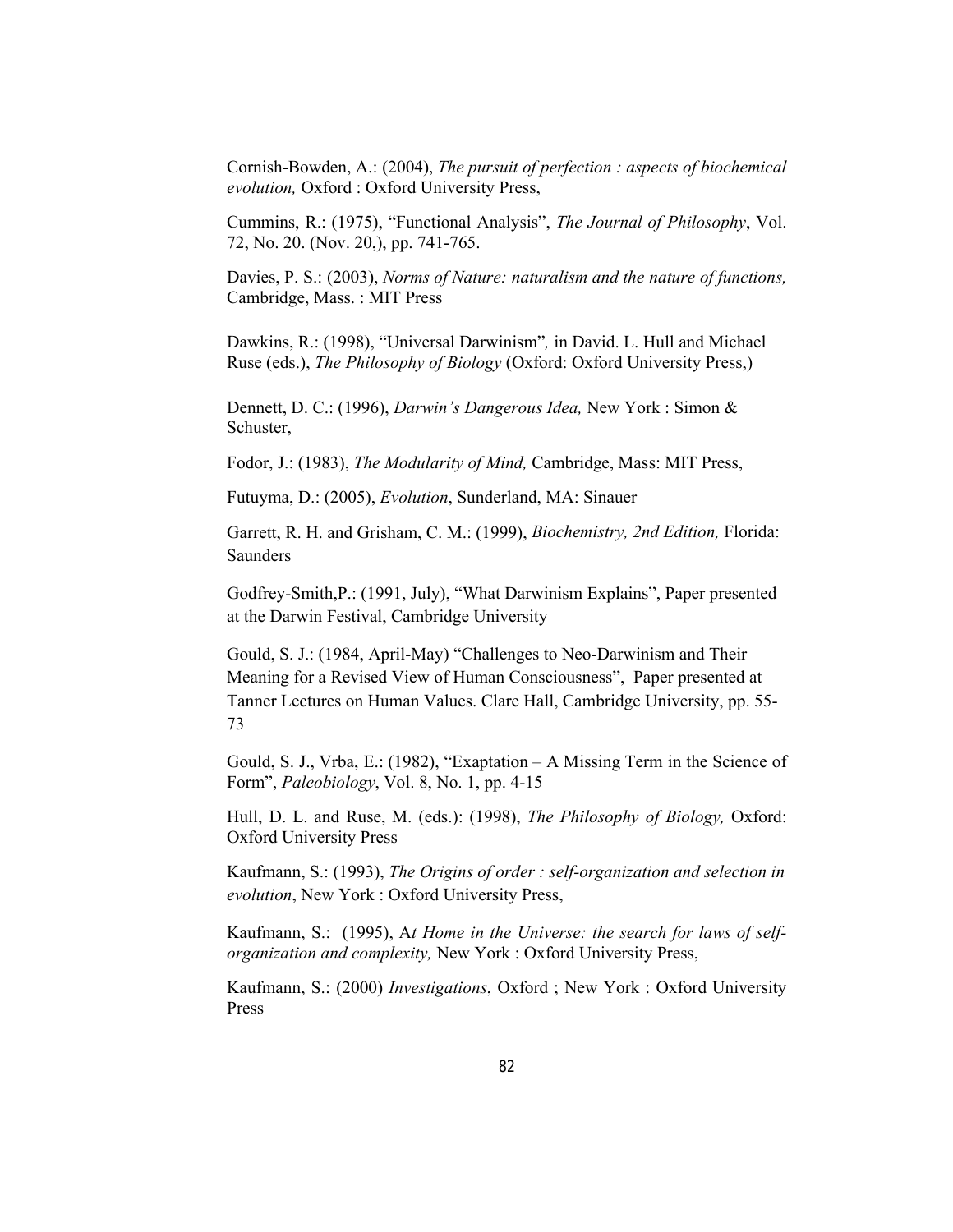Cornish-Bowden, A.: (2004), *The pursuit of perfection : aspects of biochemical evolution,* Oxford : Oxford University Press,

Cummins, R.: (1975), "Functional Analysis", *The Journal of Philosophy*, Vol. 72, No. 20. (Nov. 20,), pp. 741-765.

Davies, P. S.: (2003), *Norms of Nature: naturalism and the nature of functions,* Cambridge, Mass. : MIT Press

Dawkins, R.: (1998), "Universal Darwinism"*,* in David. L. Hull and Michael Ruse (eds.), *The Philosophy of Biology* (Oxford: Oxford University Press,)

Dennett, D. C.: (1996), *Darwin's Dangerous Idea,* New York : Simon & Schuster,

Fodor, J.: (1983), *The Modularity of Mind,* Cambridge, Mass: MIT Press,

Futuyma, D.: (2005), *Evolution*, Sunderland, MA: Sinauer

Garrett, R. H. and Grisham, C. M.: (1999), *Biochemistry, 2nd Edition,* Florida: Saunders

Godfrey-Smith,P.: (1991, July), "What Darwinism Explains", Paper presented at the Darwin Festival, Cambridge University

Gould, S. J.: (1984, April-May) "Challenges to Neo-Darwinism and Their Meaning for a Revised View of Human Consciousness", Paper presented at Tanner Lectures on Human Values. Clare Hall, Cambridge University, pp. 55-73

Gould, S. J., Vrba, E.: (1982), "Exaptation – A Missing Term in the Science of Form", *Paleobiology*, Vol. 8, No. 1, pp. 4-15

Hull, D. L. and Ruse, M. (eds.): (1998), *The Philosophy of Biology,* Oxford: Oxford University Press

Kaufmann, S.: (1993), *The Origins of order : self-organization and selection in evolution*, New York : Oxford University Press,

Kaufmann, S.: (1995), A*t Home in the Universe: the search for laws of self-organization and complexity,* New York : Oxford University Press,

Kaufmann, S.: (2000) *Investigations*, Oxford ; New York : Oxford University Press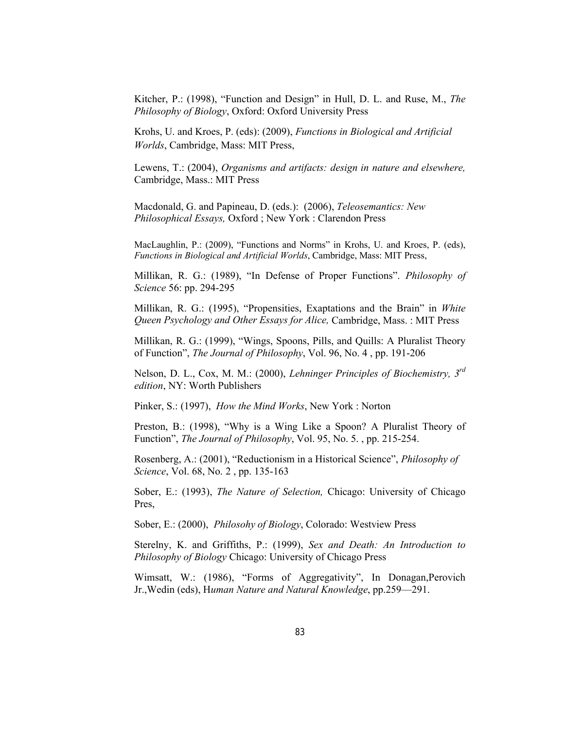Kitcher, P.: (1998), "Function and Design" in Hull, D. L. and Ruse, M., *The Philosophy of Biology*, Oxford: Oxford University Press

Krohs, U. and Kroes, P. (eds): (2009), *Functions in Biological and Artificial Worlds*, Cambridge, Mass: MIT Press,

Lewens, T.: (2004), *Organisms and artifacts: design in nature and elsewhere,* Cambridge, Mass.: MIT Press

Macdonald, G. and Papineau, D. (eds.): (2006), *Teleosemantics: New Philosophical Essays,* Oxford ; New York : Clarendon Press

MacLaughlin, P.: (2009), "Functions and Norms" in Krohs, U. and Kroes, P. (eds), *Functions in Biological and Artificial Worlds*, Cambridge, Mass: MIT Press,

Millikan, R. G.: (1989), "In Defense of Proper Functions". *Philosophy of Science* 56: pp. 294-295

Millikan, R. G.: (1995), "Propensities, Exaptations and the Brain" in *White Queen Psychology and Other Essays for Alice,* Cambridge, Mass. : MIT Press

Millikan, R. G.: (1999), "Wings, Spoons, Pills, and Quills: A Pluralist Theory of Function", *The Journal of Philosophy*, Vol. 96, No. 4 , pp. 191-206

Nelson, D. L., Cox, M. M.: (2000), *Lehninger Principles of Biochemistry, 3rd edition*, NY: Worth Publishers

Pinker, S.: (1997), *How the Mind Works*, New York : Norton

Preston, B.: (1998), "Why is a Wing Like a Spoon? A Pluralist Theory of Function", *The Journal of Philosophy*, Vol. 95, No. 5. , pp. 215-254.

Rosenberg, A.: (2001), "Reductionism in a Historical Science", *Philosophy of Science*, Vol. 68, No. 2 , pp. 135-163

Sober, E.: (1993), *The Nature of Selection,* Chicago: University of Chicago Pres,

Sober, E.: (2000), *Philosohy of Biology*, Colorado: Westview Press

Sterelny, K. and Griffiths, P.: (1999), *Sex and Death: An Introduction to Philosophy of Biology* Chicago: University of Chicago Press

Wimsatt, W.: (1986), "Forms of Aggregativity", In Donagan,Perovich Jr.,Wedin (eds), H*uman Nature and Natural Knowledge*, pp.259—291.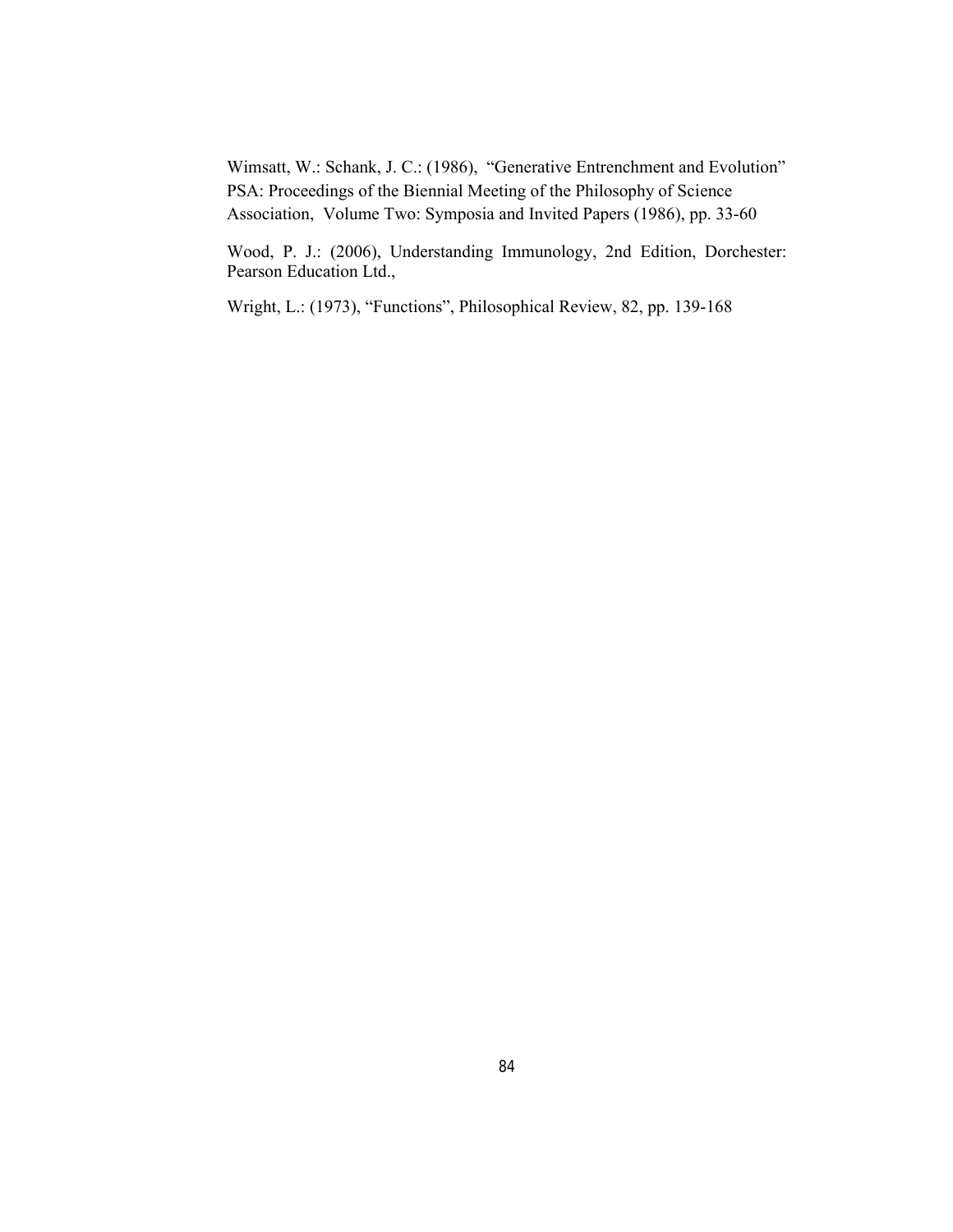Wimsatt, W.: Schank, J. C.: (1986), "Generative Entrenchment and Evolution" PSA: Proceedings of the Biennial Meeting of the Philosophy of Science Association, Volume Two: Symposia and Invited Papers (1986), pp. 33-60

Wood, P. J.: (2006), Understanding Immunology, 2nd Edition, Dorchester: Pearson Education Ltd.,

Wright, L.: (1973), "Functions", Philosophical Review, 82, pp. 139-168